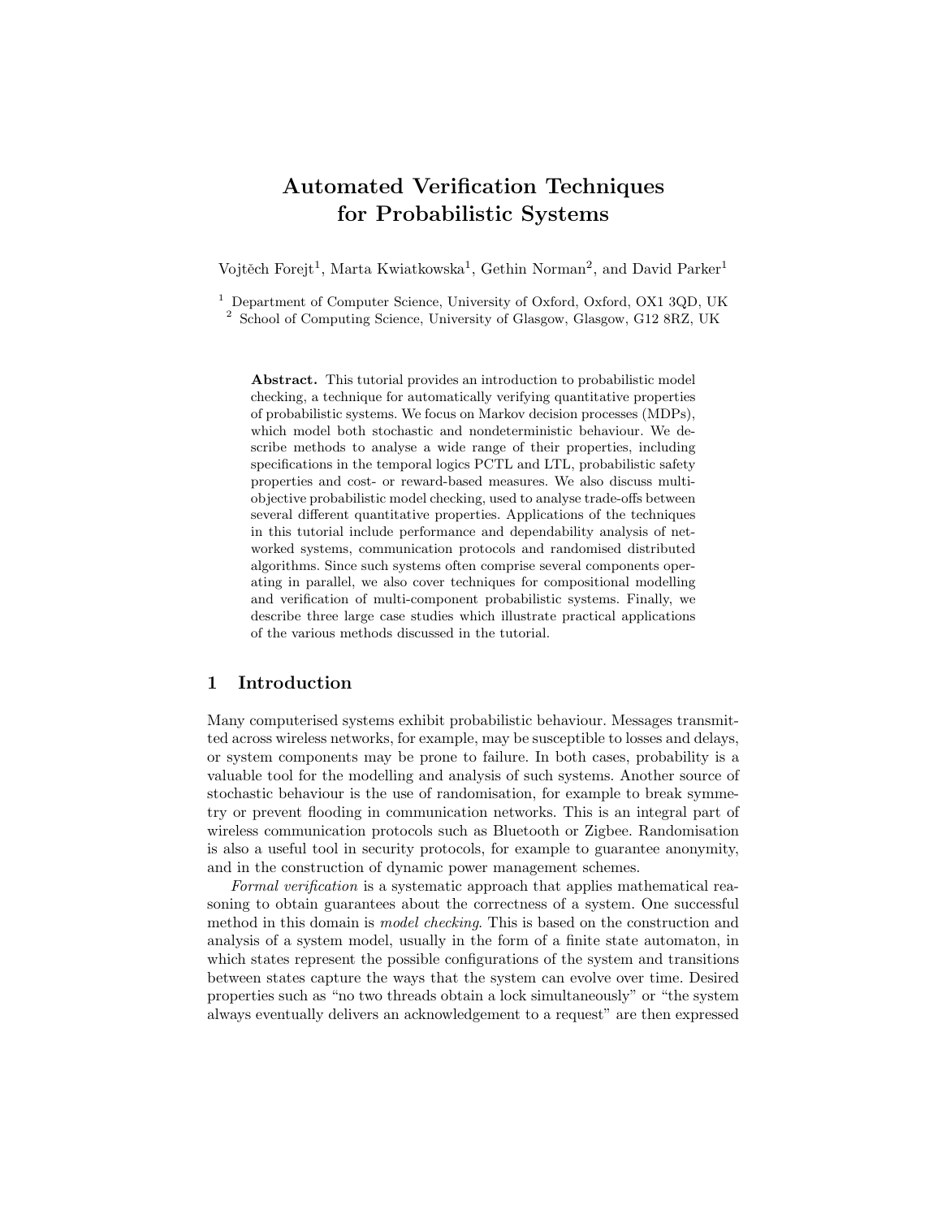# Automated Verification Techniques for Probabilistic Systems

Vojtěch Forejt[1], Marta Kwiatkowska[1], Gethin Norman[2], and David Parker[1]

[1] Department of Computer Science, University of Oxford, Oxford, OX1 3QD, UK
[2] School of Computing Science, University of Glasgow, Glasgow, G12 8RZ, UK

**Abstract.** This tutorial provides an introduction to probabilistic model checking, a technique for automatically verifying quantitative properties of probabilistic systems. We focus on Markov decision processes (MDPs), which model both stochastic and nondeterministic behaviour. We describe methods to analyse a wide range of their properties, including specifications in the temporal logics PCTL and LTL, probabilistic safety properties and cost- or reward-based measures. We also discuss multi-objective probabilistic model checking, used to analyse trade-offs between several different quantitative properties. Applications of the techniques in this tutorial include performance and dependability analysis of networked systems, communication protocols and randomised distributed algorithms. Since such systems often comprise several components operating in parallel, we also cover techniques for compositional modelling and verification of multi-component probabilistic systems. Finally, we describe three large case studies which illustrate practical applications of the various methods discussed in the tutorial.

## 1 Introduction

Many computerised systems exhibit probabilistic behaviour. Messages transmitted across wireless networks, for example, may be susceptible to losses and delays, or system components may be prone to failure. In both cases, probability is a valuable tool for the modelling and analysis of such systems. Another source of stochastic behaviour is the use of randomisation, for example to break symmetry or prevent flooding in communication networks. This is an integral part of wireless communication protocols such as Bluetooth or Zigbee. Randomisation is also a useful tool in security protocols, for example to guarantee anonymity, and in the construction of dynamic power management schemes.

*Formal verification* is a systematic approach that applies mathematical reasoning to obtain guarantees about the correctness of a system. One successful method in this domain is *model checking*. This is based on the construction and analysis of a system model, usually in the form of a finite state automaton, in which states represent the possible configurations of the system and transitions between states capture the ways that the system can evolve over time. Desired properties such as "no two threads obtain a lock simultaneously" or "the system always eventually delivers an acknowledgement to a request" are then expressed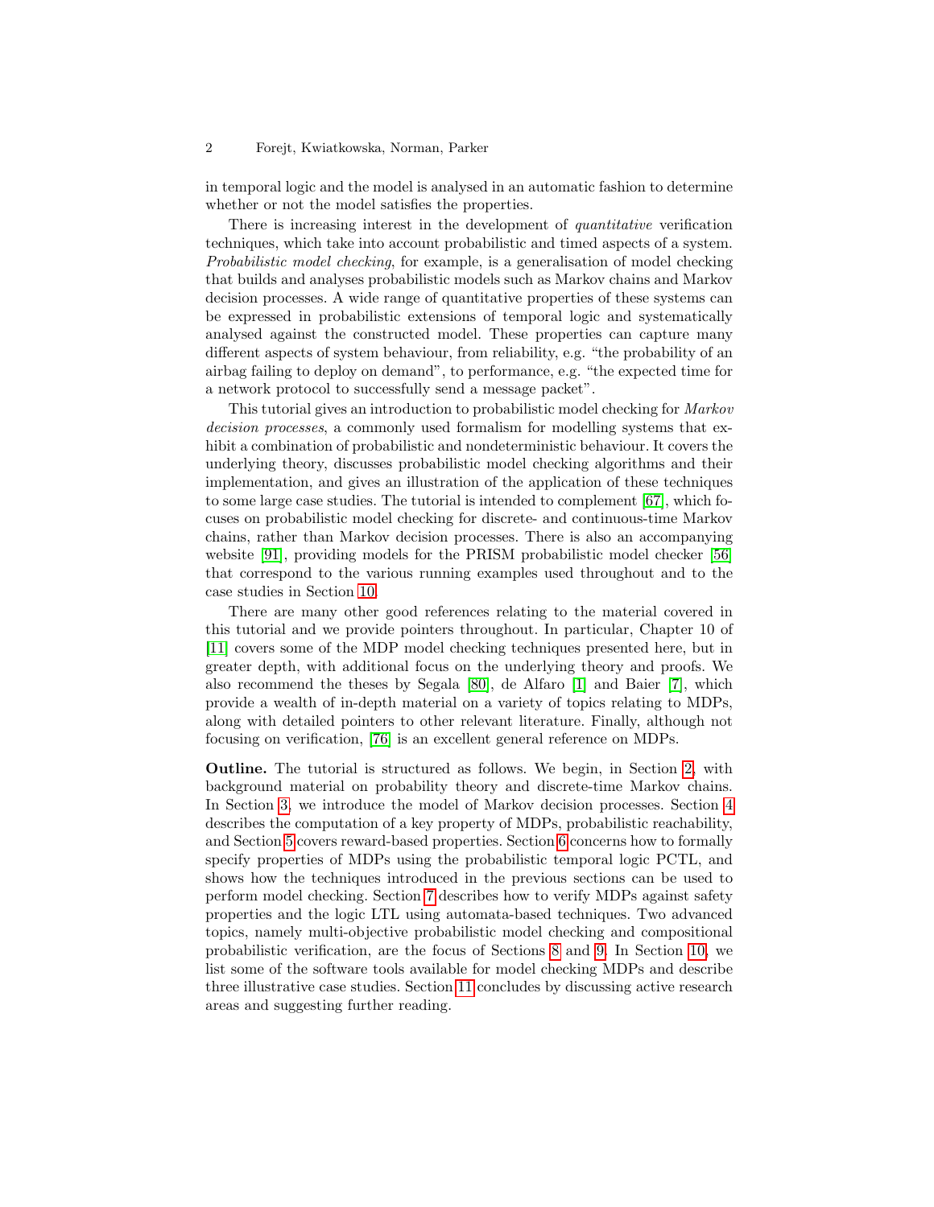in temporal logic and the model is analysed in an automatic fashion to determine whether or not the model satisfies the properties.

There is increasing interest in the development of *quantitative* verification techniques, which take into account probabilistic and timed aspects of a system. *Probabilistic model checking*, for example, is a generalisation of model checking that builds and analyses probabilistic models such as Markov chains and Markov decision processes. A wide range of quantitative properties of these systems can be expressed in probabilistic extensions of temporal logic and systematically analysed against the constructed model. These properties can capture many different aspects of system behaviour, from reliability, e.g. "the probability of an airbag failing to deploy on demand", to performance, e.g. "the expected time for a network protocol to successfully send a message packet".

This tutorial gives an introduction to probabilistic model checking for *Markov decision processes*, a commonly used formalism for modelling systems that exhibit a combination of probabilistic and nondeterministic behaviour. It covers the underlying theory, discusses probabilistic model checking algorithms and their implementation, and gives an illustration of the application of these techniques to some large case studies. The tutorial is intended to complement [67], which focuses on probabilistic model checking for discrete- and continuous-time Markov chains, rather than Markov decision processes. There is also an accompanying website [91], providing models for the PRISM probabilistic model checker [56] that correspond to the various running examples used throughout and to the case studies in Section 10.

There are many other good references relating to the material covered in this tutorial and we provide pointers throughout. In particular, Chapter 10 of [11] covers some of the MDP model checking techniques presented here, but in greater depth, with additional focus on the underlying theory and proofs. We also recommend the theses by Segala [80], de Alfaro [1] and Baier [7], which provide a wealth of in-depth material on a variety of topics relating to MDPs, along with detailed pointers to other relevant literature. Finally, although not focusing on verification, [76] is an excellent general reference on MDPs.

**Outline.** The tutorial is structured as follows. We begin, in Section 2, with background material on probability theory and discrete-time Markov chains. In Section 3, we introduce the model of Markov decision processes. Section 4 describes the computation of a key property of MDPs, probabilistic reachability, and Section 5 covers reward-based properties. Section 6 concerns how to formally specify properties of MDPs using the probabilistic temporal logic PCTL, and shows how the techniques introduced in the previous sections can be used to perform model checking. Section 7 describes how to verify MDPs against safety properties and the logic LTL using automata-based techniques. Two advanced topics, namely multi-objective probabilistic model checking and compositional probabilistic verification, are the focus of Sections 8 and 9. In Section 10, we list some of the software tools available for model checking MDPs and describe three illustrative case studies. Section 11 concludes by discussing active research areas and suggesting further reading.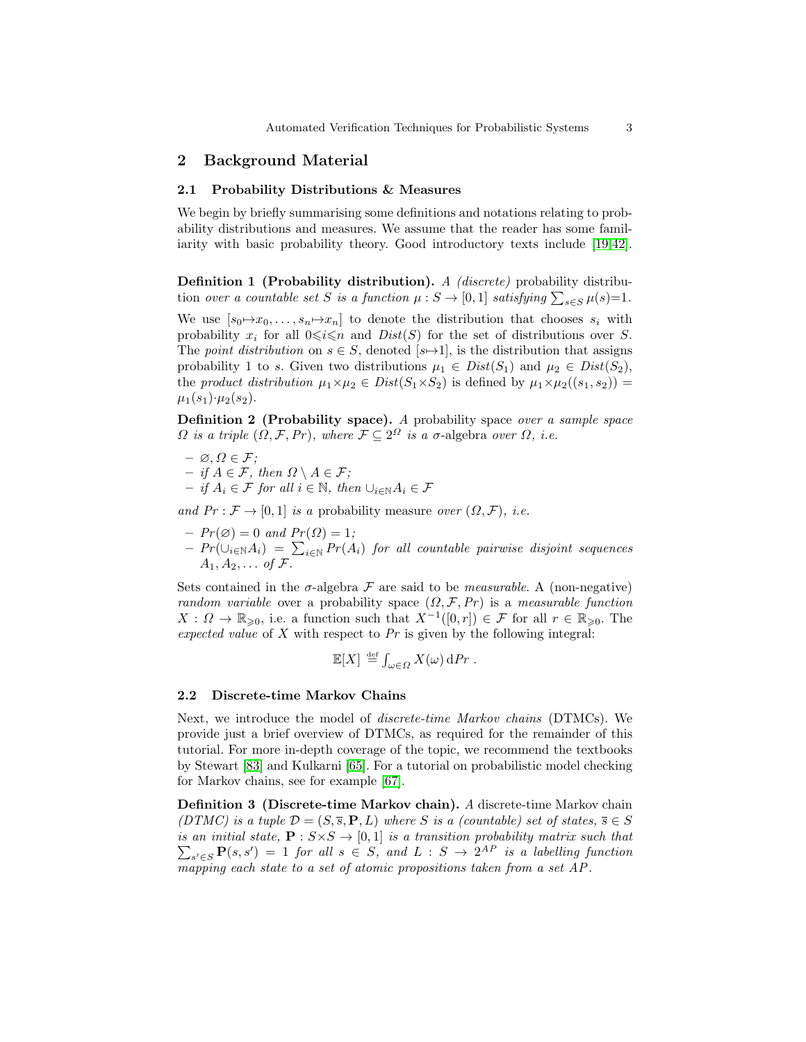## 2 Background Material

### 2.1 Probability Distributions & Measures

We begin by briefly summarising some definitions and notations relating to probability distributions and measures. We assume that the reader has some familiarity with basic probability theory. Good introductory texts include [19,42].

**Definition 1 (Probability distribution).** *A (discrete)* probability distribution *over a countable set $S$ is a function $\mu : S \to [0,1]$ satisfying $\sum_{s \in S} \mu(s)=1$.*

We use $[s_0{\mapsto}x_0, \ldots, s_n{\mapsto}x_n]$ to denote the distribution that chooses $s_i$ with probability $x_i$ for all $0{\leqslant}i{\leqslant}n$ and $Dist(S)$ for the set of distributions over $S$. The *point distribution* on $s \in S$, denoted $[s{\mapsto}1]$, is the distribution that assigns probability 1 to $s$. Given two distributions $\mu_1 \in Dist(S_1)$ and $\mu_2 \in Dist(S_2)$, the *product distribution* $\mu_1{\times}\mu_2 \in Dist(S_1{\times}S_2)$ is defined by $\mu_1{\times}\mu_2((s_1, s_2)) = \mu_1(s_1){\cdot}\mu_2(s_2)$.

**Definition 2 (Probability space).** *A* probability space *over a sample space $\Omega$ is a triple $(\Omega, \mathcal{F}, Pr)$, where $\mathcal{F} \subseteq 2^\Omega$ is a* $\sigma$-algebra *over $\Omega$, i.e.*

- *$\varnothing, \Omega \in \mathcal{F}$;*
- *if $A \in \mathcal{F}$, then $\Omega \setminus A \in \mathcal{F}$;*
- *if $A_i \in \mathcal{F}$ for all $i \in \mathbb{N}$, then $\cup_{i \in \mathbb{N}} A_i \in \mathcal{F}$*

*and $Pr : \mathcal{F} \to [0,1]$ is a* probability measure *over $(\Omega, \mathcal{F})$, i.e.*

- *$Pr(\varnothing) = 0$ and $Pr(\Omega) = 1$;*
- *$Pr(\cup_{i \in \mathbb{N}} A_i) = \sum_{i \in \mathbb{N}} Pr(A_i)$ for all countable pairwise disjoint sequences $A_1, A_2, \ldots$ of $\mathcal{F}$.*

Sets contained in the $\sigma$-algebra $\mathcal{F}$ are said to be *measurable*. A (non-negative) *random variable* over a probability space $(\Omega, \mathcal{F}, Pr)$ is a *measurable function* $X : \Omega \to \mathbb{R}_{\geqslant 0}$, i.e. a function such that $X^{-1}([0,r]) \in \mathcal{F}$ for all $r \in \mathbb{R}_{\geqslant 0}$. The *expected value* of $X$ with respect to $Pr$ is given by the following integral:

$$\mathbb{E}[X] \stackrel{\text{def}}{=} \int_{\omega \in \Omega} X(\omega)\, \mathrm{d}Pr \, .$$

### 2.2 Discrete-time Markov Chains

Next, we introduce the model of *discrete-time Markov chains* (DTMCs). We provide just a brief overview of DTMCs, as required for the remainder of this tutorial. For more in-depth coverage of the topic, we recommend the textbooks by Stewart [83] and Kulkarni [65]. For a tutorial on probabilistic model checking for Markov chains, see for example [67].

**Definition 3 (Discrete-time Markov chain).** *A* discrete-time Markov chain *(DTMC) is a tuple $\mathcal{D} = (S, \overline{s}, \mathbf{P}, L)$ where $S$ is a (countable) set of states, $\overline{s} \in S$ is an initial state, $\mathbf{P} : S{\times}S \to [0,1]$ is a transition probability matrix such that $\sum_{s' \in S} \mathbf{P}(s, s') = 1$ for all $s \in S$, and $L : S \to 2^{AP}$ is a labelling function mapping each state to a set of atomic propositions taken from a set $AP$.*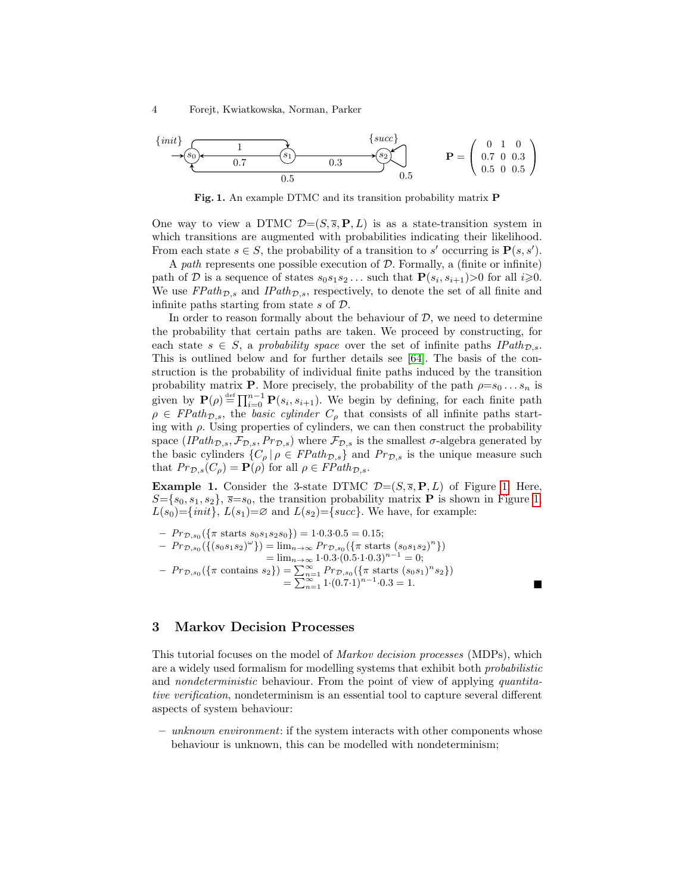$$\mathbf{P} = \begin{pmatrix} 0 & 1 & 0 \\ 0.7 & 0 & 0.3 \\ 0.5 & 0 & 0.5 \end{pmatrix}$$

**Fig. 1.** An example DTMC and its transition probability matrix $\mathbf{P}$

One way to view a DTMC $\mathcal{D}=(S, \overline{s}, \mathbf{P}, L)$ is as a state-transition system in which transitions are augmented with probabilities indicating their likelihood. From each state $s \in S$, the probability of a transition to $s'$ occurring is $\mathbf{P}(s, s')$.

A *path* represents one possible execution of $\mathcal{D}$. Formally, a (finite or infinite) path of $\mathcal{D}$ is a sequence of states $s_0 s_1 s_2 \dots$ such that $\mathbf{P}(s_i, s_{i+1}){>}0$ for all $i{\geqslant}0$. We use $FPath_{\mathcal{D},s}$ and $IPath_{\mathcal{D},s}$, respectively, to denote the set of all finite and infinite paths starting from state $s$ of $\mathcal{D}$.

In order to reason formally about the behaviour of $\mathcal{D}$, we need to determine the probability that certain paths are taken. We proceed by constructing, for each state $s \in S$, a *probability space* over the set of infinite paths $IPath_{\mathcal{D},s}$. This is outlined below and for further details see [64]. The basis of the construction is the probability of individual finite paths induced by the transition probability matrix $\mathbf{P}$. More precisely, the probability of the path $\rho{=}s_0 \dots s_n$ is given by $\mathbf{P}(\rho) \stackrel{\text{def}}{=} \prod_{i=0}^{n-1} \mathbf{P}(s_i, s_{i+1})$. We begin by defining, for each finite path $\rho \in FPath_{\mathcal{D},s}$, the *basic cylinder* $C_\rho$ that consists of all infinite paths starting with $\rho$. Using properties of cylinders, we can then construct the probability space $(IPath_{\mathcal{D},s}, \mathcal{F}_{\mathcal{D},s}, Pr_{\mathcal{D},s})$ where $\mathcal{F}_{\mathcal{D},s}$ is the smallest $\sigma$-algebra generated by the basic cylinders $\{C_\rho \,|\, \rho \in FPath_{\mathcal{D},s}\}$ and $Pr_{\mathcal{D},s}$ is the unique measure such that $Pr_{\mathcal{D},s}(C_\rho) = \mathbf{P}(\rho)$ for all $\rho \in FPath_{\mathcal{D},s}$.

**Example 1.** Consider the 3-state DTMC $\mathcal{D}{=}(S, \overline{s}, \mathbf{P}, L)$ of Figure 1. Here, $S{=}\{s_0, s_1, s_2\}$, $\overline{s}{=}s_0$, the transition probability matrix $\mathbf{P}$ is shown in Figure 1, $L(s_0){=}\{init\}$, $L(s_1){=}\varnothing$ and $L(s_2){=}\{succ\}$. We have, for example:

- $Pr_{\mathcal{D},s_0}(\{\pi \text{ starts } s_0 s_1 s_2 s_0\}) = 1{\cdot}0.3{\cdot}0.5 = 0.15$;
- $Pr_{\mathcal{D},s_0}(\{(s_0 s_1 s_2)^\omega\}) = \lim_{n\to\infty} Pr_{\mathcal{D},s_0}(\{\pi \text{ starts } (s_0 s_1 s_2)^n\})$
  $= \lim_{n\to\infty} 1{\cdot}0.3{\cdot}(0.5{\cdot}1{\cdot}0.3)^{n-1} = 0$;
- $Pr_{\mathcal{D},s_0}(\{\pi \text{ contains } s_2\}) = \sum_{n=1}^{\infty} Pr_{\mathcal{D},s_0}(\{\pi \text{ starts } (s_0 s_1)^n s_2\})$
  $= \sum_{n=1}^{\infty} 1{\cdot}(0.7{\cdot}1)^{n-1}{\cdot}0.3 = 1$. ■

## 3 Markov Decision Processes

This tutorial focuses on the model of *Markov decision processes* (MDPs), which are a widely used formalism for modelling systems that exhibit both *probabilistic* and *nondeterministic* behaviour. From the point of view of applying *quantitative verification*, nondeterminism is an essential tool to capture several different aspects of system behaviour:

- *unknown environment*: if the system interacts with other components whose behaviour is unknown, this can be modelled with nondeterminism;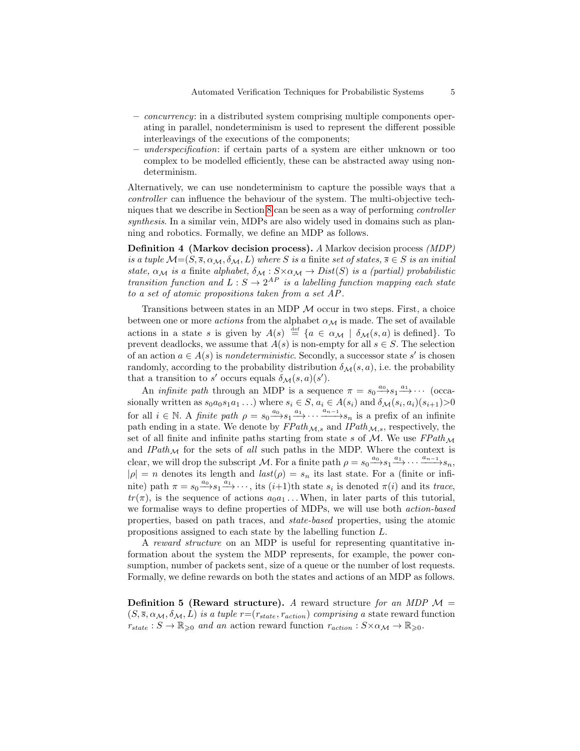- *concurrency*: in a distributed system comprising multiple components operating in parallel, nondeterminism is used to represent the different possible interleavings of the executions of the components;
- *underspecification*: if certain parts of a system are either unknown or too complex to be modelled efficiently, these can be abstracted away using nondeterminism.

Alternatively, we can use nondeterminism to capture the possible ways that a *controller* can influence the behaviour of the system. The multi-objective techniques that we describe in Section 8 can be seen as a way of performing *controller synthesis*. In a similar vein, MDPs are also widely used in domains such as planning and robotics. Formally, we define an MDP as follows.

**Definition 4 (Markov decision process).** *A* Markov decision process *(MDP) is a tuple $\mathcal{M}=(S, \overline{s}, \alpha_{\mathcal{M}}, \delta_{\mathcal{M}}, L)$ where $S$ is a* finite *set of states, $\overline{s} \in S$ is an initial state, $\alpha_{\mathcal{M}}$ is a* finite *alphabet, $\delta_{\mathcal{M}} : S \times \alpha_{\mathcal{M}} \rightarrow Dist(S)$ is a (partial) probabilistic transition function and $L : S \rightarrow 2^{AP}$ is a labelling function mapping each state to a set of atomic propositions taken from a set $AP$.*

Transitions between states in an MDP $\mathcal{M}$ occur in two steps. First, a choice between one or more *actions* from the alphabet $\alpha_{\mathcal{M}}$ is made. The set of available actions in a state $s$ is given by $A(s) \stackrel{\text{def}}{=} \{a \in \alpha_{\mathcal{M}} \mid \delta_{\mathcal{M}}(s, a) \text{ is defined}\}$. To prevent deadlocks, we assume that $A(s)$ is non-empty for all $s \in S$. The selection of an action $a \in A(s)$ is *nondeterministic*. Secondly, a successor state $s'$ is chosen randomly, according to the probability distribution $\delta_{\mathcal{M}}(s, a)$, i.e. the probability that a transition to $s'$ occurs equals $\delta_{\mathcal{M}}(s, a)(s')$.

An *infinite path* through an MDP is a sequence $\pi = s_0 \xrightarrow{a_0} s_1 \xrightarrow{a_1} \cdots$ (occasionally written as $s_0 a_0 s_1 a_1 \ldots$) where $s_i \in S$, $a_i \in A(s_i)$ and $\delta_{\mathcal{M}}(s_i, a_i)(s_{i+1}) > 0$ for all $i \in \mathbb{N}$. A *finite path* $\rho = s_0 \xrightarrow{a_0} s_1 \xrightarrow{a_1} \cdots \xrightarrow{a_{n-1}} s_n$ is a prefix of an infinite path ending in a state. We denote by $FPath_{\mathcal{M},s}$ and $IPath_{\mathcal{M},s}$, respectively, the set of all finite and infinite paths starting from state $s$ of $\mathcal{M}$. We use $FPath_{\mathcal{M}}$ and $IPath_{\mathcal{M}}$ for the sets of *all* such paths in the MDP. Where the context is clear, we will drop the subscript $\mathcal{M}$. For a finite path $\rho = s_0 \xrightarrow{a_0} s_1 \xrightarrow{a_1} \cdots \xrightarrow{a_{n-1}} s_n$, $|\rho| = n$ denotes its length and $last(\rho) = s_n$ its last state. For a (finite or infinite) path $\pi = s_0 \xrightarrow{a_0} s_1 \xrightarrow{a_1} \cdots$, its $(i{+}1)$th state $s_i$ is denoted $\pi(i)$ and its *trace*, $tr(\pi)$, is the sequence of actions $a_0 a_1 \ldots$ When, in later parts of this tutorial, we formalise ways to define properties of MDPs, we will use both *action-based* properties, based on path traces, and *state-based* properties, using the atomic propositions assigned to each state by the labelling function $L$.

A *reward structure* on an MDP is useful for representing quantitative information about the system the MDP represents, for example, the power consumption, number of packets sent, size of a queue or the number of lost requests. Formally, we define rewards on both the states and actions of an MDP as follows.

**Definition 5 (Reward structure).** *A* reward structure *for an MDP $\mathcal{M} = (S, \overline{s}, \alpha_{\mathcal{M}}, \delta_{\mathcal{M}}, L)$ is a tuple $r=(r_{state}, r_{action})$ comprising a* state reward function *$r_{state} : S \rightarrow \mathbb{R}_{\geqslant 0}$ and an* action reward function *$r_{action} : S \times \alpha_{\mathcal{M}} \rightarrow \mathbb{R}_{\geqslant 0}$.*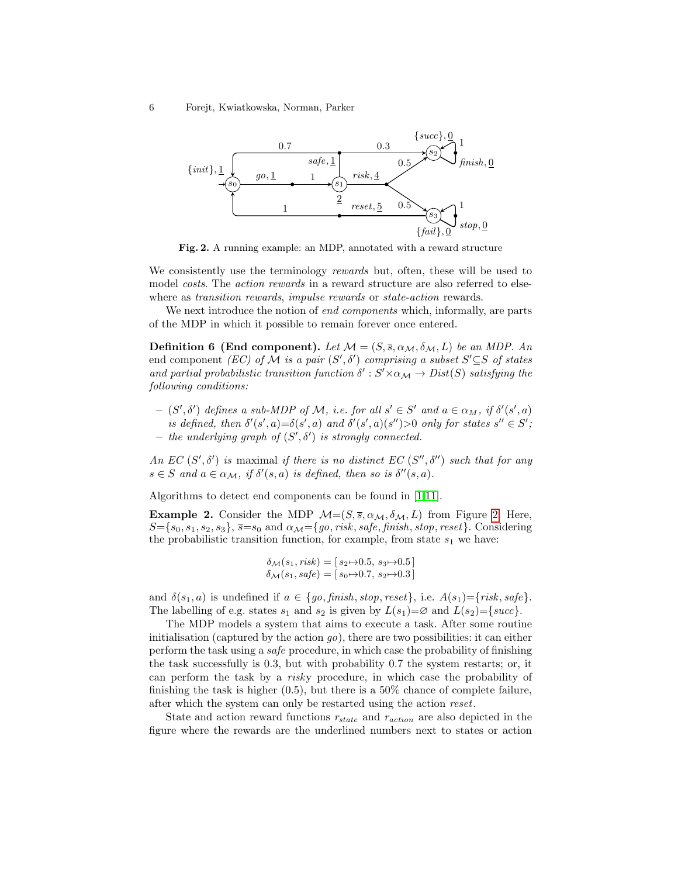**Fig. 2.** A running example: an MDP, annotated with a reward structure

We consistently use the terminology *rewards* but, often, these will be used to model *costs*. The *action rewards* in a reward structure are also referred to elsewhere as *transition rewards*, *impulse rewards* or *state-action* rewards.

We next introduce the notion of *end components* which, informally, are parts of the MDP in which it possible to remain forever once entered.

**Definition 6 (End component).** *Let $\mathcal{M} = (S, \overline{s}, \alpha_{\mathcal{M}}, \delta_{\mathcal{M}}, L)$ be an MDP. An* end component *(EC) of $\mathcal{M}$ is a pair $(S', \delta')$ comprising a subset $S' \subseteq S$ of states and partial probabilistic transition function $\delta' : S' \times \alpha_{\mathcal{M}} \to Dist(S)$ satisfying the following conditions:*

- *$(S', \delta')$ defines a sub-MDP of $\mathcal{M}$, i.e. for all $s' \in S'$ and $a \in \alpha_M$, if $\delta'(s', a)$ is defined, then $\delta'(s', a) = \delta(s', a)$ and $\delta'(s', a)(s'') > 0$ only for states $s'' \in S'$;*
- *the underlying graph of $(S', \delta')$ is strongly connected.*

*An EC $(S', \delta')$ is* maximal *if there is no distinct EC $(S'', \delta'')$ such that for any $s \in S$ and $a \in \alpha_{\mathcal{M}}$, if $\delta'(s, a)$ is defined, then so is $\delta''(s, a)$.*

Algorithms to detect end components can be found in [1,11].

**Example 2.** Consider the MDP $\mathcal{M} = (S, \overline{s}, \alpha_{\mathcal{M}}, \delta_{\mathcal{M}}, L)$ from Figure 2. Here, $S = \{s_0, s_1, s_2, s_3\}$, $\overline{s} = s_0$ and $\alpha_{\mathcal{M}} = \{go, risk, safe, finish, stop, reset\}$. Considering the probabilistic transition function, for example, from state $s_1$ we have:

$$\delta_{\mathcal{M}}(s_1, risk) = [\, s_2 \mapsto 0.5,\ s_3 \mapsto 0.5 \,]$$
$$\delta_{\mathcal{M}}(s_1, safe) = [\, s_0 \mapsto 0.7,\ s_2 \mapsto 0.3 \,]$$

and $\delta(s_1, a)$ is undefined if $a \in \{go, finish, stop, reset\}$, i.e. $A(s_1) = \{risk, safe\}$. The labelling of e.g. states $s_1$ and $s_2$ is given by $L(s_1) = \varnothing$ and $L(s_2) = \{succ\}$.

The MDP models a system that aims to execute a task. After some routine initialisation (captured by the action *go*), there are two possibilities: it can either perform the task using a *safe* procedure, in which case the probability of finishing the task successfully is 0.3, but with probability 0.7 the system restarts; or, it can perform the task by a *risk*y procedure, in which case the probability of finishing the task is higher (0.5), but there is a 50% chance of complete failure, after which the system can only be restarted using the action *reset*.

State and action reward functions $r_{state}$ and $r_{action}$ are also depicted in the figure where the rewards are the underlined numbers next to states or action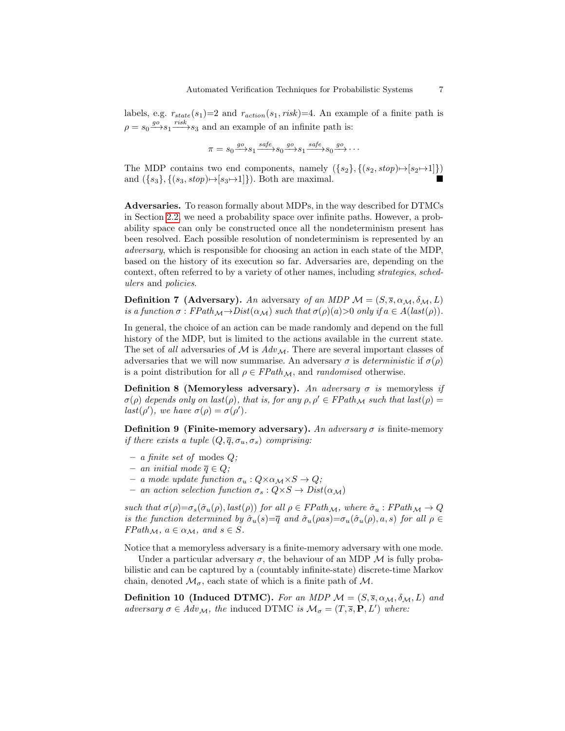labels, e.g. $r_{state}(s_1)$=2 and $r_{action}(s_1, risk)$=4. An example of a finite path is $\rho = s_0 \xrightarrow{go} s_1 \xrightarrow{risk} s_3$ and an example of an infinite path is:

$$\pi = s_0 \xrightarrow{go} s_1 \xrightarrow{safe} s_0 \xrightarrow{go} s_1 \xrightarrow{safe} s_0 \xrightarrow{go} \cdots$$

The MDP contains two end components, namely $(\{s_2\}, \{(s_2, stop) \mapsto [s_2 \mapsto 1]\})$ and $(\{s_3\}, \{(s_3, stop) \mapsto [s_3 \mapsto 1]\})$. Both are maximal. ■

**Adversaries.** To reason formally about MDPs, in the way described for DTMCs in Section 2.2, we need a probability space over infinite paths. However, a probability space can only be constructed once all the nondeterminism present has been resolved. Each possible resolution of nondeterminism is represented by an *adversary*, which is responsible for choosing an action in each state of the MDP, based on the history of its execution so far. Adversaries are, depending on the context, often referred to by a variety of other names, including *strategies*, *schedulers* and *policies*.

**Definition 7 (Adversary).** *An* adversary *of an MDP* $\mathcal{M} = (S, \overline{s}, \alpha_{\mathcal{M}}, \delta_{\mathcal{M}}, L)$ *is a function* $\sigma : FPath_{\mathcal{M}} \to Dist(\alpha_{\mathcal{M}})$ *such that* $\sigma(\rho)(a) > 0$ *only if* $a \in A(last(\rho))$.

In general, the choice of an action can be made randomly and depend on the full history of the MDP, but is limited to the actions available in the current state. The set of *all* adversaries of $\mathcal{M}$ is $Adv_{\mathcal{M}}$. There are several important classes of adversaries that we will now summarise. An adversary $\sigma$ is *deterministic* if $\sigma(\rho)$ is a point distribution for all $\rho \in FPath_{\mathcal{M}}$, and *randomised* otherwise.

**Definition 8 (Memoryless adversary).** *An adversary* $\sigma$ *is* memoryless *if* $\sigma(\rho)$ *depends only on* $last(\rho)$*, that is, for any* $\rho, \rho' \in FPath_{\mathcal{M}}$ *such that* $last(\rho) = last(\rho')$*, we have* $\sigma(\rho) = \sigma(\rho')$.

**Definition 9 (Finite-memory adversary).** *An adversary* $\sigma$ *is* finite-memory *if there exists a tuple* $(Q, \overline{q}, \sigma_u, \sigma_s)$ *comprising:*

- *a finite set of* modes $Q$*;*
- *an initial mode* $\overline{q} \in Q$*;*
- *a mode update function* $\sigma_u : Q \times \alpha_{\mathcal{M}} \times S \to Q$*;*
- *an action selection function* $\sigma_s : Q \times S \to Dist(\alpha_{\mathcal{M}})$

*such that* $\sigma(\rho) = \sigma_s(\hat{\sigma}_u(\rho), last(\rho))$ *for all* $\rho \in FPath_{\mathcal{M}}$*, where* $\hat{\sigma}_u : FPath_{\mathcal{M}} \to Q$ *is the function determined by* $\hat{\sigma}_u(s) = \overline{q}$ *and* $\hat{\sigma}_u(\rho a s) = \sigma_u(\hat{\sigma}_u(\rho), a, s)$ *for all* $\rho \in FPath_{\mathcal{M}}$*,* $a \in \alpha_{\mathcal{M}}$*, and* $s \in S$.

Notice that a memoryless adversary is a finite-memory adversary with one mode.

Under a particular adversary $\sigma$, the behaviour of an MDP $\mathcal{M}$ is fully probabilistic and can be captured by a (countably infinite-state) discrete-time Markov chain, denoted $\mathcal{M}_\sigma$, each state of which is a finite path of $\mathcal{M}$.

**Definition 10 (Induced DTMC).** *For an MDP* $\mathcal{M} = (S, \overline{s}, \alpha_{\mathcal{M}}, \delta_{\mathcal{M}}, L)$ *and adversary* $\sigma \in Adv_{\mathcal{M}}$*, the* induced DTMC *is* $\mathcal{M}_\sigma = (T, \overline{s}, \mathbf{P}, L')$ *where:*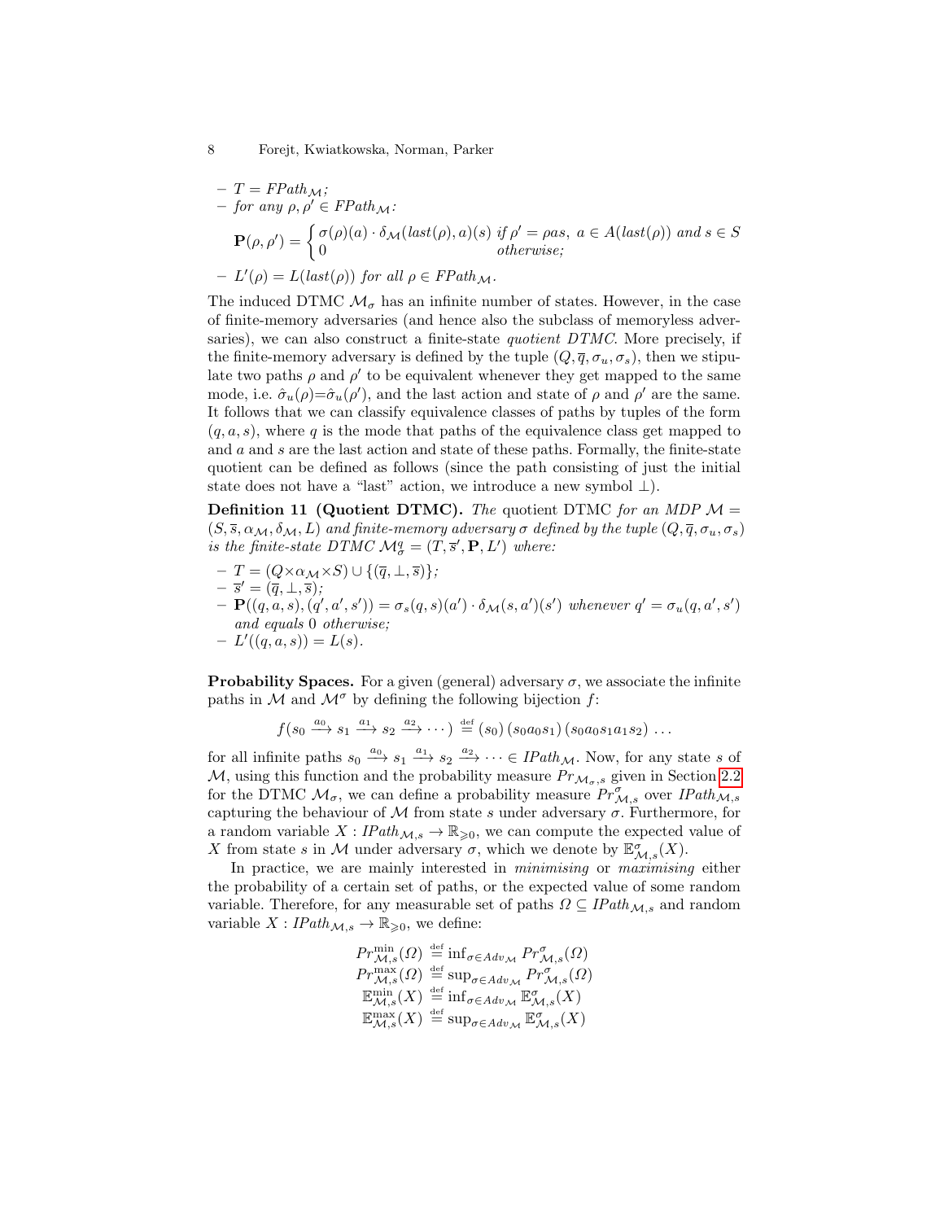- $T = FPath_{\mathcal{M}}$;
- for any $\rho, \rho' \in FPath_{\mathcal{M}}$:

$$\mathbf{P}(\rho, \rho') = \begin{cases} \sigma(\rho)(a) \cdot \delta_{\mathcal{M}}(last(\rho), a)(s) & \text{if } \rho' = \rho a s,\ a \in A(last(\rho)) \text{ and } s \in S \\ 0 & \text{otherwise;} \end{cases}$$

- $L'(\rho) = L(last(\rho))$ for all $\rho \in FPath_{\mathcal{M}}$.

The induced DTMC $\mathcal{M}_\sigma$ has an infinite number of states. However, in the case of finite-memory adversaries (and hence also the subclass of memoryless adversaries), we can also construct a finite-state *quotient DTMC*. More precisely, if the finite-memory adversary is defined by the tuple $(Q, \overline{q}, \sigma_u, \sigma_s)$, then we stipulate two paths $\rho$ and $\rho'$ to be equivalent whenever they get mapped to the same mode, i.e. $\hat{\sigma}_u(\rho) = \hat{\sigma}_u(\rho')$, and the last action and state of $\rho$ and $\rho'$ are the same. It follows that we can classify equivalence classes of paths by tuples of the form $(q, a, s)$, where $q$ is the mode that paths of the equivalence class get mapped to and $a$ and $s$ are the last action and state of these paths. Formally, the finite-state quotient can be defined as follows (since the path consisting of just the initial state does not have a "last" action, we introduce a new symbol $\perp$).

**Definition 11 (Quotient DTMC).** *The* quotient DTMC *for an MDP $\mathcal{M} = (S, \overline{s}, \alpha_{\mathcal{M}}, \delta_{\mathcal{M}}, L)$ and finite-memory adversary $\sigma$ defined by the tuple $(Q, \overline{q}, \sigma_u, \sigma_s)$ is the finite-state DTMC $\mathcal{M}^q_\sigma = (T, \overline{s}', \mathbf{P}, L')$ where:*

- $T = (Q \times \alpha_{\mathcal{M}} \times S) \cup \{(\overline{q}, \perp, \overline{s})\}$;
- $\overline{s}' = (\overline{q}, \perp, \overline{s})$;
- $\mathbf{P}((q, a, s), (q', a', s')) = \sigma_s(q, s)(a') \cdot \delta_{\mathcal{M}}(s, a')(s')$ *whenever* $q' = \sigma_u(q, a', s')$ *and equals* $0$ *otherwise;*
- $L'((q, a, s)) = L(s)$.

**Probability Spaces.** For a given (general) adversary $\sigma$, we associate the infinite paths in $\mathcal{M}$ and $\mathcal{M}^\sigma$ by defining the following bijection $f$:

$$f(s_0 \xrightarrow{a_0} s_1 \xrightarrow{a_1} s_2 \xrightarrow{a_2} \cdots) \stackrel{\text{def}}{=} (s_0)\,(s_0 a_0 s_1)\,(s_0 a_0 s_1 a_1 s_2)\,\ldots$$

for all infinite paths $s_0 \xrightarrow{a_0} s_1 \xrightarrow{a_1} s_2 \xrightarrow{a_2} \cdots \in IPath_{\mathcal{M}}$. Now, for any state $s$ of $\mathcal{M}$, using this function and the probability measure $Pr_{\mathcal{M}_\sigma, s}$ given in Section 2.2 for the DTMC $\mathcal{M}_\sigma$, we can define a probability measure $Pr^\sigma_{\mathcal{M},s}$ over $IPath_{\mathcal{M},s}$ capturing the behaviour of $\mathcal{M}$ from state $s$ under adversary $\sigma$. Furthermore, for a random variable $X : IPath_{\mathcal{M},s} \to \mathbb{R}_{\geqslant 0}$, we can compute the expected value of $X$ from state $s$ in $\mathcal{M}$ under adversary $\sigma$, which we denote by $\mathbb{E}^\sigma_{\mathcal{M},s}(X)$.

In practice, we are mainly interested in *minimising* or *maximising* either the probability of a certain set of paths, or the expected value of some random variable. Therefore, for any measurable set of paths $\Omega \subseteq IPath_{\mathcal{M},s}$ and random variable $X : IPath_{\mathcal{M},s} \to \mathbb{R}_{\geqslant 0}$, we define:

$$\begin{aligned}
Pr^{\min}_{\mathcal{M},s}(\Omega) &\stackrel{\text{def}}{=} \inf_{\sigma \in Adv_{\mathcal{M}}} Pr^\sigma_{\mathcal{M},s}(\Omega) \\
Pr^{\max}_{\mathcal{M},s}(\Omega) &\stackrel{\text{def}}{=} \sup_{\sigma \in Adv_{\mathcal{M}}} Pr^\sigma_{\mathcal{M},s}(\Omega) \\
\mathbb{E}^{\min}_{\mathcal{M},s}(X) &\stackrel{\text{def}}{=} \inf_{\sigma \in Adv_{\mathcal{M}}} \mathbb{E}^\sigma_{\mathcal{M},s}(X) \\
\mathbb{E}^{\max}_{\mathcal{M},s}(X) &\stackrel{\text{def}}{=} \sup_{\sigma \in Adv_{\mathcal{M}}} \mathbb{E}^\sigma_{\mathcal{M},s}(X)
\end{aligned}$$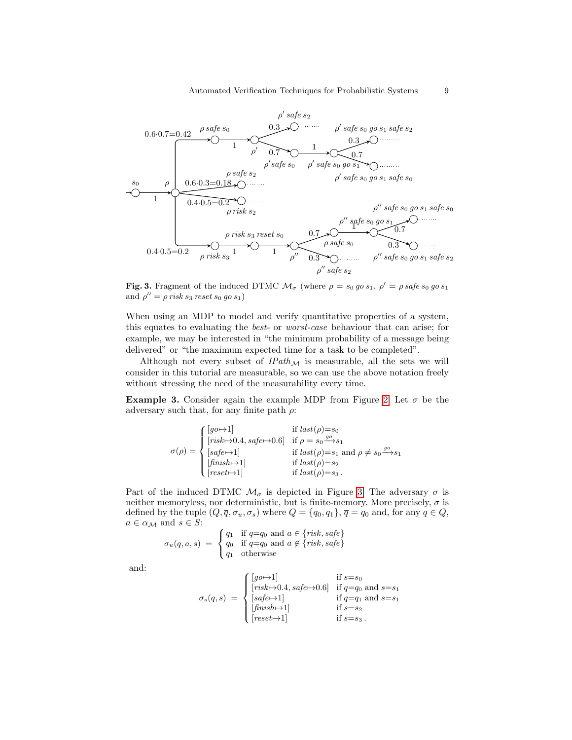**Fig. 3.** Fragment of the induced DTMC $\mathcal{M}_\sigma$ (where $\rho = s_0\, go\, s_1$, $\rho' = \rho\, safe\, s_0\, go\, s_1$ and $\rho'' = \rho\, risk\, s_3\, reset\, s_0\, go\, s_1$)

When using an MDP to model and verify quantitative properties of a system, this equates to evaluating the *best-* or *worst-case* behaviour that can arise; for example, we may be interested in "the minimum probability of a message being delivered" or "the maximum expected time for a task to be completed".

Although not every subset of $IPath_{\mathcal{M}}$ is measurable, all the sets we will consider in this tutorial are measurable, so we can use the above notation freely without stressing the need of the measurability every time.

**Example 3.** Consider again the example MDP from Figure 2. Let $\sigma$ be the adversary such that, for any finite path $\rho$:

$$\sigma(\rho) = \begin{cases} [go{\mapsto}1] & \text{if } last(\rho){=}s_0 \\ [risk{\mapsto}0.4,\, safe{\mapsto}0.6] & \text{if } \rho = s_0 \xrightarrow{go} s_1 \\ [safe{\mapsto}1] & \text{if } last(\rho){=}s_1 \text{ and } \rho \neq s_0 \xrightarrow{go} s_1 \\ [finish{\mapsto}1] & \text{if } last(\rho){=}s_2 \\ [reset{\mapsto}1] & \text{if } last(\rho){=}s_3\,. \end{cases}$$

Part of the induced DTMC $\mathcal{M}_\sigma$ is depicted in Figure 3. The adversary $\sigma$ is neither memoryless, nor deterministic, but is finite-memory. More precisely, $\sigma$ is defined by the tuple $(Q, \overline{q}, \sigma_u, \sigma_s)$ where $Q = \{q_0, q_1\}$, $\overline{q} = q_0$ and, for any $q \in Q$, $a \in \alpha_{\mathcal{M}}$ and $s \in S$:

$$\sigma_u(q, a, s) \;=\; \begin{cases} q_1 & \text{if } q{=}q_0 \text{ and } a \in \{risk, safe\} \\ q_0 & \text{if } q{=}q_0 \text{ and } a \notin \{risk, safe\} \\ q_1 & \text{otherwise} \end{cases}$$

and:

$$\sigma_s(q, s) \;=\; \begin{cases} [go{\mapsto}1] & \text{if } s{=}s_0 \\ [risk{\mapsto}0.4,\, safe{\mapsto}0.6] & \text{if } q{=}q_0 \text{ and } s{=}s_1 \\ [safe{\mapsto}1] & \text{if } q{=}q_1 \text{ and } s{=}s_1 \\ [finish{\mapsto}1] & \text{if } s{=}s_2 \\ [reset{\mapsto}1] & \text{if } s{=}s_3\,. \end{cases}$$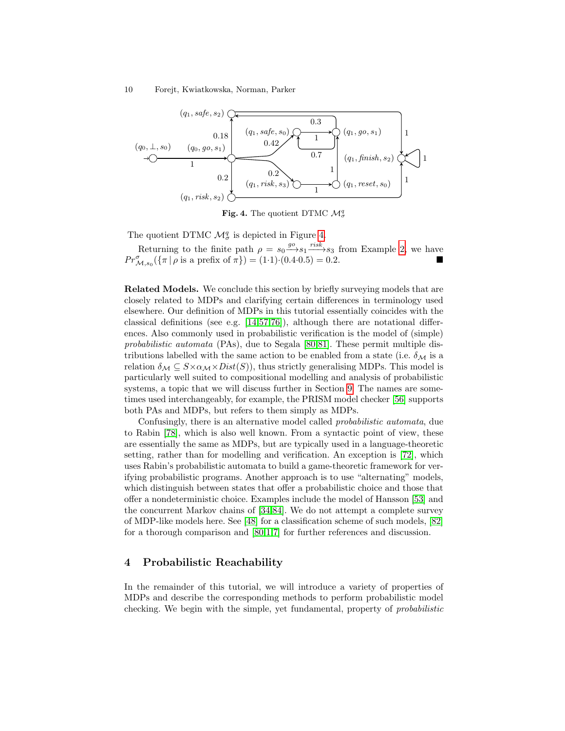**Fig. 4.** The quotient DTMC $\mathcal{M}^q_\sigma$

The quotient DTMC $\mathcal{M}^q_\sigma$ is depicted in Figure 4.

Returning to the finite path $\rho = s_0 \xrightarrow{go} s_1 \xrightarrow{risk} s_3$ from Example 2, we have $Pr^\sigma_{\mathcal{M},s_0}(\{\pi \mid \rho \text{ is a prefix of } \pi\}) = (1 \cdot 1) \cdot (0.4 \cdot 0.5) = 0.2$. ■

**Related Models.** We conclude this section by briefly surveying models that are closely related to MDPs and clarifying certain differences in terminology used elsewhere. Our definition of MDPs in this tutorial essentially coincides with the classical definitions (see e.g. [14,57,76]), although there are notational differences. Also commonly used in probabilistic verification is the model of (simple) *probabilistic automata* (PAs), due to Segala [80,81]. These permit multiple distributions labelled with the same action to be enabled from a state (i.e. $\delta_\mathcal{M}$ is a relation $\delta_\mathcal{M} \subseteq S \times \alpha_\mathcal{M} \times Dist(S)$), thus strictly generalising MDPs. This model is particularly well suited to compositional modelling and analysis of probabilistic systems, a topic that we will discuss further in Section 9. The names are sometimes used interchangeably, for example, the PRISM model checker [56] supports both PAs and MDPs, but refers to them simply as MDPs.

Confusingly, there is an alternative model called *probabilistic automata*, due to Rabin [78], which is also well known. From a syntactic point of view, these are essentially the same as MDPs, but are typically used in a language-theoretic setting, rather than for modelling and verification. An exception is [72], which uses Rabin's probabilistic automata to build a game-theoretic framework for verifying probabilistic programs. Another approach is to use "alternating" models, which distinguish between states that offer a probabilistic choice and those that offer a nondeterministic choice. Examples include the model of Hansson [53] and the concurrent Markov chains of [34,84]. We do not attempt a complete survey of MDP-like models here. See [48] for a classification scheme of such models, [82] for a thorough comparison and [80,1,7] for further references and discussion.

## 4 Probabilistic Reachability

In the remainder of this tutorial, we will introduce a variety of properties of MDPs and describe the corresponding methods to perform probabilistic model checking. We begin with the simple, yet fundamental, property of *probabilistic*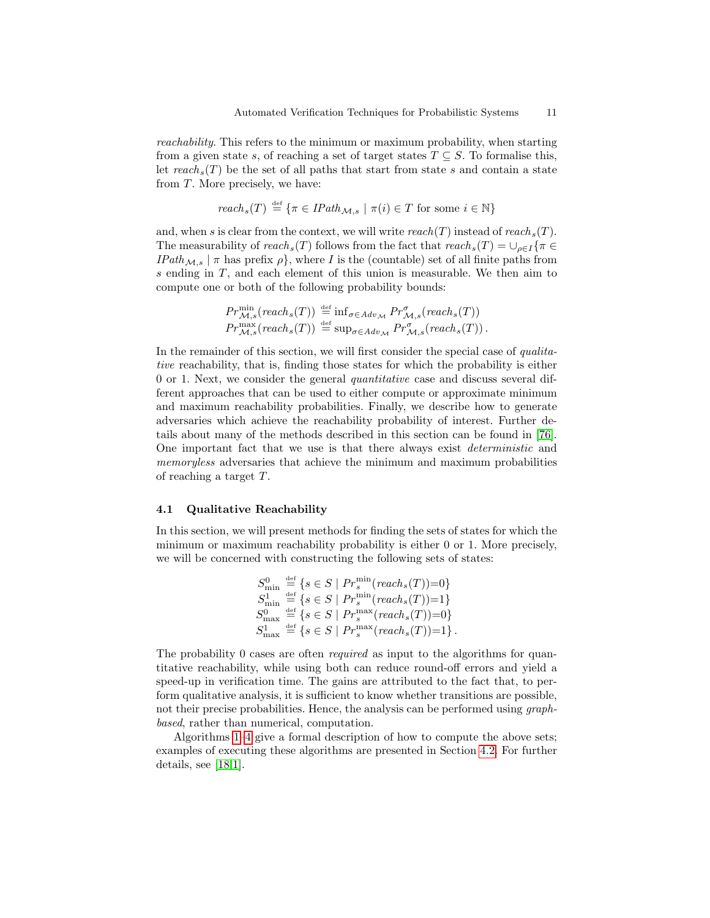*reachability*. This refers to the minimum or maximum probability, when starting from a given state $s$, of reaching a set of target states $T \subseteq S$. To formalise this, let $reach_s(T)$ be the set of all paths that start from state $s$ and contain a state from $T$. More precisely, we have:

$$reach_s(T) \stackrel{\text{def}}{=} \{\pi \in IPath_{\mathcal{M},s} \mid \pi(i) \in T \text{ for some } i \in \mathbb{N}\}$$

and, when $s$ is clear from the context, we will write $reach(T)$ instead of $reach_s(T)$. The measurability of $reach_s(T)$ follows from the fact that $reach_s(T) = \cup_{\rho \in I}\{\pi \in IPath_{\mathcal{M},s} \mid \pi \text{ has prefix } \rho\}$, where $I$ is the (countable) set of all finite paths from $s$ ending in $T$, and each element of this union is measurable. We then aim to compute one or both of the following probability bounds:

$$\begin{aligned}
Pr^{\min}_{\mathcal{M},s}(reach_s(T)) &\stackrel{\text{def}}{=} \inf_{\sigma \in Adv_{\mathcal{M}}} Pr^{\sigma}_{\mathcal{M},s}(reach_s(T)) \\
Pr^{\max}_{\mathcal{M},s}(reach_s(T)) &\stackrel{\text{def}}{=} \sup_{\sigma \in Adv_{\mathcal{M}}} Pr^{\sigma}_{\mathcal{M},s}(reach_s(T)) .
\end{aligned}$$

In the remainder of this section, we will first consider the special case of *qualitative* reachability, that is, finding those states for which the probability is either 0 or 1. Next, we consider the general *quantitative* case and discuss several different approaches that can be used to either compute or approximate minimum and maximum reachability probabilities. Finally, we describe how to generate adversaries which achieve the reachability probability of interest. Further details about many of the methods described in this section can be found in [76]. One important fact that we use is that there always exist *deterministic* and *memoryless* adversaries that achieve the minimum and maximum probabilities of reaching a target $T$.

### 4.1 Qualitative Reachability

In this section, we will present methods for finding the sets of states for which the minimum or maximum reachability probability is either 0 or 1. More precisely, we will be concerned with constructing the following sets of states:

$$\begin{aligned}
S^0_{\min} &\stackrel{\text{def}}{=} \{s \in S \mid Pr^{\min}_s(reach_s(T)){=}0\} \\
S^1_{\min} &\stackrel{\text{def}}{=} \{s \in S \mid Pr^{\min}_s(reach_s(T)){=}1\} \\
S^0_{\max} &\stackrel{\text{def}}{=} \{s \in S \mid Pr^{\max}_s(reach_s(T)){=}0\} \\
S^1_{\max} &\stackrel{\text{def}}{=} \{s \in S \mid Pr^{\max}_s(reach_s(T)){=}1\} .
\end{aligned}$$

The probability 0 cases are often *required* as input to the algorithms for quantitative reachability, while using both can reduce round-off errors and yield a speed-up in verification time. The gains are attributed to the fact that, to perform qualitative analysis, it is sufficient to know whether transitions are possible, not their precise probabilities. Hence, the analysis can be performed using *graph-based*, rather than numerical, computation.

Algorithms 1–4 give a formal description of how to compute the above sets; examples of executing these algorithms are presented in Section 4.2. For further details, see [18,1].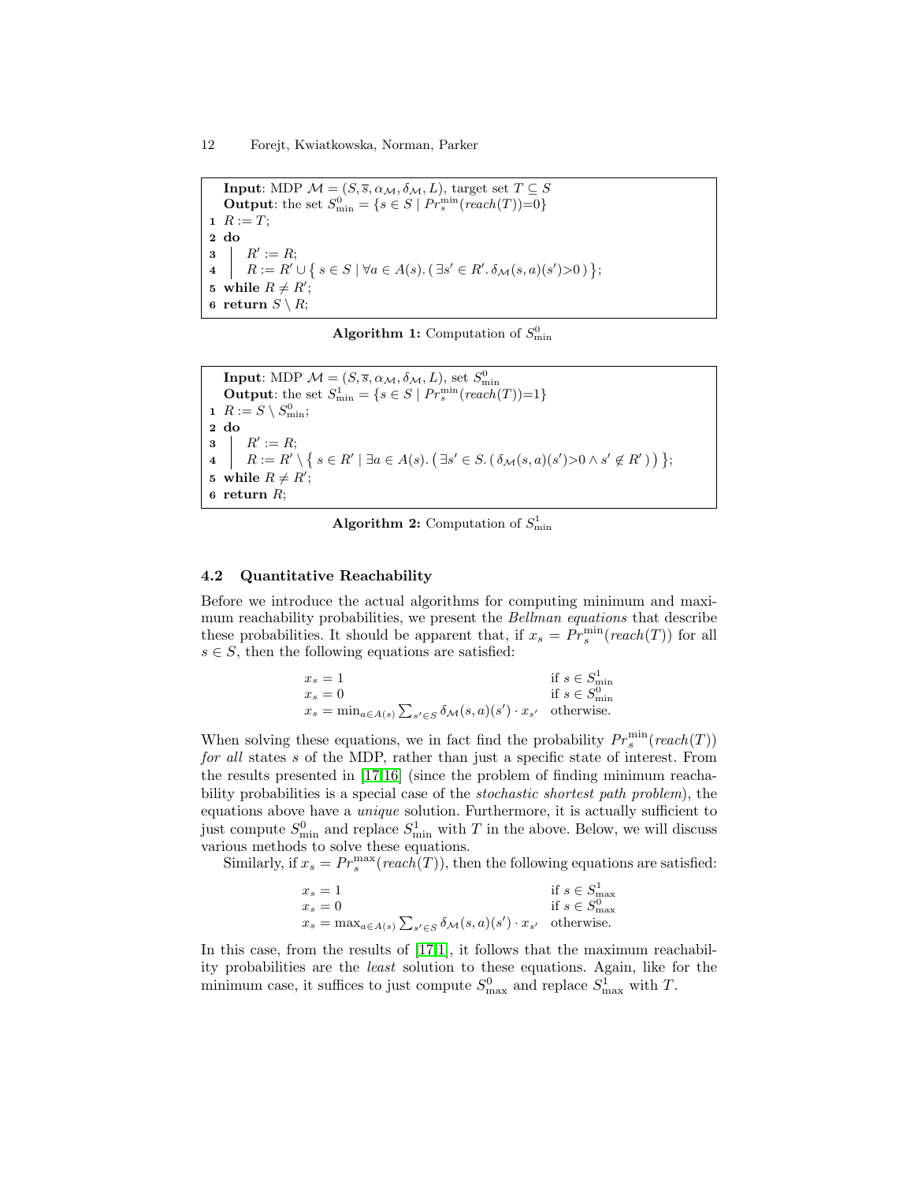```
Input: MDP M = (S, s̄, α_M, δ_M, L), target set T ⊆ S
Output: the set S^0_min = { s ∈ S | Pr^min_s(reach(T))=0 }
1 R := T;
2 do
3 |   R' := R;
4 |   R := R' ∪ { s ∈ S | ∀a ∈ A(s). ( ∃s' ∈ R'. δ_M(s,a)(s')>0 ) };
5 while R ≠ R';
6 return S \ R;
```

**Algorithm 1:** Computation of $S^0_{\min}$

```
Input: MDP M = (S, s̄, α_M, δ_M, L), set S^0_min
Output: the set S^1_min = { s ∈ S | Pr^min_s(reach(T))=1 }
1 R := S \ S^0_min;
2 do
3 |   R' := R;
4 |   R := R' \ { s ∈ R' | ∃a ∈ A(s). ( ∃s' ∈ S. ( δ_M(s,a)(s')>0 ∧ s' ∉ R' ) ) };
5 while R ≠ R';
6 return R;
```

**Algorithm 2:** Computation of $S^1_{\min}$

### 4.2 Quantitative Reachability

Before we introduce the actual algorithms for computing minimum and maximum reachability probabilities, we present the *Bellman equations* that describe these probabilities. It should be apparent that, if $x_s = Pr^{\min}_s(\mathit{reach}(T))$ for all $s \in S$, then the following equations are satisfied:

$$
\begin{array}{ll}
x_s = 1 & \text{if } s \in S^1_{\min} \\
x_s = 0 & \text{if } s \in S^0_{\min} \\
x_s = \min_{a \in A(s)} \sum_{s' \in S} \delta_{\mathcal{M}}(s,a)(s') \cdot x_{s'} & \text{otherwise.}
\end{array}
$$

When solving these equations, we in fact find the probability $Pr^{\min}_s(\mathit{reach}(T))$ *for all* states $s$ of the MDP, rather than just a specific state of interest. From the results presented in [17,16] (since the problem of finding minimum reachability probabilities is a special case of the *stochastic shortest path problem*), the equations above have a *unique* solution. Furthermore, it is actually sufficient to just compute $S^0_{\min}$ and replace $S^1_{\min}$ with $T$ in the above. Below, we will discuss various methods to solve these equations.

Similarly, if $x_s = Pr^{\max}_s(\mathit{reach}(T))$, then the following equations are satisfied:

$$
\begin{array}{ll}
x_s = 1 & \text{if } s \in S^1_{\max} \\
x_s = 0 & \text{if } s \in S^0_{\max} \\
x_s = \max_{a \in A(s)} \sum_{s' \in S} \delta_{\mathcal{M}}(s,a)(s') \cdot x_{s'} & \text{otherwise.}
\end{array}
$$

In this case, from the results of [17,1], it follows that the maximum reachability probabilities are the *least* solution to these equations. Again, like for the minimum case, it suffices to just compute $S^0_{\max}$ and replace $S^1_{\max}$ with $T$.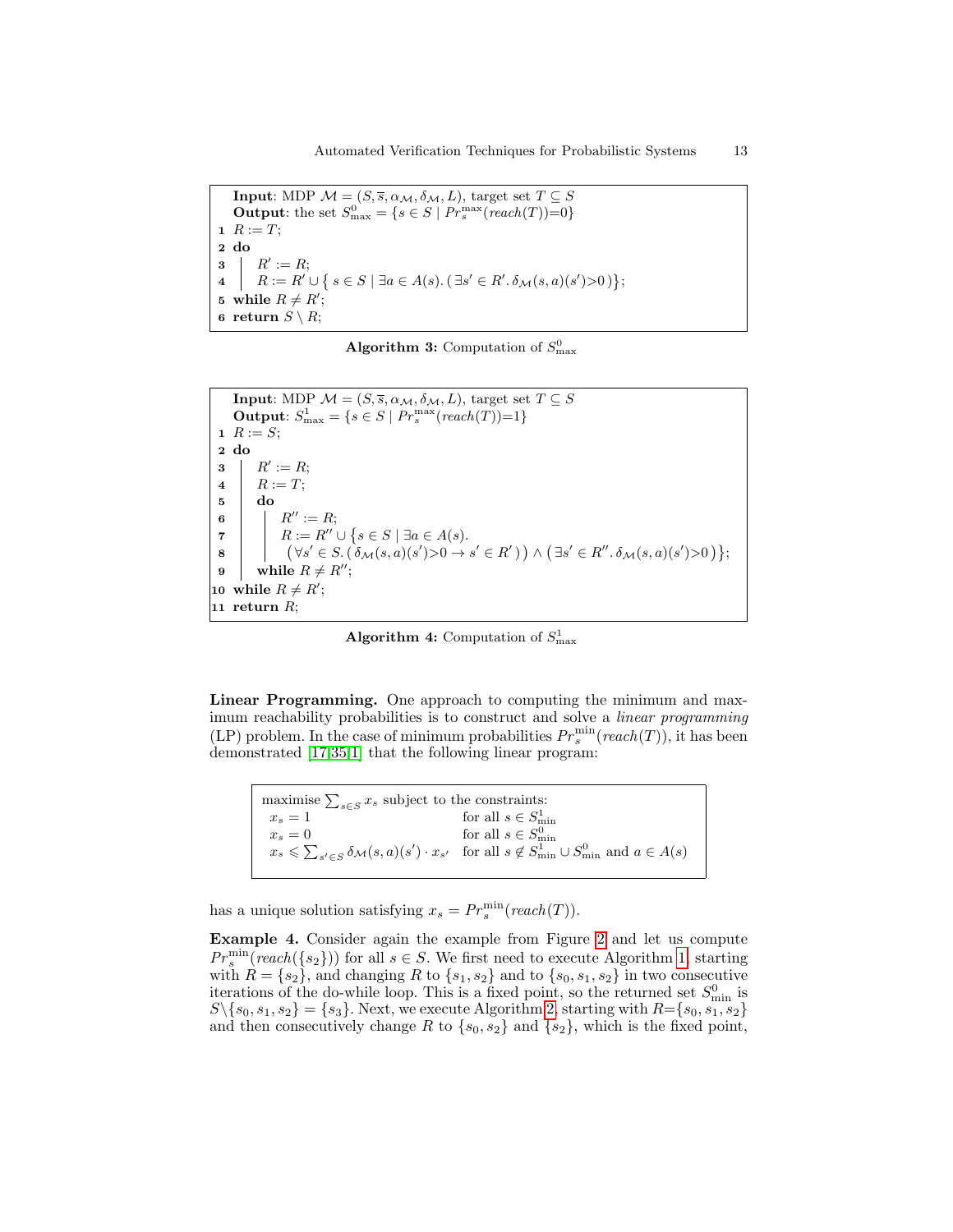```
  Input: MDP M = (S, s̄, α_M, δ_M, L), target set T ⊆ S
  Output: the set S^0_max = {s ∈ S | Pr^max_s(reach(T))=0}
1 R := T;
2 do
3 |  R' := R;
4 |  R := R' ∪ { s ∈ S | ∃a ∈ A(s). ( ∃s' ∈ R'. δ_M(s,a)(s')>0 ) };
5 while R ≠ R';
6 return S \ R;
```

**Algorithm 3:** Computation of $S^0_{\max}$

```
   Input: MDP M = (S, s̄, α_M, δ_M, L), target set T ⊆ S
   Output: S^1_max = {s ∈ S | Pr^max_s(reach(T))=1}
 1 R := S;
 2 do
 3 |  R' := R;
 4 |  R := T;
 5 |  do
 6 |  |  R'' := R;
 7 |  |  R := R'' ∪ {s ∈ S | ∃a ∈ A(s).
 8 |  |     (∀s' ∈ S. ( δ_M(s,a)(s')>0 → s' ∈ R' )) ∧ (∃s' ∈ R''. δ_M(s,a)(s')>0 )};
 9 |  while R ≠ R'';
10 while R ≠ R';
11 return R;
```

**Algorithm 4:** Computation of $S^1_{\max}$

**Linear Programming.** One approach to computing the minimum and maximum reachability probabilities is to construct and solve a *linear programming* (LP) problem. In the case of minimum probabilities $Pr^{\min}_s(\mathit{reach}(T))$, it has been demonstrated [17,35,1] that the following linear program:

> maximise $\sum_{s\in S} x_s$ subject to the constraints:
> - $x_s = 1$ for all $s \in S^1_{\min}$
> - $x_s = 0$ for all $s \in S^0_{\min}$
> - $x_s \leqslant \sum_{s'\in S} \delta_{\mathcal{M}}(s,a)(s') \cdot x_{s'}$ for all $s \notin S^1_{\min} \cup S^0_{\min}$ and $a \in A(s)$

has a unique solution satisfying $x_s = Pr^{\min}_s(\mathit{reach}(T))$.

**Example 4.** Consider again the example from Figure 2 and let us compute $Pr^{\min}_s(\mathit{reach}(\{s_2\}))$ for all $s \in S$. We first need to execute Algorithm 1, starting with $R = \{s_2\}$, and changing $R$ to $\{s_1, s_2\}$ and to $\{s_0, s_1, s_2\}$ in two consecutive iterations of the do-while loop. This is a fixed point, so the returned set $S^0_{\min}$ is $S \backslash \{s_0, s_1, s_2\} = \{s_3\}$. Next, we execute Algorithm 2, starting with $R = \{s_0, s_1, s_2\}$ and then consecutively change $R$ to $\{s_0, s_2\}$ and $\{s_2\}$, which is the fixed point,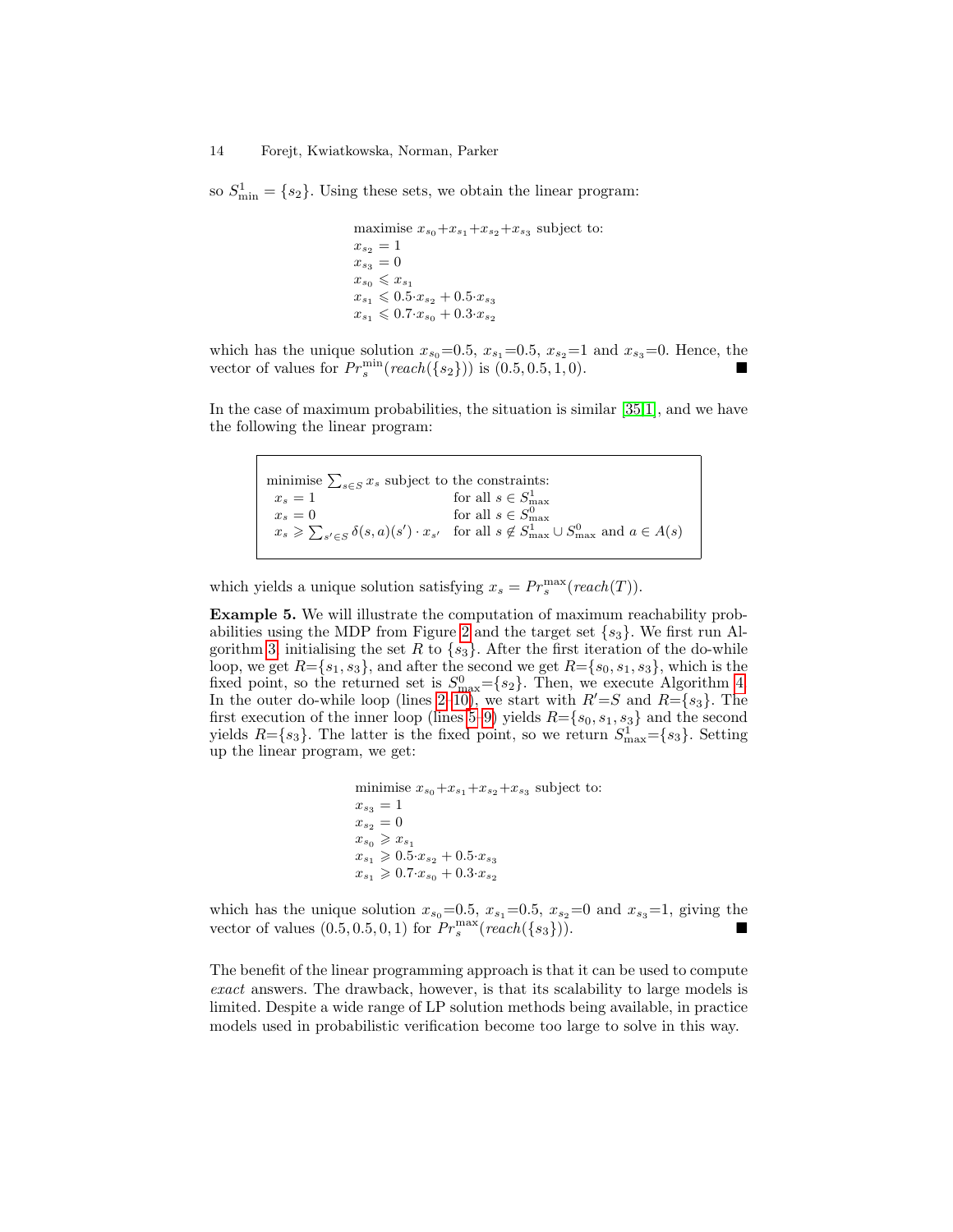so $S^1_{\min} = \{s_2\}$. Using these sets, we obtain the linear program:

$$
\begin{aligned}
&\text{maximise } x_{s_0}+x_{s_1}+x_{s_2}+x_{s_3} \text{ subject to:}\\
&x_{s_2} = 1\\
&x_{s_3} = 0\\
&x_{s_0} \leqslant x_{s_1}\\
&x_{s_1} \leqslant 0.5{\cdot}x_{s_2} + 0.5{\cdot}x_{s_3}\\
&x_{s_1} \leqslant 0.7{\cdot}x_{s_0} + 0.3{\cdot}x_{s_2}
\end{aligned}
$$

which has the unique solution $x_{s_0}$=0.5, $x_{s_1}$=0.5, $x_{s_2}$=1 and $x_{s_3}$=0. Hence, the vector of values for $Pr^{\min}_s(\mathit{reach}(\{s_2\}))$ is $(0.5, 0.5, 1, 0)$. ■

In the case of maximum probabilities, the situation is similar [35,1], and we have the following the linear program:

$$
\begin{array}{ll}
\multicolumn{2}{l}{\text{minimise } \sum_{s\in S} x_s \text{ subject to the constraints:}}\\
x_s = 1 & \text{for all } s \in S^1_{\max}\\
x_s = 0 & \text{for all } s \in S^0_{\max}\\
x_s \geqslant \sum_{s'\in S} \delta(s,a)(s') \cdot x_{s'} & \text{for all } s \notin S^1_{\max} \cup S^0_{\max} \text{ and } a \in A(s)
\end{array}
$$

which yields a unique solution satisfying $x_s = Pr^{\max}_s(\mathit{reach}(T))$.

**Example 5.** We will illustrate the computation of maximum reachability probabilities using the MDP from Figure 2 and the target set $\{s_3\}$. We first run Algorithm 3, initialising the set $R$ to $\{s_3\}$. After the first iteration of the do-while loop, we get $R$=$\{s_1, s_3\}$, and after the second we get $R$=$\{s_0, s_1, s_3\}$, which is the fixed point, so the returned set is $S^0_{\max}$=$\{s_2\}$. Then, we execute Algorithm 4. In the outer do-while loop (lines 2–10), we start with $R'$=$S$ and $R$=$\{s_3\}$. The first execution of the inner loop (lines 5–9) yields $R$=$\{s_0, s_1, s_3\}$ and the second yields $R$=$\{s_3\}$. The latter is the fixed point, so we return $S^1_{\max}$=$\{s_3\}$. Setting up the linear program, we get:

$$
\begin{aligned}
&\text{minimise } x_{s_0}+x_{s_1}+x_{s_2}+x_{s_3} \text{ subject to:}\\
&x_{s_3} = 1\\
&x_{s_2} = 0\\
&x_{s_0} \geqslant x_{s_1}\\
&x_{s_1} \geqslant 0.5{\cdot}x_{s_2} + 0.5{\cdot}x_{s_3}\\
&x_{s_1} \geqslant 0.7{\cdot}x_{s_0} + 0.3{\cdot}x_{s_2}
\end{aligned}
$$

which has the unique solution $x_{s_0}$=0.5, $x_{s_1}$=0.5, $x_{s_2}$=0 and $x_{s_3}$=1, giving the vector of values $(0.5, 0.5, 0, 1)$ for $Pr^{\max}_s(\mathit{reach}(\{s_3\}))$. ■

The benefit of the linear programming approach is that it can be used to compute *exact* answers. The drawback, however, is that its scalability to large models is limited. Despite a wide range of LP solution methods being available, in practice models used in probabilistic verification become too large to solve in this way.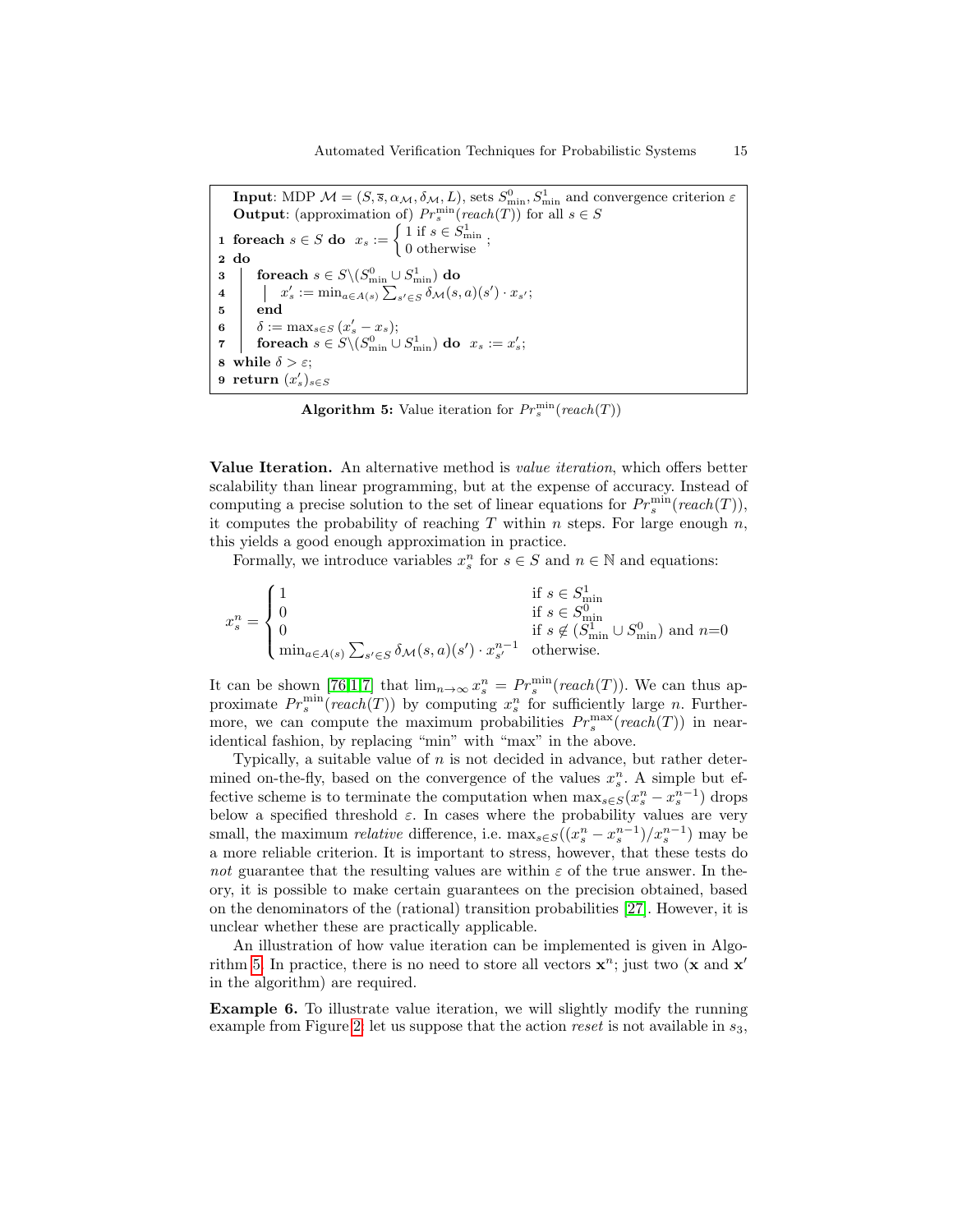**Input**: MDP $\mathcal{M} = (S, \overline{s}, \alpha_{\mathcal{M}}, \delta_{\mathcal{M}}, L)$, sets $S^0_{\min}, S^1_{\min}$ and convergence criterion $\varepsilon$
**Output**: (approximation of) $Pr^{\min}_s(reach(T))$ for all $s \in S$

```
1 foreach s ∈ S do  x_s := { 1 if s ∈ S^1_min ; 0 otherwise } ;
2 do
3 |  foreach s ∈ S\(S^0_min ∪ S^1_min) do
4 |  |  x'_s := min_{a∈A(s)} Σ_{s'∈S} δ_M(s,a)(s') · x_{s'};
5 |  end
6 |  δ := max_{s∈S} (x'_s − x_s);
7 |  foreach s ∈ S\(S^0_min ∪ S^1_min) do  x_s := x'_s;
8 while δ > ε;
9 return (x'_s)_{s∈S}
```

**Algorithm 5:** Value iteration for $Pr^{\min}_s(reach(T))$

**Value Iteration.** An alternative method is *value iteration*, which offers better scalability than linear programming, but at the expense of accuracy. Instead of computing a precise solution to the set of linear equations for $Pr^{\min}_s(reach(T))$, it computes the probability of reaching $T$ within $n$ steps. For large enough $n$, this yields a good enough approximation in practice.

Formally, we introduce variables $x^n_s$ for $s \in S$ and $n \in \mathbb{N}$ and equations:

$$x^n_s = \begin{cases} 1 & \text{if } s \in S^1_{\min} \\ 0 & \text{if } s \in S^0_{\min} \\ 0 & \text{if } s \notin (S^1_{\min} \cup S^0_{\min}) \text{ and } n{=}0 \\ \min_{a \in A(s)} \sum_{s' \in S} \delta_{\mathcal{M}}(s,a)(s') \cdot x^{n-1}_{s'} & \text{otherwise.} \end{cases}$$

It can be shown [76,17] that $\lim_{n\to\infty} x^n_s = Pr^{\min}_s(reach(T))$. We can thus approximate $Pr^{\min}_s(reach(T))$ by computing $x^n_s$ for sufficiently large $n$. Furthermore, we can compute the maximum probabilities $Pr^{\max}_s(reach(T))$ in near-identical fashion, by replacing "min" with "max" in the above.

Typically, a suitable value of $n$ is not decided in advance, but rather determined on-the-fly, based on the convergence of the values $x^n_s$. A simple but effective scheme is to terminate the computation when $\max_{s\in S}(x^n_s - x^{n-1}_s)$ drops below a specified threshold $\varepsilon$. In cases where the probability values are very small, the maximum *relative* difference, i.e. $\max_{s\in S}((x^n_s - x^{n-1}_s)/x^{n-1}_s)$ may be a more reliable criterion. It is important to stress, however, that these tests do *not* guarantee that the resulting values are within $\varepsilon$ of the true answer. In theory, it is possible to make certain guarantees on the precision obtained, based on the denominators of the (rational) transition probabilities [27]. However, it is unclear whether these are practically applicable.

An illustration of how value iteration can be implemented is given in Algorithm 5. In practice, there is no need to store all vectors $\mathbf{x}^n$; just two ($\mathbf{x}$ and $\mathbf{x}'$ in the algorithm) are required.

**Example 6.** To illustrate value iteration, we will slightly modify the running example from Figure 2: let us suppose that the action *reset* is not available in $s_3$,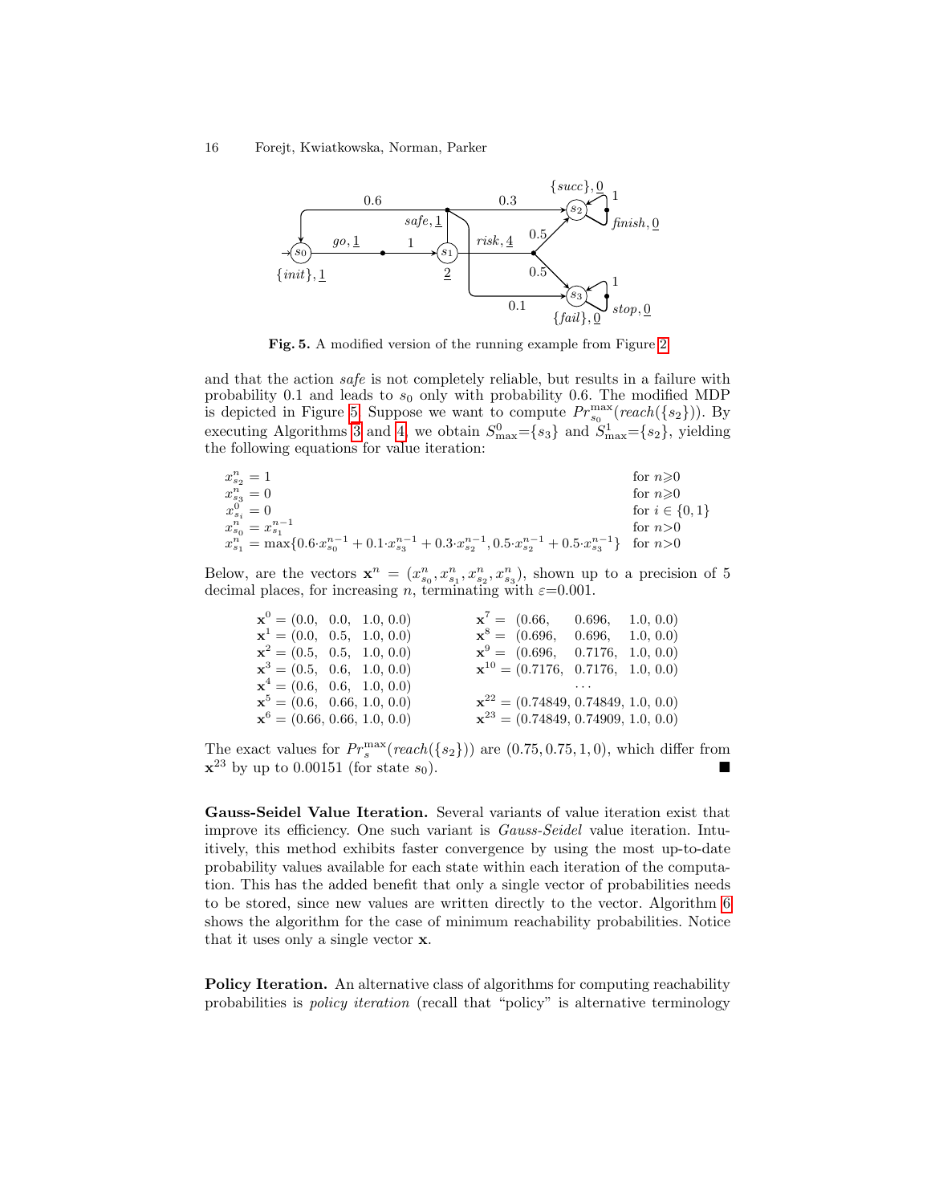Fig. 5. A modified version of the running example from Figure 2

and that the action *safe* is not completely reliable, but results in a failure with probability 0.1 and leads to $s_0$ only with probability 0.6. The modified MDP is depicted in Figure 5. Suppose we want to compute $Pr^{\max}_{s_0}(reach(\{s_2\}))$. By executing Algorithms 3 and 4, we obtain $S^0_{\max}=\{s_3\}$ and $S^1_{\max}=\{s_2\}$, yielding the following equations for value iteration:

$$
\begin{array}{ll}
x^n_{s_2} = 1 & \text{for } n\geqslant 0 \\
x^n_{s_3} = 0 & \text{for } n\geqslant 0 \\
x^0_{s_i} = 0 & \text{for } i \in \{0,1\} \\
x^n_{s_0} = x^{n-1}_{s_1} & \text{for } n>0 \\
x^n_{s_1} = \max\{0.6{\cdot}x^{n-1}_{s_0} + 0.1{\cdot}x^{n-1}_{s_3} + 0.3{\cdot}x^{n-1}_{s_2}, 0.5{\cdot}x^{n-1}_{s_2} + 0.5{\cdot}x^{n-1}_{s_3}\} & \text{for } n>0
\end{array}
$$

Below, are the vectors $\mathbf{x}^n = (x^n_{s_0}, x^n_{s_1}, x^n_{s_2}, x^n_{s_3})$, shown up to a precision of 5 decimal places, for increasing $n$, terminating with $\varepsilon$=0.001.

$$
\begin{array}{ll}
\mathbf{x}^0 = (0.0,\ 0.0,\ 1.0, 0.0) & \mathbf{x}^7 = (0.66,\ 0.696,\ 1.0, 0.0) \\
\mathbf{x}^1 = (0.0,\ 0.5,\ 1.0, 0.0) & \mathbf{x}^8 = (0.696,\ 0.696,\ 1.0, 0.0) \\
\mathbf{x}^2 = (0.5,\ 0.5,\ 1.0, 0.0) & \mathbf{x}^9 = (0.696,\ 0.7176,\ 1.0, 0.0) \\
\mathbf{x}^3 = (0.5,\ 0.6,\ 1.0, 0.0) & \mathbf{x}^{10} = (0.7176,\ 0.7176,\ 1.0, 0.0) \\
\mathbf{x}^4 = (0.6,\ 0.6,\ 1.0, 0.0) & \cdots \\
\mathbf{x}^5 = (0.6,\ 0.66, 1.0, 0.0) & \mathbf{x}^{22} = (0.74849, 0.74849, 1.0, 0.0) \\
\mathbf{x}^6 = (0.66, 0.66, 1.0, 0.0) & \mathbf{x}^{23} = (0.74849, 0.74909, 1.0, 0.0)
\end{array}
$$

The exact values for $Pr^{\max}_{s}(reach(\{s_2\}))$ are $(0.75, 0.75, 1, 0)$, which differ from $\mathbf{x}^{23}$ by up to 0.00151 (for state $s_0$). ■

**Gauss-Seidel Value Iteration.** Several variants of value iteration exist that improve its efficiency. One such variant is *Gauss-Seidel* value iteration. Intuitively, this method exhibits faster convergence by using the most up-to-date probability values available for each state within each iteration of the computation. This has the added benefit that only a single vector of probabilities needs to be stored, since new values are written directly to the vector. Algorithm 6 shows the algorithm for the case of minimum reachability probabilities. Notice that it uses only a single vector $\mathbf{x}$.

**Policy Iteration.** An alternative class of algorithms for computing reachability probabilities is *policy iteration* (recall that "policy" is alternative terminology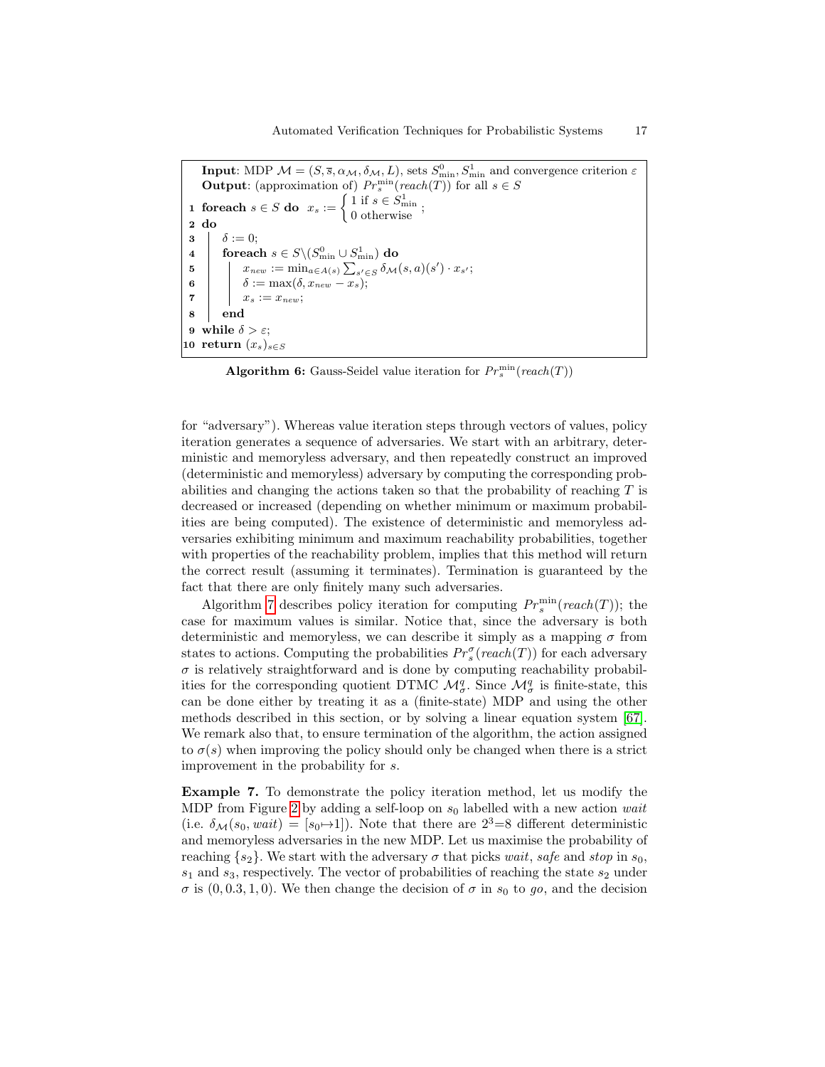```
    Input: MDP M = (S, s̄, α_M, δ_M, L), sets S^0_min, S^1_min and convergence criterion ε
    Output: (approximation of) Pr^min_s(reach(T)) for all s ∈ S
 1  foreach s ∈ S do  x_s := { 1 if s ∈ S^1_min
                              { 0 otherwise        ;
 2  do
 3  |   δ := 0;
 4  |   foreach s ∈ S\(S^0_min ∪ S^1_min) do
 5  |   |   x_new := min_{a∈A(s)} Σ_{s'∈S} δ_M(s,a)(s') · x_{s'};
 6  |   |   δ := max(δ, x_new − x_s);
 7  |   |   x_s := x_new;
 8  |   end
 9  while δ > ε;
10  return (x_s)_{s∈S}
```

**Algorithm 6:** Gauss-Seidel value iteration for $Pr_s^{\min}(reach(T))$

for "adversary"). Whereas value iteration steps through vectors of values, policy iteration generates a sequence of adversaries. We start with an arbitrary, deterministic and memoryless adversary, and then repeatedly construct an improved (deterministic and memoryless) adversary by computing the corresponding probabilities and changing the actions taken so that the probability of reaching $T$ is decreased or increased (depending on whether minimum or maximum probabilities are being computed). The existence of deterministic and memoryless adversaries exhibiting minimum and maximum reachability probabilities, together with properties of the reachability problem, implies that this method will return the correct result (assuming it terminates). Termination is guaranteed by the fact that there are only finitely many such adversaries.

Algorithm 7 describes policy iteration for computing $Pr_s^{\min}(reach(T))$; the case for maximum values is similar. Notice that, since the adversary is both deterministic and memoryless, we can describe it simply as a mapping $\sigma$ from states to actions. Computing the probabilities $Pr_s^{\sigma}(reach(T))$ for each adversary $\sigma$ is relatively straightforward and is done by computing reachability probabilities for the corresponding quotient DTMC $\mathcal{M}_{\sigma}^{q}$. Since $\mathcal{M}_{\sigma}^{q}$ is finite-state, this can be done either by treating it as a (finite-state) MDP and using the other methods described in this section, or by solving a linear equation system [67]. We remark also that, to ensure termination of the algorithm, the action assigned to $\sigma(s)$ when improving the policy should only be changed when there is a strict improvement in the probability for $s$.

**Example 7.** To demonstrate the policy iteration method, let us modify the MDP from Figure 2 by adding a self-loop on $s_0$ labelled with a new action *wait* (i.e. $\delta_{\mathcal{M}}(s_0, wait) = [s_0 \mapsto 1]$). Note that there are $2^3=8$ different deterministic and memoryless adversaries in the new MDP. Let us maximise the probability of reaching $\{s_2\}$. We start with the adversary $\sigma$ that picks *wait*, *safe* and *stop* in $s_0$, $s_1$ and $s_3$, respectively. The vector of probabilities of reaching the state $s_2$ under $\sigma$ is $(0, 0.3, 1, 0)$. We then change the decision of $\sigma$ in $s_0$ to *go*, and the decision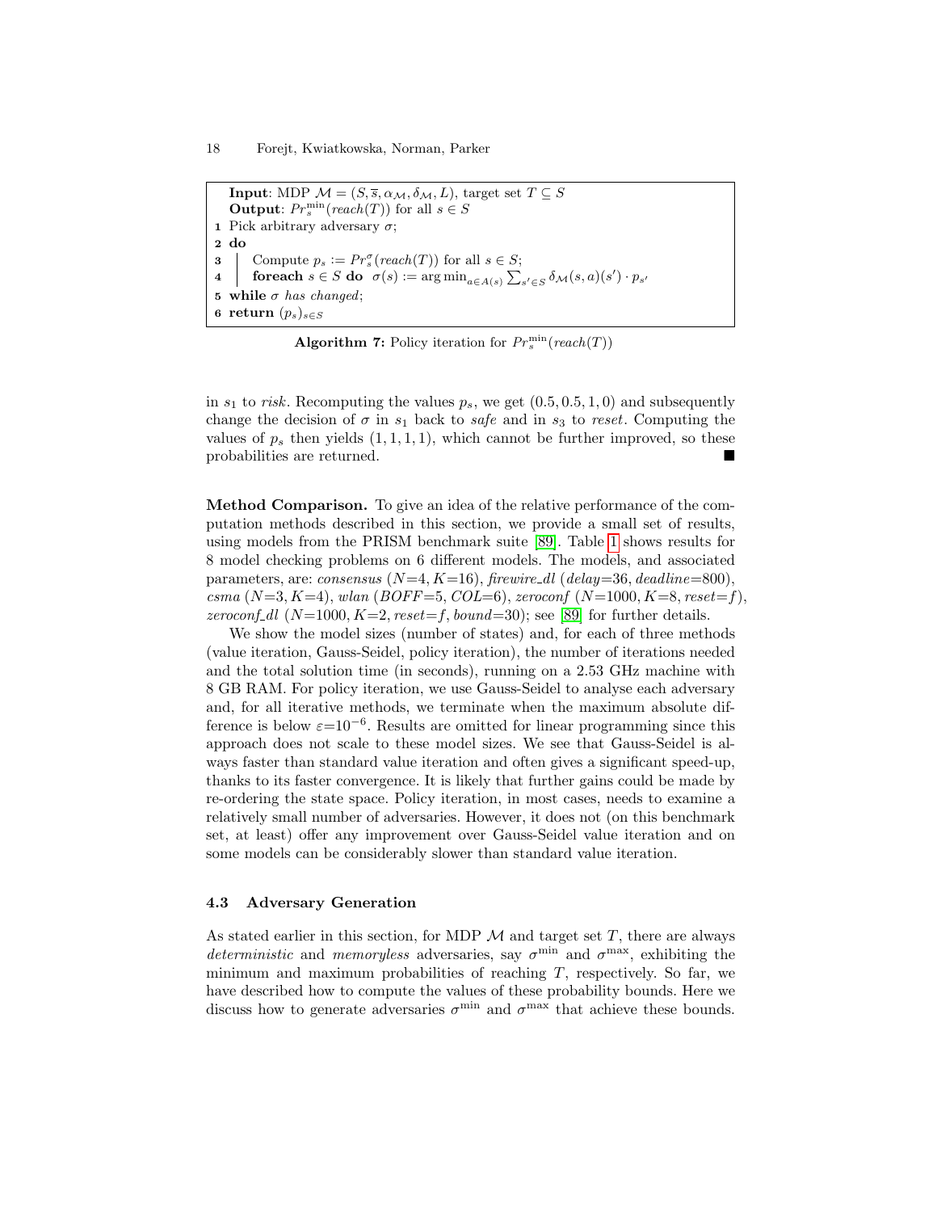```
   Input: MDP M = (S, s̄, α_M, δ_M, L), target set T ⊆ S
   Output: Pr_s^min(reach(T)) for all s ∈ S
1  Pick arbitrary adversary σ;
2  do
3  |  Compute p_s := Pr_s^σ(reach(T)) for all s ∈ S;
4  |  foreach s ∈ S do  σ(s) := arg min_{a∈A(s)} Σ_{s'∈S} δ_M(s,a)(s') · p_{s'}
5  while σ has changed;
6  return (p_s)_{s∈S}
```

**Algorithm 7:** Policy iteration for $Pr_s^{\min}(reach(T))$

in $s_1$ to *risk*. Recomputing the values $p_s$, we get $(0.5, 0.5, 1, 0)$ and subsequently change the decision of $\sigma$ in $s_1$ back to *safe* and in $s_3$ to *reset*. Computing the values of $p_s$ then yields $(1, 1, 1, 1)$, which cannot be further improved, so these probabilities are returned. ■

**Method Comparison.** To give an idea of the relative performance of the computation methods described in this section, we provide a small set of results, using models from the PRISM benchmark suite [89]. Table 1 shows results for 8 model checking problems on 6 different models. The models, and associated parameters, are: *consensus* ($N$=4, $K$=16), *firewire_dl* (*delay*=36, *deadline*=800), *csma* ($N$=3, $K$=4), *wlan* (*BOFF*=5, *COL*=6), *zeroconf* ($N$=1000, $K$=8, *reset*=*f*), *zeroconf_dl* ($N$=1000, $K$=2, *reset*=*f*, *bound*=30); see [89] for further details.

We show the model sizes (number of states) and, for each of three methods (value iteration, Gauss-Seidel, policy iteration), the number of iterations needed and the total solution time (in seconds), running on a 2.53 GHz machine with 8 GB RAM. For policy iteration, we use Gauss-Seidel to analyse each adversary and, for all iterative methods, we terminate when the maximum absolute difference is below $\varepsilon$=$10^{-6}$. Results are omitted for linear programming since this approach does not scale to these model sizes. We see that Gauss-Seidel is always faster than standard value iteration and often gives a significant speed-up, thanks to its faster convergence. It is likely that further gains could be made by re-ordering the state space. Policy iteration, in most cases, needs to examine a relatively small number of adversaries. However, it does not (on this benchmark set, at least) offer any improvement over Gauss-Seidel value iteration and on some models can be considerably slower than standard value iteration.

### 4.3 Adversary Generation

As stated earlier in this section, for MDP $\mathcal{M}$ and target set $T$, there are always *deterministic* and *memoryless* adversaries, say $\sigma^{\min}$ and $\sigma^{\max}$, exhibiting the minimum and maximum probabilities of reaching $T$, respectively. So far, we have described how to compute the values of these probability bounds. Here we discuss how to generate adversaries $\sigma^{\min}$ and $\sigma^{\max}$ that achieve these bounds.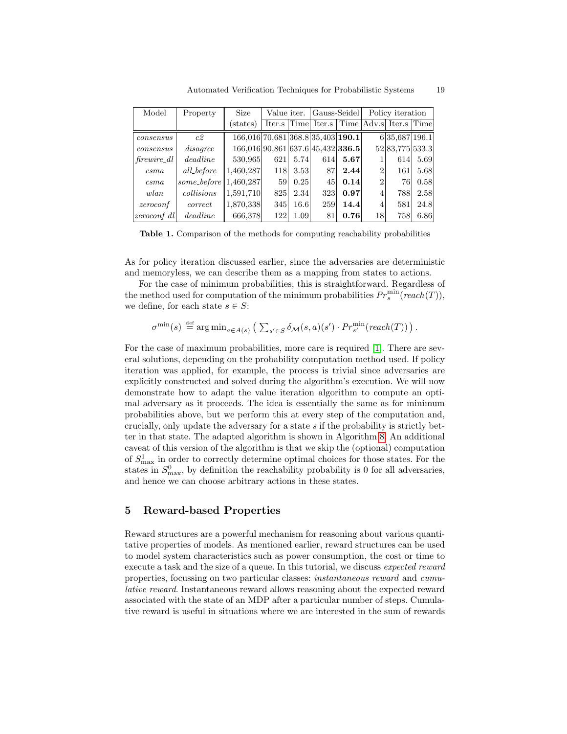| Model | Property | Size | Value iter. | | Gauss-Seidel | | Policy iteration | | |
|---|---|---|---|---|---|---|---|---|---|
| | | (states) | Iter.s | Time | Iter.s | Time | Adv.s | Iter.s | Time |
| *consensus* | *c2* | 166,016 | 70,681 | 368.8 | 35,403 | **190.1** | 6 | 35,687 | 196.1 |
| *consensus* | *disagree* | 166,016 | 90,861 | 637.6 | 45,432 | **336.5** | 52 | 83,775 | 533.3 |
| *firewire_dl* | *deadline* | 530,965 | 621 | 5.74 | 614 | **5.67** | 1 | 614 | 5.69 |
| *csma* | *all_before* | 1,460,287 | 118 | 3.53 | 87 | **2.44** | 2 | 161 | 5.68 |
| *csma* | *some_before* | 1,460,287 | 59 | 0.25 | 45 | **0.14** | 2 | 76 | 0.58 |
| *wlan* | *collisions* | 1,591,710 | 825 | 2.34 | 323 | **0.97** | 4 | 788 | 2.58 |
| *zeroconf* | *correct* | 1,870,338 | 345 | 16.6 | 259 | **14.4** | 4 | 581 | 24.8 |
| *zeroconf_dl* | *deadline* | 666,378 | 122 | 1.09 | 81 | **0.76** | 18 | 758 | 6.86 |

**Table 1.** Comparison of the methods for computing reachability probabilities

As for policy iteration discussed earlier, since the adversaries are deterministic and memoryless, we can describe them as a mapping from states to actions.

For the case of minimum probabilities, this is straightforward. Regardless of the method used for computation of the minimum probabilities $Pr_s^{\min}(reach(T))$, we define, for each state $s \in S$:

$$\sigma^{\min}(s) \stackrel{\text{def}}{=} \arg\min_{a \in A(s)} \big( \textstyle\sum_{s' \in S} \delta_{\mathcal{M}}(s,a)(s') \cdot Pr_{s'}^{\min}(reach(T)) \big) .$$

For the case of maximum probabilities, more care is required [1]. There are several solutions, depending on the probability computation method used. If policy iteration was applied, for example, the process is trivial since adversaries are explicitly constructed and solved during the algorithm's execution. We will now demonstrate how to adapt the value iteration algorithm to compute an optimal adversary as it proceeds. The idea is essentially the same as for minimum probabilities above, but we perform this at every step of the computation and, crucially, only update the adversary for a state $s$ if the probability is strictly better in that state. The adapted algorithm is shown in Algorithm 8. An additional caveat of this version of the algorithm is that we skip the (optional) computation of $S^1_{\max}$ in order to correctly determine optimal choices for those states. For the states in $S^0_{\max}$, by definition the reachability probability is 0 for all adversaries, and hence we can choose arbitrary actions in these states.

## 5 Reward-based Properties

Reward structures are a powerful mechanism for reasoning about various quantitative properties of models. As mentioned earlier, reward structures can be used to model system characteristics such as power consumption, the cost or time to execute a task and the size of a queue. In this tutorial, we discuss *expected reward* properties, focussing on two particular classes: *instantaneous reward* and *cumulative reward*. Instantaneous reward allows reasoning about the expected reward associated with the state of an MDP after a particular number of steps. Cumulative reward is useful in situations where we are interested in the sum of rewards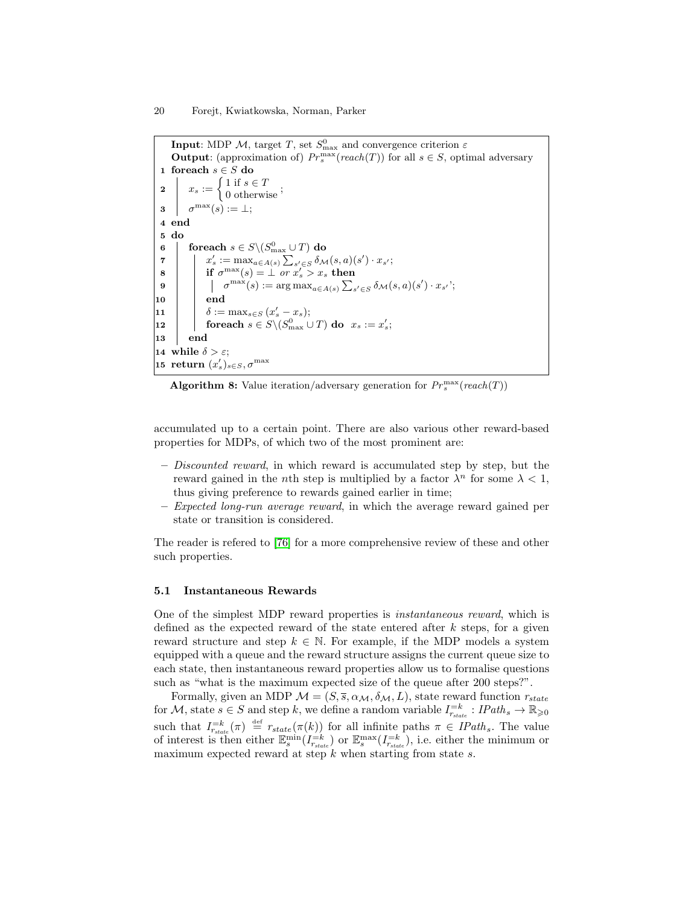**Input**: MDP $\mathcal{M}$, target $T$, set $S^0_{\max}$ and convergence criterion $\varepsilon$
**Output**: (approximation of) $Pr^{\max}_s(reach(T))$ for all $s \in S$, optimal adversary

```
1  foreach s ∈ S do
2  |   x_s := { 1 if s ∈ T ; 0 otherwise } ;
3  |   σ^max(s) := ⊥;
4  end
5  do
6  |   foreach s ∈ S\(S^0_max ∪ T) do
7  |   |   x'_s := max_{a∈A(s)} Σ_{s'∈S} δ_M(s,a)(s') · x_{s'};
8  |   |   if σ^max(s) = ⊥ or x'_s > x_s then
9  |   |   |   σ^max(s) := arg max_{a∈A(s)} Σ_{s'∈S} δ_M(s,a)(s') · x_{s'}';
10 |   |   end
11 |   |   δ := max_{s∈S} (x'_s − x_s);
12 |   |   foreach s ∈ S\(S^0_max ∪ T) do  x_s := x'_s;
13 |   end
14 while δ > ε;
15 return (x'_s)_{s∈S}, σ^max
```

**Algorithm 8:** Value iteration/adversary generation for $Pr^{\max}_s(reach(T))$

accumulated up to a certain point. There are also various other reward-based properties for MDPs, of which two of the most prominent are:

- *Discounted reward*, in which reward is accumulated step by step, but the reward gained in the $n$th step is multiplied by a factor $\lambda^n$ for some $\lambda < 1$, thus giving preference to rewards gained earlier in time;
- *Expected long-run average reward*, in which the average reward gained per state or transition is considered.

The reader is refered to [76] for a more comprehensive review of these and other such properties.

### 5.1 Instantaneous Rewards

One of the simplest MDP reward properties is *instantaneous reward*, which is defined as the expected reward of the state entered after $k$ steps, for a given reward structure and step $k \in \mathbb{N}$. For example, if the MDP models a system equipped with a queue and the reward structure assigns the current queue size to each state, then instantaneous reward properties allow us to formalise questions such as "what is the maximum expected size of the queue after 200 steps?".

Formally, given an MDP $\mathcal{M} = (S, \overline{s}, \alpha_{\mathcal{M}}, \delta_{\mathcal{M}}, L)$, state reward function $r_{state}$ for $\mathcal{M}$, state $s \in S$ and step $k$, we define a random variable $I^{=k}_{r_{state}} : IPath_s \to \mathbb{R}_{\geqslant 0}$ such that $I^{=k}_{r_{state}}(\pi) \stackrel{\text{def}}{=} r_{state}(\pi(k))$ for all infinite paths $\pi \in IPath_s$. The value of interest is then either $\mathbb{E}^{\min}_s(I^{=k}_{r_{state}})$ or $\mathbb{E}^{\max}_s(I^{=k}_{r_{state}})$, i.e. either the minimum or maximum expected reward at step $k$ when starting from state $s$.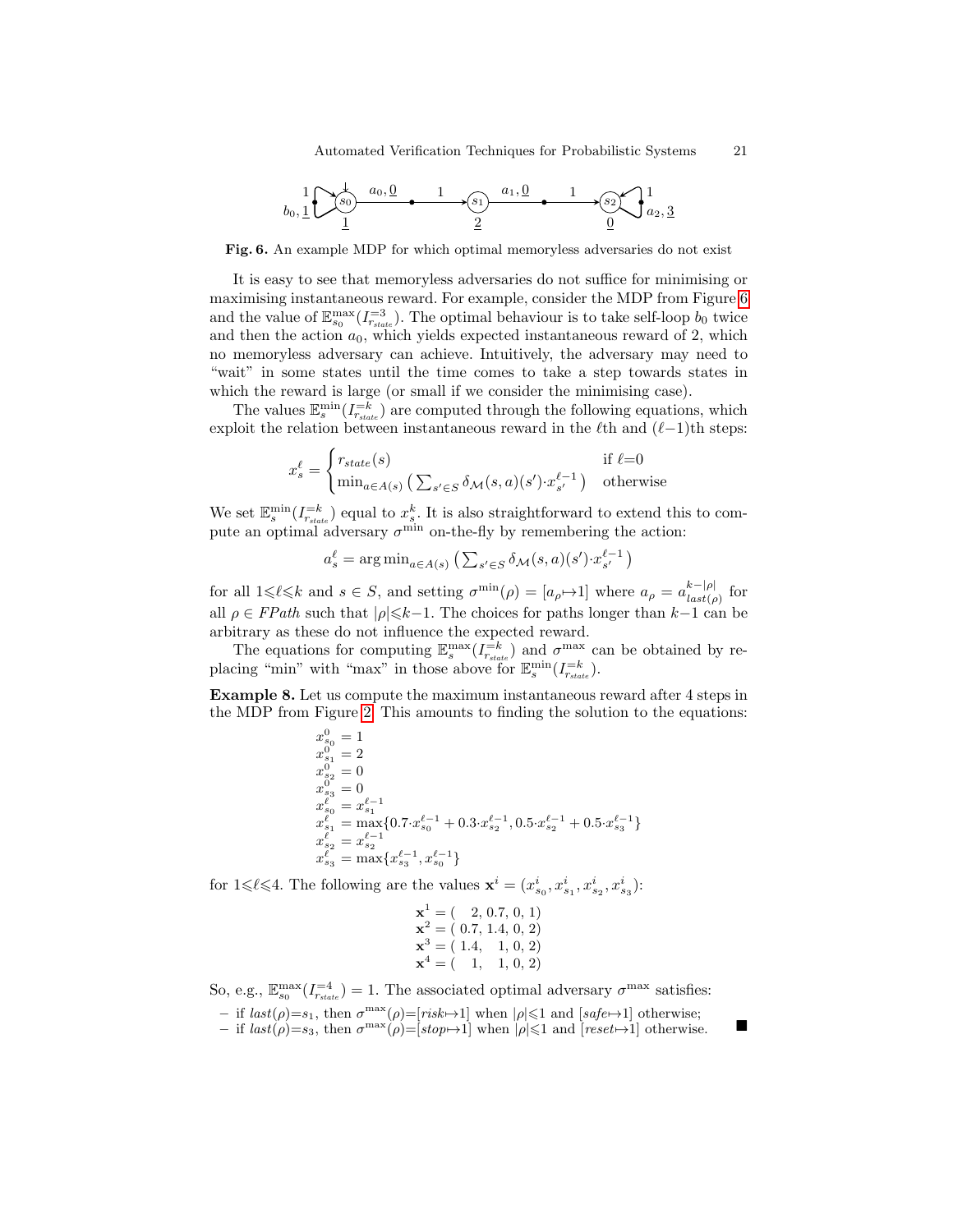**Fig. 6.** An example MDP for which optimal memoryless adversaries do not exist

It is easy to see that memoryless adversaries do not suffice for minimising or maximising instantaneous reward. For example, consider the MDP from Figure 6 and the value of $\mathbb{E}^{\max}_{s_0}(I^{=3}_{r_{state}})$. The optimal behaviour is to take self-loop $b_0$ twice and then the action $a_0$, which yields expected instantaneous reward of 2, which no memoryless adversary can achieve. Intuitively, the adversary may need to "wait" in some states until the time comes to take a step towards states in which the reward is large (or small if we consider the minimising case).

The values $\mathbb{E}^{\min}_{s}(I^{=k}_{r_{state}})$ are computed through the following equations, which exploit the relation between instantaneous reward in the $\ell$th and $(\ell{-}1)$th steps:

$$
x_s^{\ell} = \begin{cases} r_{state}(s) & \text{if } \ell{=}0 \\ \min_{a\in A(s)} \left( \sum_{s'\in S} \delta_{\mathcal{M}}(s,a)(s') \cdot x_{s'}^{\ell-1} \right) & \text{otherwise} \end{cases}
$$

We set $\mathbb{E}^{\min}_{s}(I^{=k}_{r_{state}})$ equal to $x_s^k$. It is also straightforward to extend this to compute an optimal adversary $\sigma^{\min}$ on-the-fly by remembering the action:

$$
a_s^{\ell} = \arg\min_{a\in A(s)} \left( \sum_{s'\in S} \delta_{\mathcal{M}}(s,a)(s') \cdot x_{s'}^{\ell-1} \right)
$$

for all $1{\leqslant}\ell{\leqslant}k$ and $s \in S$, and setting $\sigma^{\min}(\rho) = [a_\rho{\mapsto}1]$ where $a_\rho = a^{k-|\rho|}_{last(\rho)}$ for all $\rho \in FPath$ such that $|\rho|{\leqslant}k{-}1$. The choices for paths longer than $k{-}1$ can be arbitrary as these do not influence the expected reward.

The equations for computing $\mathbb{E}^{\max}_{s}(I^{=k}_{r_{state}})$ and $\sigma^{\max}$ can be obtained by replacing "min" with "max" in those above for $\mathbb{E}^{\min}_{s}(I^{=k}_{r_{state}})$.

**Example 8.** Let us compute the maximum instantaneous reward after 4 steps in the MDP from Figure 2. This amounts to finding the solution to the equations:

$$
\begin{aligned}
x^0_{s_0} &= 1 \\
x^0_{s_1} &= 2 \\
x^0_{s_2} &= 0 \\
x^0_{s_3} &= 0 \\
x^\ell_{s_0} &= x^{\ell-1}_{s_1} \\
x^\ell_{s_1} &= \max\{0.7 \cdot x^{\ell-1}_{s_0} + 0.3 \cdot x^{\ell-1}_{s_2}, 0.5 \cdot x^{\ell-1}_{s_2} + 0.5 \cdot x^{\ell-1}_{s_3}\} \\
x^\ell_{s_2} &= x^{\ell-1}_{s_2} \\
x^\ell_{s_3} &= \max\{x^{\ell-1}_{s_3}, x^{\ell-1}_{s_0}\}
\end{aligned}
$$

for $1{\leqslant}\ell{\leqslant}4$. The following are the values $\mathbf{x}^i = (x^i_{s_0}, x^i_{s_1}, x^i_{s_2}, x^i_{s_3})$:

$$
\begin{aligned}
\mathbf{x}^1 &= (\ \ 2, 0.7, 0, 1) \\
\mathbf{x}^2 &= (\ 0.7, 1.4, 0, 2) \\
\mathbf{x}^3 &= (\ 1.4, \ \ 1, 0, 2) \\
\mathbf{x}^4 &= (\ \ 1, \ \ 1, 0, 2)
\end{aligned}
$$

So, e.g., $\mathbb{E}^{\max}_{s_0}(I^{=4}_{r_{state}}) = 1$. The associated optimal adversary $\sigma^{\max}$ satisfies:

- if $last(\rho){=}s_1$, then $\sigma^{\max}(\rho){=}[risk{\mapsto}1]$ when $|\rho|{\leqslant}1$ and $[safe{\mapsto}1]$ otherwise;
- if $last(\rho){=}s_3$, then $\sigma^{\max}(\rho){=}[stop{\mapsto}1]$ when $|\rho|{\leqslant}1$ and $[reset{\mapsto}1]$ otherwise. ■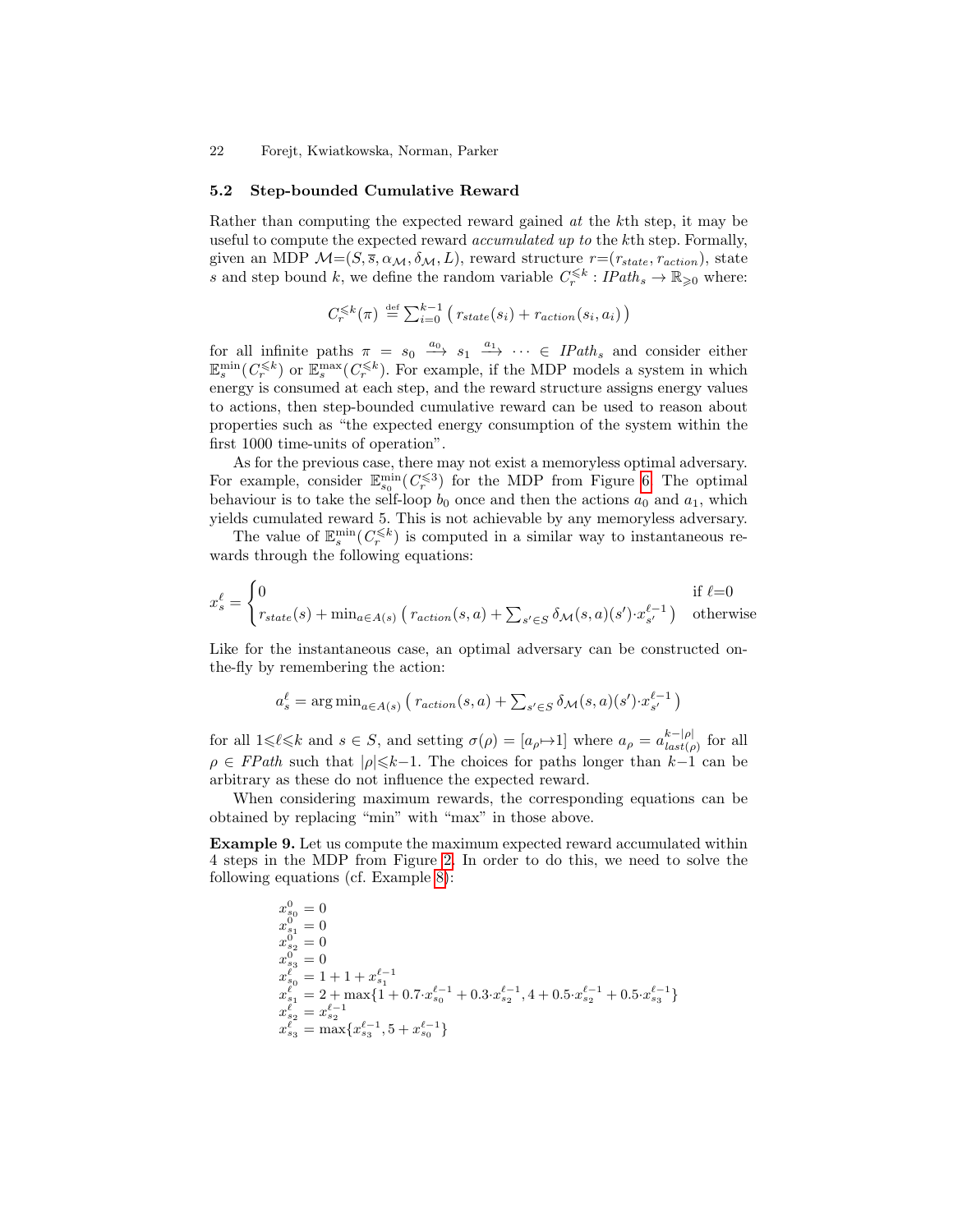### 5.2 Step-bounded Cumulative Reward

Rather than computing the expected reward gained *at* the $k$th step, it may be useful to compute the expected reward *accumulated up to* the $k$th step. Formally, given an MDP $\mathcal{M}=(S, \overline{s}, \alpha_{\mathcal{M}}, \delta_{\mathcal{M}}, L)$, reward structure $r=(r_{state}, r_{action})$, state $s$ and step bound $k$, we define the random variable $C_r^{\leqslant k} : IPath_s \to \mathbb{R}_{\geqslant 0}$ where:

$$C_r^{\leqslant k}(\pi) \stackrel{\text{def}}{=} \sum_{i=0}^{k-1} \big( \, r_{state}(s_i) + r_{action}(s_i, a_i) \, \big)$$

for all infinite paths $\pi = s_0 \xrightarrow{a_0} s_1 \xrightarrow{a_1} \cdots \in IPath_s$ and consider either $\mathbb{E}_s^{\min}(C_r^{\leqslant k})$ or $\mathbb{E}_s^{\max}(C_r^{\leqslant k})$. For example, if the MDP models a system in which energy is consumed at each step, and the reward structure assigns energy values to actions, then step-bounded cumulative reward can be used to reason about properties such as "the expected energy consumption of the system within the first 1000 time-units of operation".

As for the previous case, there may not exist a memoryless optimal adversary. For example, consider $\mathbb{E}_{s_0}^{\min}(C_r^{\leqslant 3})$ for the MDP from Figure 6. The optimal behaviour is to take the self-loop $b_0$ once and then the actions $a_0$ and $a_1$, which yields cumulated reward 5. This is not achievable by any memoryless adversary.

The value of $\mathbb{E}_s^{\min}(C_r^{\leqslant k})$ is computed in a similar way to instantaneous rewards through the following equations:

$$x_s^\ell = \begin{cases} 0 & \text{if } \ell{=}0 \\ r_{state}(s) + \min_{a \in A(s)} \big( \, r_{action}(s,a) + \sum_{s' \in S} \delta_{\mathcal{M}}(s,a)(s') {\cdot} x_{s'}^{\ell-1} \, \big) & \text{otherwise} \end{cases}$$

Like for the instantaneous case, an optimal adversary can be constructed on-the-fly by remembering the action:

$$a_s^\ell = \arg\min_{a \in A(s)} \big( \, r_{action}(s,a) + \sum_{s' \in S} \delta_{\mathcal{M}}(s,a)(s') {\cdot} x_{s'}^{\ell-1} \, \big)$$

for all $1 \leqslant \ell \leqslant k$ and $s \in S$, and setting $\sigma(\rho) = [a_\rho {\mapsto} 1]$ where $a_\rho = a_{last(\rho)}^{k-|\rho|}$ for all $\rho \in FPath$ such that $|\rho| \leqslant k{-}1$. The choices for paths longer than $k{-}1$ can be arbitrary as these do not influence the expected reward.

When considering maximum rewards, the corresponding equations can be obtained by replacing "min" with "max" in those above.

**Example 9.** Let us compute the maximum expected reward accumulated within 4 steps in the MDP from Figure 2. In order to do this, we need to solve the following equations (cf. Example 8):

$$\begin{aligned}
x_{s_0}^0 &= 0 \\
x_{s_1}^0 &= 0 \\
x_{s_2}^0 &= 0 \\
x_{s_3}^0 &= 0 \\
x_{s_0}^\ell &= 1 + 1 + x_{s_1}^{\ell-1} \\
x_{s_1}^\ell &= 2 + \max\{1 + 0.7{\cdot}x_{s_0}^{\ell-1} + 0.3{\cdot}x_{s_2}^{\ell-1}, 4 + 0.5{\cdot}x_{s_2}^{\ell-1} + 0.5{\cdot}x_{s_3}^{\ell-1}\} \\
x_{s_2}^\ell &= x_{s_2}^{\ell-1} \\
x_{s_3}^\ell &= \max\{x_{s_3}^{\ell-1}, 5 + x_{s_0}^{\ell-1}\}
\end{aligned}$$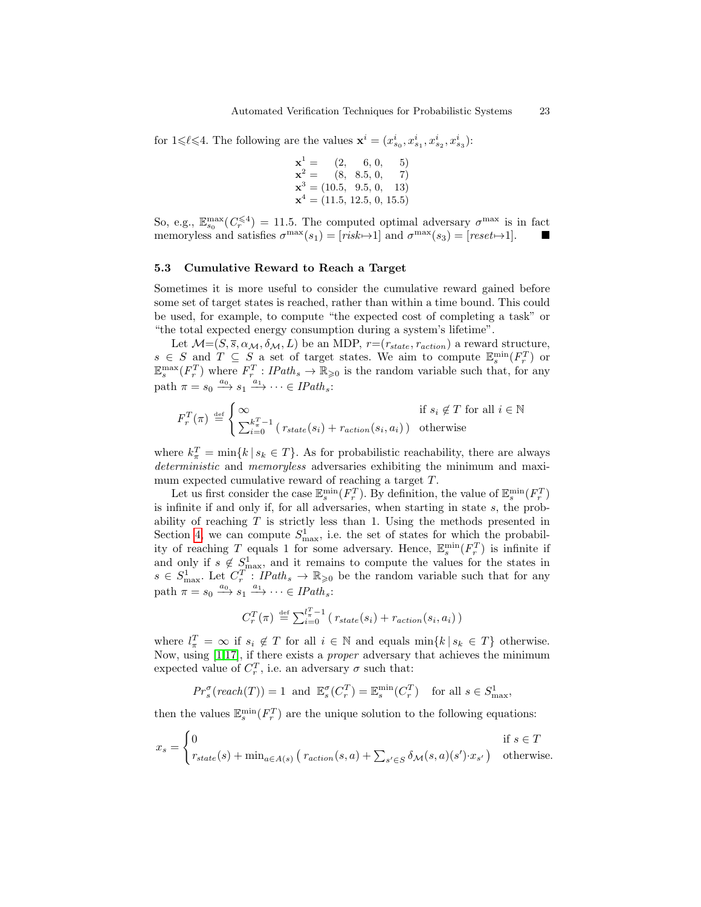for $1 \leqslant \ell \leqslant 4$. The following are the values $\mathbf{x}^i = (x^i_{s_0}, x^i_{s_1}, x^i_{s_2}, x^i_{s_3})$:

$$
\begin{aligned}
\mathbf{x}^1 &= (2, \quad 6, 0, \quad 5) \\
\mathbf{x}^2 &= (8, \ 8.5, 0, \quad 7) \\
\mathbf{x}^3 &= (10.5, \ 9.5, 0, \ 13) \\
\mathbf{x}^4 &= (11.5, 12.5, 0, 15.5)
\end{aligned}
$$

So, e.g., $\mathbb{E}^{\max}_{s_0}(C^{\leqslant 4}_r) = 11.5$. The computed optimal adversary $\sigma^{\max}$ is in fact memoryless and satisfies $\sigma^{\max}(s_1) = [risk \mapsto 1]$ and $\sigma^{\max}(s_3) = [reset \mapsto 1]$. ■

### 5.3 Cumulative Reward to Reach a Target

Sometimes it is more useful to consider the cumulative reward gained before some set of target states is reached, rather than within a time bound. This could be used, for example, to compute "the expected cost of completing a task" or "the total expected energy consumption during a system's lifetime".

Let $\mathcal{M}=(S, \overline{s}, \alpha_{\mathcal{M}}, \delta_{\mathcal{M}}, L)$ be an MDP, $r=(r_{state}, r_{action})$ a reward structure, $s \in S$ and $T \subseteq S$ a set of target states. We aim to compute $\mathbb{E}^{\min}_s(F^T_r)$ or $\mathbb{E}^{\max}_s(F^T_r)$ where $F^T_r : IPath_s \to \mathbb{R}_{\geqslant 0}$ is the random variable such that, for any path $\pi = s_0 \xrightarrow{a_0} s_1 \xrightarrow{a_1} \cdots \in IPath_s$:

$$
F^T_r(\pi) \stackrel{\text{def}}{=} \begin{cases} \infty & \text{if } s_i \notin T \text{ for all } i \in \mathbb{N} \\ \sum_{i=0}^{k^T_\pi - 1} \left( r_{state}(s_i) + r_{action}(s_i, a_i) \right) & \text{otherwise} \end{cases}
$$

where $k^T_\pi = \min\{k \mid s_k \in T\}$. As for probabilistic reachability, there are always *deterministic* and *memoryless* adversaries exhibiting the minimum and maximum expected cumulative reward of reaching a target $T$.

Let us first consider the case $\mathbb{E}^{\min}_s(F^T_r)$. By definition, the value of $\mathbb{E}^{\min}_s(F^T_r)$ is infinite if and only if, for all adversaries, when starting in state $s$, the probability of reaching $T$ is strictly less than 1. Using the methods presented in Section 4, we can compute $S^1_{\max}$, i.e. the set of states for which the probability of reaching $T$ equals 1 for some adversary. Hence, $\mathbb{E}^{\min}_s(F^T_r)$ is infinite if and only if $s \notin S^1_{\max}$, and it remains to compute the values for the states in $s \in S^1_{\max}$. Let $C^T_r : IPath_s \to \mathbb{R}_{\geqslant 0}$ be the random variable such that for any path $\pi = s_0 \xrightarrow{a_0} s_1 \xrightarrow{a_1} \cdots \in IPath_s$:

$$
C^T_r(\pi) \stackrel{\text{def}}{=} \sum_{i=0}^{l^T_\pi - 1} \left( r_{state}(s_i) + r_{action}(s_i, a_i) \right)
$$

where $l^T_\pi = \infty$ if $s_i \notin T$ for all $i \in \mathbb{N}$ and equals $\min\{k \mid s_k \in T\}$ otherwise. Now, using [1,17], if there exists a *proper* adversary that achieves the minimum expected value of $C^T_r$, i.e. an adversary $\sigma$ such that:

$$
Pr^\sigma_s(reach(T)) = 1 \ \text{ and } \ \mathbb{E}^\sigma_s(C^T_r) = \mathbb{E}^{\min}_s(C^T_r) \quad \text{for all } s \in S^1_{\max},
$$

then the values $\mathbb{E}^{\min}_s(F^T_r)$ are the unique solution to the following equations:

$$
x_s = \begin{cases} 0 & \text{if } s \in T \\ r_{state}(s) + \min_{a \in A(s)} \left( r_{action}(s, a) + \sum_{s' \in S} \delta_{\mathcal{M}}(s, a)(s') \cdot x_{s'} \right) & \text{otherwise.} \end{cases}
$$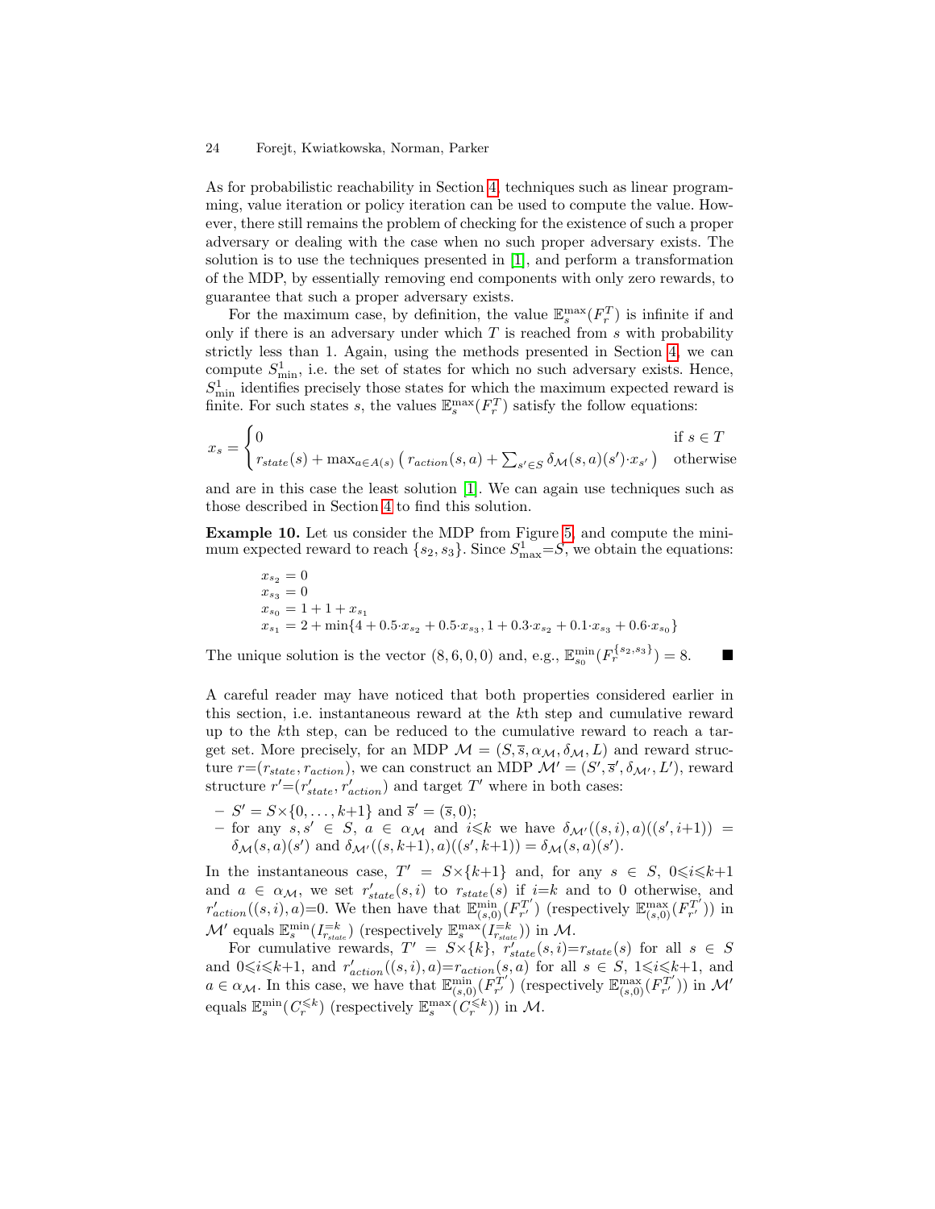As for probabilistic reachability in Section 4, techniques such as linear programming, value iteration or policy iteration can be used to compute the value. However, there still remains the problem of checking for the existence of such a proper adversary or dealing with the case when no such proper adversary exists. The solution is to use the techniques presented in [1], and perform a transformation of the MDP, by essentially removing end components with only zero rewards, to guarantee that such a proper adversary exists.

For the maximum case, by definition, the value $\mathbb{E}^{\max}_s(F^T_r)$ is infinite if and only if there is an adversary under which $T$ is reached from $s$ with probability strictly less than 1. Again, using the methods presented in Section 4, we can compute $S^1_{\min}$, i.e. the set of states for which no such adversary exists. Hence, $S^1_{\min}$ identifies precisely those states for which the maximum expected reward is finite. For such states $s$, the values $\mathbb{E}^{\max}_s(F^T_r)$ satisfy the follow equations:

$$x_s = \begin{cases} 0 & \text{if } s \in T \\ r_{state}(s) + \max_{a \in A(s)} \left( r_{action}(s,a) + \sum_{s' \in S} \delta_{\mathcal{M}}(s,a)(s') \cdot x_{s'} \right) & \text{otherwise} \end{cases}$$

and are in this case the least solution [1]. We can again use techniques such as those described in Section 4 to find this solution.

**Example 10.** Let us consider the MDP from Figure 5, and compute the minimum expected reward to reach $\{s_2, s_3\}$. Since $S^1_{\max}{=}S$, we obtain the equations:

$$\begin{aligned}
x_{s_2} &= 0 \\
x_{s_3} &= 0 \\
x_{s_0} &= 1 + 1 + x_{s_1} \\
x_{s_1} &= 2 + \min\{4 + 0.5 \cdot x_{s_2} + 0.5 \cdot x_{s_3}, 1 + 0.3 \cdot x_{s_2} + 0.1 \cdot x_{s_3} + 0.6 \cdot x_{s_0}\}
\end{aligned}$$

The unique solution is the vector $(8, 6, 0, 0)$ and, e.g., $\mathbb{E}^{\min}_{s_0}(F^{\{s_2,s_3\}}_r) = 8$. ■

A careful reader may have noticed that both properties considered earlier in this section, i.e. instantaneous reward at the $k$th step and cumulative reward up to the $k$th step, can be reduced to the cumulative reward to reach a target set. More precisely, for an MDP $\mathcal{M} = (S, \overline{s}, \alpha_{\mathcal{M}}, \delta_{\mathcal{M}}, L)$ and reward structure $r{=}(r_{state}, r_{action})$, we can construct an MDP $\mathcal{M}' = (S', \overline{s}', \delta_{\mathcal{M}'}, L')$, reward structure $r'{=}(r'_{state}, r'_{action})$ and target $T'$ where in both cases:

- $S' = S \times \{0, \ldots, k{+}1\}$ and $\overline{s}' = (\overline{s}, 0)$;
- for any $s, s' \in S$, $a \in \alpha_{\mathcal{M}}$ and $i{\leqslant}k$ we have $\delta_{\mathcal{M}'}((s,i),a)((s',i{+}1)) = \delta_{\mathcal{M}}(s,a)(s')$ and $\delta_{\mathcal{M}'}((s,k{+}1),a)((s',k{+}1)) = \delta_{\mathcal{M}}(s,a)(s')$.

In the instantaneous case, $T' = S \times \{k{+}1\}$ and, for any $s \in S$, $0{\leqslant}i{\leqslant}k{+}1$ and $a \in \alpha_{\mathcal{M}}$, we set $r'_{state}(s,i)$ to $r_{state}(s)$ if $i{=}k$ and to 0 otherwise, and $r'_{action}((s,i),a){=}0$. We then have that $\mathbb{E}^{\min}_{(s,0)}(F^{T'}_{r'})$ (respectively $\mathbb{E}^{\max}_{(s,0)}(F^{T'}_{r'})$) in $\mathcal{M}'$ equals $\mathbb{E}^{\min}_s(I^{=k}_{r_{state}})$ (respectively $\mathbb{E}^{\max}_s(I^{=k}_{r_{state}})$) in $\mathcal{M}$.

For cumulative rewards, $T' = S \times \{k\}$, $r'_{state}(s,i){=}r_{state}(s)$ for all $s \in S$ and $0{\leqslant}i{\leqslant}k{+}1$, and $r'_{action}((s,i),a){=}r_{action}(s,a)$ for all $s \in S$, $1{\leqslant}i{\leqslant}k{+}1$, and $a \in \alpha_{\mathcal{M}}$. In this case, we have that $\mathbb{E}^{\min}_{(s,0)}(F^{T'}_{r'})$ (respectively $\mathbb{E}^{\max}_{(s,0)}(F^{T'}_{r'})$) in $\mathcal{M}'$ equals $\mathbb{E}^{\min}_s(C^{\leqslant k}_r)$ (respectively $\mathbb{E}^{\max}_s(C^{\leqslant k}_r)$) in $\mathcal{M}$.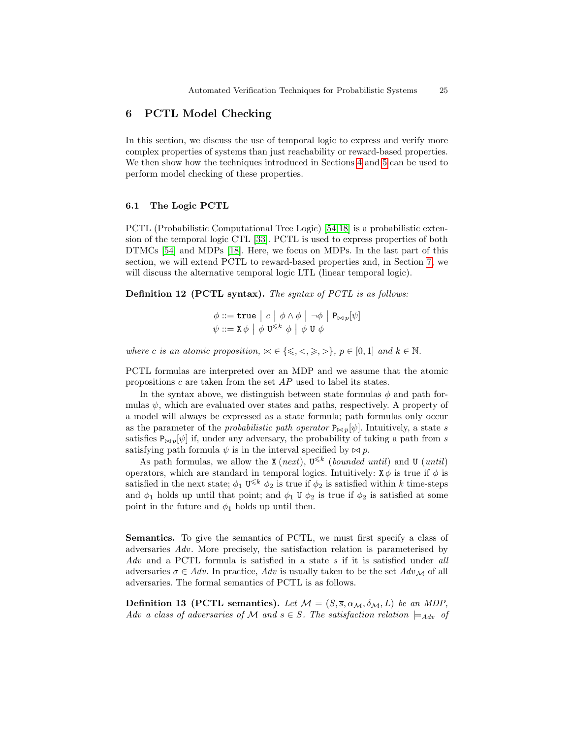## 6 PCTL Model Checking

In this section, we discuss the use of temporal logic to express and verify more complex properties of systems than just reachability or reward-based properties. We then show how the techniques introduced in Sections 4 and 5 can be used to perform model checking of these properties.

### 6.1 The Logic PCTL

PCTL (Probabilistic Computational Tree Logic) [54,18] is a probabilistic extension of the temporal logic CTL [33]. PCTL is used to express properties of both DTMCs [54] and MDPs [18]. Here, we focus on MDPs. In the last part of this section, we will extend PCTL to reward-based properties and, in Section 7, we will discuss the alternative temporal logic LTL (linear temporal logic).

**Definition 12 (PCTL syntax).** *The syntax of PCTL is as follows:*

$$\phi ::= \texttt{true} \;\big|\; c \;\big|\; \phi \wedge \phi \;\big|\; \neg\phi \;\big|\; \texttt{P}_{\bowtie p}[\psi]$$
$$\psi ::= \texttt{X}\,\phi \;\big|\; \phi \;\texttt{U}^{\leqslant k}\; \phi \;\big|\; \phi \;\texttt{U}\; \phi$$

*where $c$ is an atomic proposition, $\bowtie \in \{\leqslant, <, \geqslant, >\}$, $p \in [0,1]$ and $k \in \mathbb{N}$.*

PCTL formulas are interpreted over an MDP and we assume that the atomic propositions $c$ are taken from the set $AP$ used to label its states.

In the syntax above, we distinguish between state formulas $\phi$ and path formulas $\psi$, which are evaluated over states and paths, respectively. A property of a model will always be expressed as a state formula; path formulas only occur as the parameter of the *probabilistic path operator* $\texttt{P}_{\bowtie p}[\psi]$. Intuitively, a state $s$ satisfies $\texttt{P}_{\bowtie p}[\psi]$ if, under any adversary, the probability of taking a path from $s$ satisfying path formula $\psi$ is in the interval specified by $\bowtie p$.

As path formulas, we allow the $\texttt{X}$ (*next*), $\texttt{U}^{\leqslant k}$ (*bounded until*) and $\texttt{U}$ (*until*) operators, which are standard in temporal logics. Intuitively: $\texttt{X}\,\phi$ is true if $\phi$ is satisfied in the next state; $\phi_1 \;\texttt{U}^{\leqslant k}\; \phi_2$ is true if $\phi_2$ is satisfied within $k$ time-steps and $\phi_1$ holds up until that point; and $\phi_1 \;\texttt{U}\; \phi_2$ is true if $\phi_2$ is satisfied at some point in the future and $\phi_1$ holds up until then.

**Semantics.** To give the semantics of PCTL, we must first specify a class of adversaries $Adv$. More precisely, the satisfaction relation is parameterised by $Adv$ and a PCTL formula is satisfied in a state $s$ if it is satisfied under *all* adversaries $\sigma \in Adv$. In practice, $Adv$ is usually taken to be the set $Adv_{\mathcal{M}}$ of all adversaries. The formal semantics of PCTL is as follows.

**Definition 13 (PCTL semantics).** *Let $\mathcal{M} = (S, \overline{s}, \alpha_{\mathcal{M}}, \delta_{\mathcal{M}}, L)$ be an MDP, $Adv$ a class of adversaries of $\mathcal{M}$ and $s \in S$. The satisfaction relation $\models_{Adv}$ of*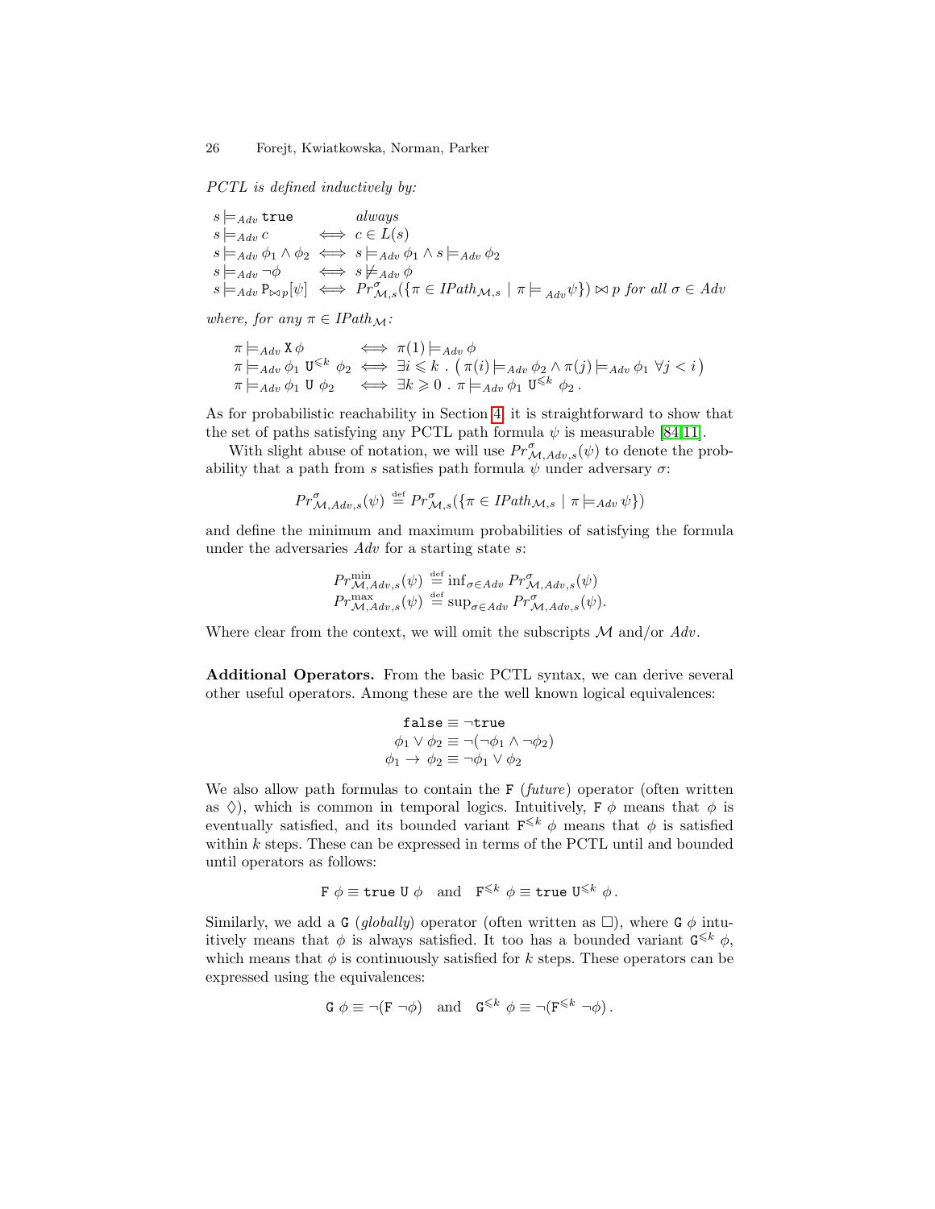*PCTL is defined inductively by:*

$$
\begin{array}{lcl}
s \models_{Adv} \mathtt{true} & & \textit{always} \\
s \models_{Adv} c & \iff & c \in L(s) \\
s \models_{Adv} \phi_1 \wedge \phi_2 & \iff & s \models_{Adv} \phi_1 \wedge s \models_{Adv} \phi_2 \\
s \models_{Adv} \neg\phi & \iff & s \not\models_{Adv} \phi \\
s \models_{Adv} \mathtt{P}_{\bowtie p}[\psi] & \iff & Pr^{\sigma}_{\mathcal{M},s}(\{\pi \in IPath_{\mathcal{M},s} \mid \pi \models_{Adv} \psi\}) \bowtie p \textit{ for all } \sigma \in Adv
\end{array}
$$

*where, for any* $\pi \in IPath_{\mathcal{M}}$*:*

$$
\begin{array}{lcl}
\pi \models_{Adv} \mathtt{X}\,\phi & \iff & \pi(1) \models_{Adv} \phi \\
\pi \models_{Adv} \phi_1 \ \mathtt{U}^{\leqslant k}\ \phi_2 & \iff & \exists i \leqslant k \ . \ \big(\pi(i) \models_{Adv} \phi_2 \wedge \pi(j) \models_{Adv} \phi_1 \ \forall j < i\big) \\
\pi \models_{Adv} \phi_1 \ \mathtt{U}\ \phi_2 & \iff & \exists k \geqslant 0 \ . \ \pi \models_{Adv} \phi_1 \ \mathtt{U}^{\leqslant k}\ \phi_2 \, .
\end{array}
$$

As for probabilistic reachability in Section 4, it is straightforward to show that the set of paths satisfying any PCTL path formula $\psi$ is measurable [84,11].

With slight abuse of notation, we will use $Pr^{\sigma}_{\mathcal{M},Adv,s}(\psi)$ to denote the probability that a path from $s$ satisfies path formula $\psi$ under adversary $\sigma$:

$$
Pr^{\sigma}_{\mathcal{M},Adv,s}(\psi) \stackrel{\text{def}}{=} Pr^{\sigma}_{\mathcal{M},s}(\{\pi \in IPath_{\mathcal{M},s} \mid \pi \models_{Adv} \psi\})
$$

and define the minimum and maximum probabilities of satisfying the formula under the adversaries $Adv$ for a starting state $s$:

$$
\begin{array}{l}
Pr^{\min}_{\mathcal{M},Adv,s}(\psi) \stackrel{\text{def}}{=} \inf_{\sigma \in Adv} Pr^{\sigma}_{\mathcal{M},Adv,s}(\psi) \\
Pr^{\max}_{\mathcal{M},Adv,s}(\psi) \stackrel{\text{def}}{=} \sup_{\sigma \in Adv} Pr^{\sigma}_{\mathcal{M},Adv,s}(\psi).
\end{array}
$$

Where clear from the context, we will omit the subscripts $\mathcal{M}$ and/or $Adv$.

**Additional Operators.** From the basic PCTL syntax, we can derive several other useful operators. Among these are the well known logical equivalences:

$$
\begin{array}{r}
\mathtt{false} \equiv \neg\mathtt{true} \\
\phi_1 \vee \phi_2 \equiv \neg(\neg\phi_1 \wedge \neg\phi_2) \\
\phi_1 \rightarrow \phi_2 \equiv \neg\phi_1 \vee \phi_2
\end{array}
$$

We also allow path formulas to contain the $\mathtt{F}$ (*future*) operator (often written as $\Diamond$), which is common in temporal logics. Intuitively, $\mathtt{F}\ \phi$ means that $\phi$ is eventually satisfied, and its bounded variant $\mathtt{F}^{\leqslant k}\ \phi$ means that $\phi$ is satisfied within $k$ steps. These can be expressed in terms of the PCTL until and bounded until operators as follows:

$$
\mathtt{F}\ \phi \equiv \mathtt{true}\ \mathtt{U}\ \phi \quad \text{and} \quad \mathtt{F}^{\leqslant k}\ \phi \equiv \mathtt{true}\ \mathtt{U}^{\leqslant k}\ \phi\,.
$$

Similarly, we add a $\mathtt{G}$ (*globally*) operator (often written as $\Box$), where $\mathtt{G}\ \phi$ intuitively means that $\phi$ is always satisfied. It too has a bounded variant $\mathtt{G}^{\leqslant k}\ \phi$, which means that $\phi$ is continuously satisfied for $k$ steps. These operators can be expressed using the equivalences:

$$
\mathtt{G}\ \phi \equiv \neg(\mathtt{F}\ \neg\phi) \quad \text{and} \quad \mathtt{G}^{\leqslant k}\ \phi \equiv \neg(\mathtt{F}^{\leqslant k}\ \neg\phi)\,.
$$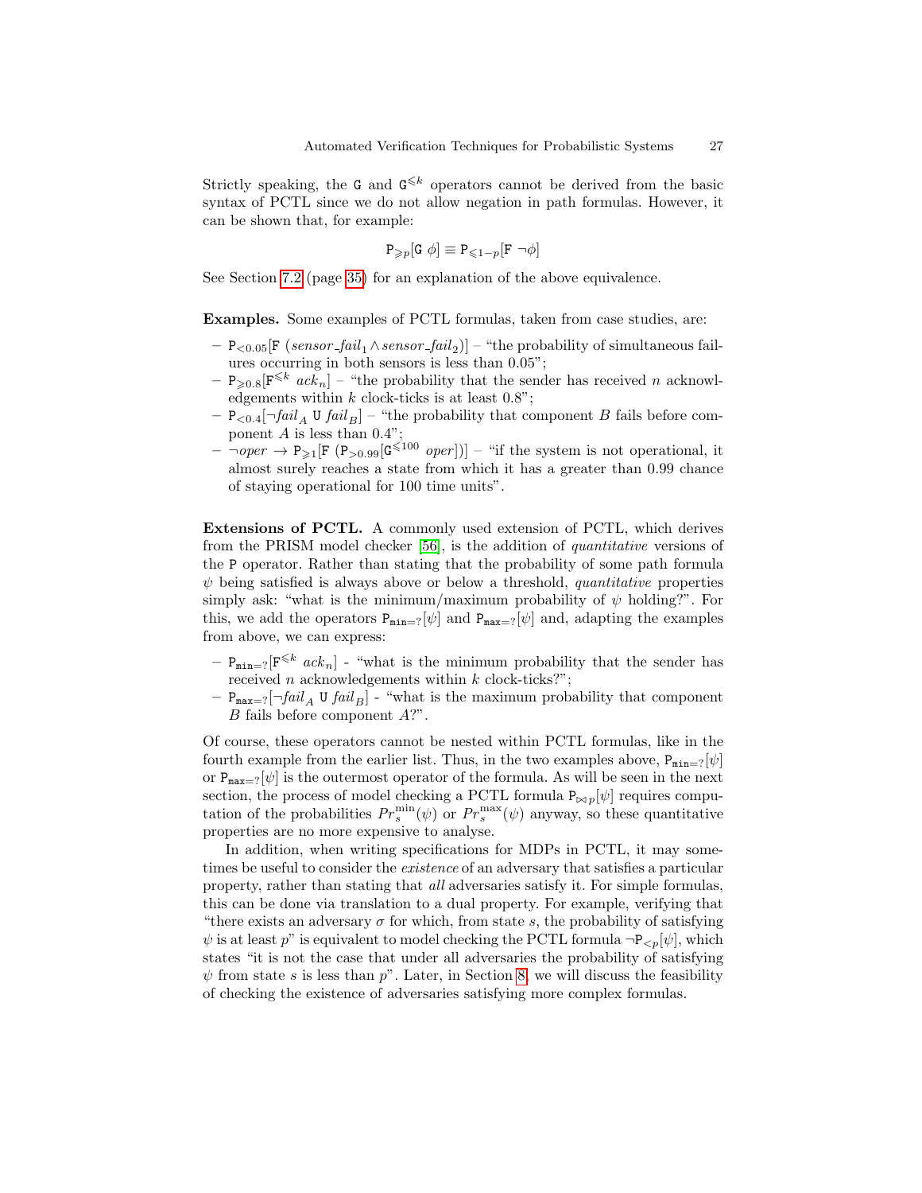Strictly speaking, the $\mathtt{G}$ and $\mathtt{G}^{\leqslant k}$ operators cannot be derived from the basic syntax of PCTL since we do not allow negation in path formulas. However, it can be shown that, for example:

$$\mathtt{P}_{\geqslant p}[\mathtt{G}\ \phi] \equiv \mathtt{P}_{\leqslant 1-p}[\mathtt{F}\ \neg\phi]$$

See Section 7.2 (page 35) for an explanation of the above equivalence.

**Examples.** Some examples of PCTL formulas, taken from case studies, are:

- $\mathtt{P}_{<0.05}[\mathtt{F}\ (\mathit{sensor\_fail}_1 \wedge \mathit{sensor\_fail}_2)]$ – "the probability of simultaneous failures occurring in both sensors is less than 0.05";
- $\mathtt{P}_{\geqslant 0.8}[\mathtt{F}^{\leqslant k}\ \mathit{ack}_n]$ – "the probability that the sender has received $n$ acknowledgements within $k$ clock-ticks is at least 0.8";
- $\mathtt{P}_{<0.4}[\neg\mathit{fail}_A\ \mathtt{U}\ \mathit{fail}_B]$ – "the probability that component $B$ fails before component $A$ is less than 0.4";
- $\neg\mathit{oper} \rightarrow \mathtt{P}_{\geqslant 1}[\mathtt{F}\ (\mathtt{P}_{>0.99}[\mathtt{G}^{\leqslant 100}\ \mathit{oper}])]$ – "if the system is not operational, it almost surely reaches a state from which it has a greater than 0.99 chance of staying operational for 100 time units".

**Extensions of PCTL.** A commonly used extension of PCTL, which derives from the PRISM model checker [56], is the addition of *quantitative* versions of the P operator. Rather than stating that the probability of some path formula $\psi$ being satisfied is always above or below a threshold, *quantitative* properties simply ask: "what is the minimum/maximum probability of $\psi$ holding?". For this, we add the operators $\mathtt{P}_{\mathtt{min}=?}[\psi]$ and $\mathtt{P}_{\mathtt{max}=?}[\psi]$ and, adapting the examples from above, we can express:

- $\mathtt{P}_{\mathtt{min}=?}[\mathtt{F}^{\leqslant k}\ \mathit{ack}_n]$ - "what is the minimum probability that the sender has received $n$ acknowledgements within $k$ clock-ticks?";
- $\mathtt{P}_{\mathtt{max}=?}[\neg\mathit{fail}_A\ \mathtt{U}\ \mathit{fail}_B]$ - "what is the maximum probability that component $B$ fails before component $A$?".

Of course, these operators cannot be nested within PCTL formulas, like in the fourth example from the earlier list. Thus, in the two examples above, $\mathtt{P}_{\mathtt{min}=?}[\psi]$ or $\mathtt{P}_{\mathtt{max}=?}[\psi]$ is the outermost operator of the formula. As will be seen in the next section, the process of model checking a PCTL formula $\mathtt{P}_{\bowtie p}[\psi]$ requires computation of the probabilities $Pr_s^{\min}(\psi)$ or $Pr_s^{\max}(\psi)$ anyway, so these quantitative properties are no more expensive to analyse.

In addition, when writing specifications for MDPs in PCTL, it may sometimes be useful to consider the *existence* of an adversary that satisfies a particular property, rather than stating that *all* adversaries satisfy it. For simple formulas, this can be done via translation to a dual property. For example, verifying that "there exists an adversary $\sigma$ for which, from state $s$, the probability of satisfying $\psi$ is at least $p$" is equivalent to model checking the PCTL formula $\neg\mathtt{P}_{<p}[\psi]$, which states "it is not the case that under all adversaries the probability of satisfying $\psi$ from state $s$ is less than $p$". Later, in Section 8, we will discuss the feasibility of checking the existence of adversaries satisfying more complex formulas.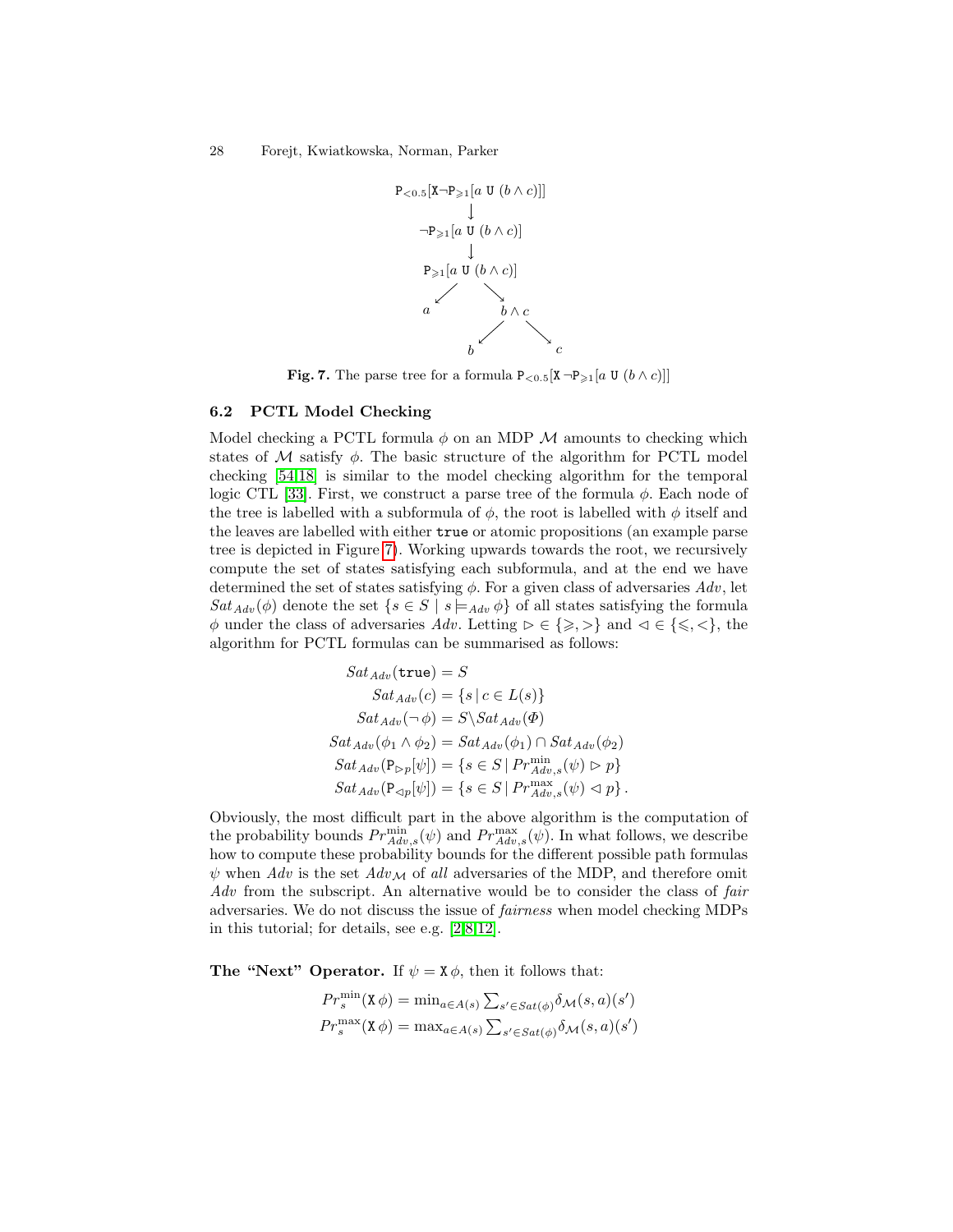$$
\begin{array}{c}
\mathtt{P}_{<0.5}[\mathtt{X}\neg\mathtt{P}_{\geqslant 1}[a\ \mathtt{U}\ (b\wedge c)]] \\
\downarrow \\
\neg\mathtt{P}_{\geqslant 1}[a\ \mathtt{U}\ (b\wedge c)] \\
\downarrow \\
\mathtt{P}_{\geqslant 1}[a\ \mathtt{U}\ (b\wedge c)] \\
\swarrow \qquad \searrow \\
a \qquad\qquad b\wedge c \\
\qquad\qquad \swarrow \qquad \searrow \\
\qquad\qquad b \qquad\qquad c
\end{array}
$$

**Fig. 7.** The parse tree for a formula $\mathtt{P}_{<0.5}[\mathtt{X}\,\neg\mathtt{P}_{\geqslant 1}[a\ \mathtt{U}\ (b\wedge c)]]$

### 6.2 PCTL Model Checking

Model checking a PCTL formula $\phi$ on an MDP $\mathcal{M}$ amounts to checking which states of $\mathcal{M}$ satisfy $\phi$. The basic structure of the algorithm for PCTL model checking [54,18] is similar to the model checking algorithm for the temporal logic CTL [33]. First, we construct a parse tree of the formula $\phi$. Each node of the tree is labelled with a subformula of $\phi$, the root is labelled with $\phi$ itself and the leaves are labelled with either `true` or atomic propositions (an example parse tree is depicted in Figure 7). Working upwards towards the root, we recursively compute the set of states satisfying each subformula, and at the end we have determined the set of states satisfying $\phi$. For a given class of adversaries $Adv$, let $Sat_{Adv}(\phi)$ denote the set $\{s \in S \mid s \models_{Adv} \phi\}$ of all states satisfying the formula $\phi$ under the class of adversaries $Adv$. Letting $\rhd \in \{\geqslant, >\}$ and $\lhd \in \{\leqslant, <\}$, the algorithm for PCTL formulas can be summarised as follows:

$$
\begin{aligned}
Sat_{Adv}(\mathtt{true}) &= S \\
Sat_{Adv}(c) &= \{s \mid c \in L(s)\} \\
Sat_{Adv}(\neg\,\phi) &= S \backslash Sat_{Adv}(\Phi) \\
Sat_{Adv}(\phi_1 \wedge \phi_2) &= Sat_{Adv}(\phi_1) \cap Sat_{Adv}(\phi_2) \\
Sat_{Adv}(\mathtt{P}_{\rhd p}[\psi]) &= \{s \in S \mid Pr^{\min}_{Adv,s}(\psi) \rhd p\} \\
Sat_{Adv}(\mathtt{P}_{\lhd p}[\psi]) &= \{s \in S \mid Pr^{\max}_{Adv,s}(\psi) \lhd p\}\,.
\end{aligned}
$$

Obviously, the most difficult part in the above algorithm is the computation of the probability bounds $Pr^{\min}_{Adv,s}(\psi)$ and $Pr^{\max}_{Adv,s}(\psi)$. In what follows, we describe how to compute these probability bounds for the different possible path formulas $\psi$ when $Adv$ is the set $Adv_{\mathcal{M}}$ of *all* adversaries of the MDP, and therefore omit $Adv$ from the subscript. An alternative would be to consider the class of *fair* adversaries. We do not discuss the issue of *fairness* when model checking MDPs in this tutorial; for details, see e.g. [2,8,12].

**The "Next" Operator.** If $\psi = \mathtt{X}\,\phi$, then it follows that:

$$
\begin{aligned}
Pr^{\min}_s(\mathtt{X}\,\phi) &= \min\nolimits_{a\in A(s)} \textstyle\sum_{s'\in Sat(\phi)} \delta_{\mathcal{M}}(s,a)(s') \\
Pr^{\max}_s(\mathtt{X}\,\phi) &= \max\nolimits_{a\in A(s)} \textstyle\sum_{s'\in Sat(\phi)} \delta_{\mathcal{M}}(s,a)(s')
\end{aligned}
$$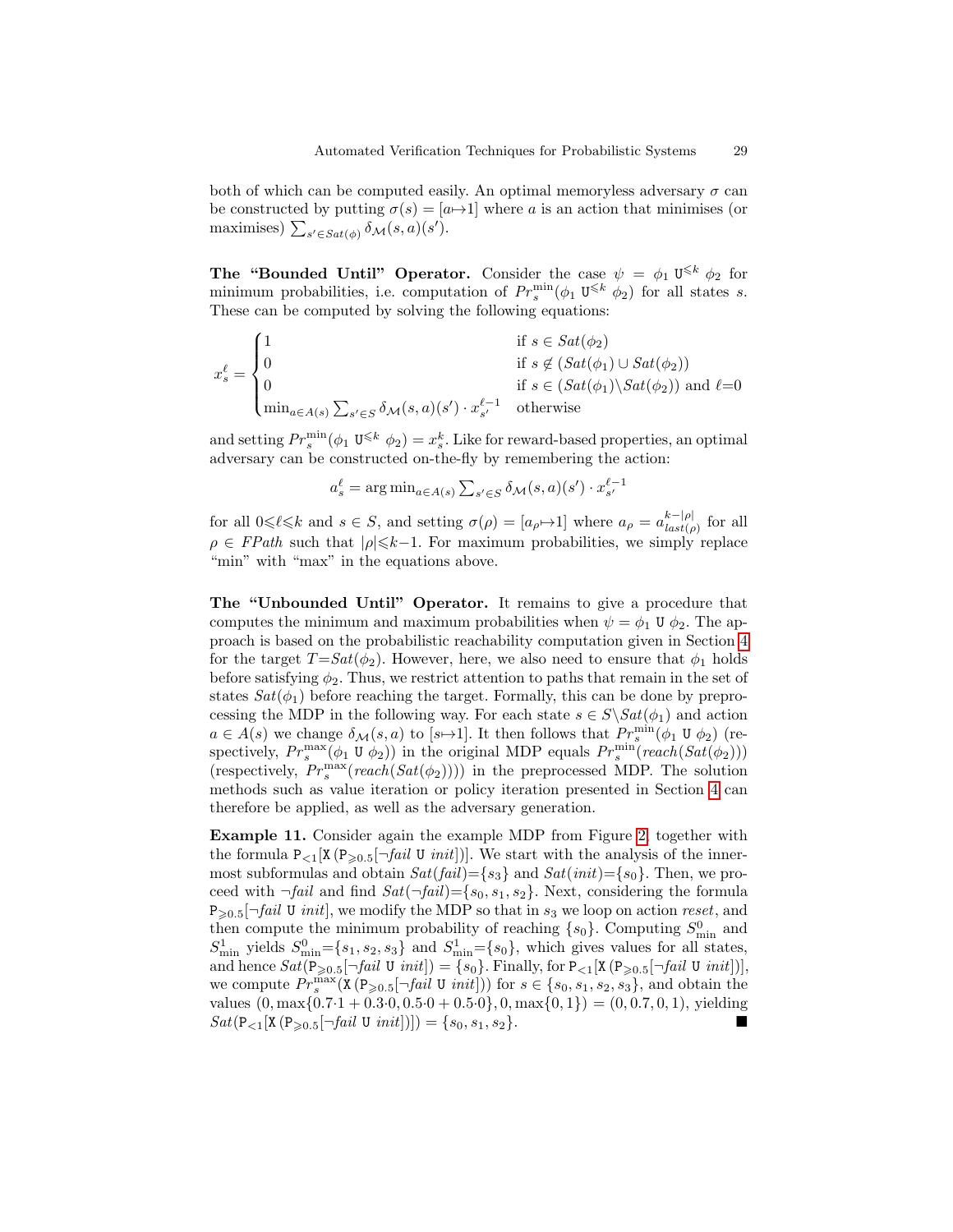both of which can be computed easily. An optimal memoryless adversary $\sigma$ can be constructed by putting $\sigma(s) = [a \mapsto 1]$ where $a$ is an action that minimises (or maximises) $\sum_{s' \in Sat(\phi)} \delta_{\mathcal{M}}(s,a)(s')$.

**The "Bounded Until" Operator.** Consider the case $\psi = \phi_1 \ \mathtt{U}^{\leqslant k} \ \phi_2$ for minimum probabilities, i.e. computation of $Pr_s^{\min}(\phi_1 \ \mathtt{U}^{\leqslant k} \ \phi_2)$ for all states $s$. These can be computed by solving the following equations:

$$x_s^\ell = \begin{cases} 1 & \text{if } s \in Sat(\phi_2) \\ 0 & \text{if } s \notin (Sat(\phi_1) \cup Sat(\phi_2)) \\ 0 & \text{if } s \in (Sat(\phi_1) \backslash Sat(\phi_2)) \text{ and } \ell{=}0 \\ \min_{a \in A(s)} \sum_{s' \in S} \delta_{\mathcal{M}}(s,a)(s') \cdot x_{s'}^{\ell-1} & \text{otherwise} \end{cases}$$

and setting $Pr_s^{\min}(\phi_1 \ \mathtt{U}^{\leqslant k} \ \phi_2) = x_s^k$. Like for reward-based properties, an optimal adversary can be constructed on-the-fly by remembering the action:

$$a_s^\ell = \arg\min_{a \in A(s)} \sum_{s' \in S} \delta_{\mathcal{M}}(s,a)(s') \cdot x_{s'}^{\ell-1}$$

for all $0 \leqslant \ell \leqslant k$ and $s \in S$, and setting $\sigma(\rho) = [a_\rho \mapsto 1]$ where $a_\rho = a_{last(\rho)}^{k-|\rho|}$ for all $\rho \in FPath$ such that $|\rho| \leqslant k{-}1$. For maximum probabilities, we simply replace "min" with "max" in the equations above.

**The "Unbounded Until" Operator.** It remains to give a procedure that computes the minimum and maximum probabilities when $\psi = \phi_1 \ \mathtt{U} \ \phi_2$. The approach is based on the probabilistic reachability computation given in Section 4 for the target $T{=}Sat(\phi_2)$. However, here, we also need to ensure that $\phi_1$ holds before satisfying $\phi_2$. Thus, we restrict attention to paths that remain in the set of states $Sat(\phi_1)$ before reaching the target. Formally, this can be done by preprocessing the MDP in the following way. For each state $s \in S \backslash Sat(\phi_1)$ and action $a \in A(s)$ we change $\delta_{\mathcal{M}}(s,a)$ to $[s \mapsto 1]$. It then follows that $Pr_s^{\min}(\phi_1 \ \mathtt{U} \ \phi_2)$ (respectively, $Pr_s^{\max}(\phi_1 \ \mathtt{U} \ \phi_2)$) in the original MDP equals $Pr_s^{\min}(reach(Sat(\phi_2)))$ (respectively, $Pr_s^{\max}(reach(Sat(\phi_2)))$) in the preprocessed MDP. The solution methods such as value iteration or policy iteration presented in Section 4 can therefore be applied, as well as the adversary generation.

**Example 11.** Consider again the example MDP from Figure 2, together with the formula $\mathtt{P}_{<1}[\mathtt{X}\,(\mathtt{P}_{\geqslant 0.5}[\neg fail \ \mathtt{U} \ init])]$. We start with the analysis of the innermost subformulas and obtain $Sat(fail){=}\{s_3\}$ and $Sat(init){=}\{s_0\}$. Then, we proceed with $\neg fail$ and find $Sat(\neg fail){=}\{s_0, s_1, s_2\}$. Next, considering the formula $\mathtt{P}_{\geqslant 0.5}[\neg fail \ \mathtt{U} \ init]$, we modify the MDP so that in $s_3$ we loop on action *reset*, and then compute the minimum probability of reaching $\{s_0\}$. Computing $S_{\min}^0$ and $S_{\min}^1$ yields $S_{\min}^0{=}\{s_1, s_2, s_3\}$ and $S_{\min}^1{=}\{s_0\}$, which gives values for all states, and hence $Sat(\mathtt{P}_{\geqslant 0.5}[\neg fail \ \mathtt{U} \ init]) = \{s_0\}$. Finally, for $\mathtt{P}_{<1}[\mathtt{X}\,(\mathtt{P}_{\geqslant 0.5}[\neg fail \ \mathtt{U} \ init])]$, we compute $Pr_s^{\max}(\mathtt{X}\,(\mathtt{P}_{\geqslant 0.5}[\neg fail \ \mathtt{U} \ init]))$ for $s \in \{s_0, s_1, s_2, s_3\}$, and obtain the values $(0, \max\{0.7{\cdot}1 + 0.3{\cdot}0, 0.5{\cdot}0 + 0.5{\cdot}0\}, 0, \max\{0, 1\}) = (0, 0.7, 0, 1)$, yielding $Sat(\mathtt{P}_{<1}[\mathtt{X}\,(\mathtt{P}_{\geqslant 0.5}[\neg fail \ \mathtt{U} \ init])]) = \{s_0, s_1, s_2\}$. ■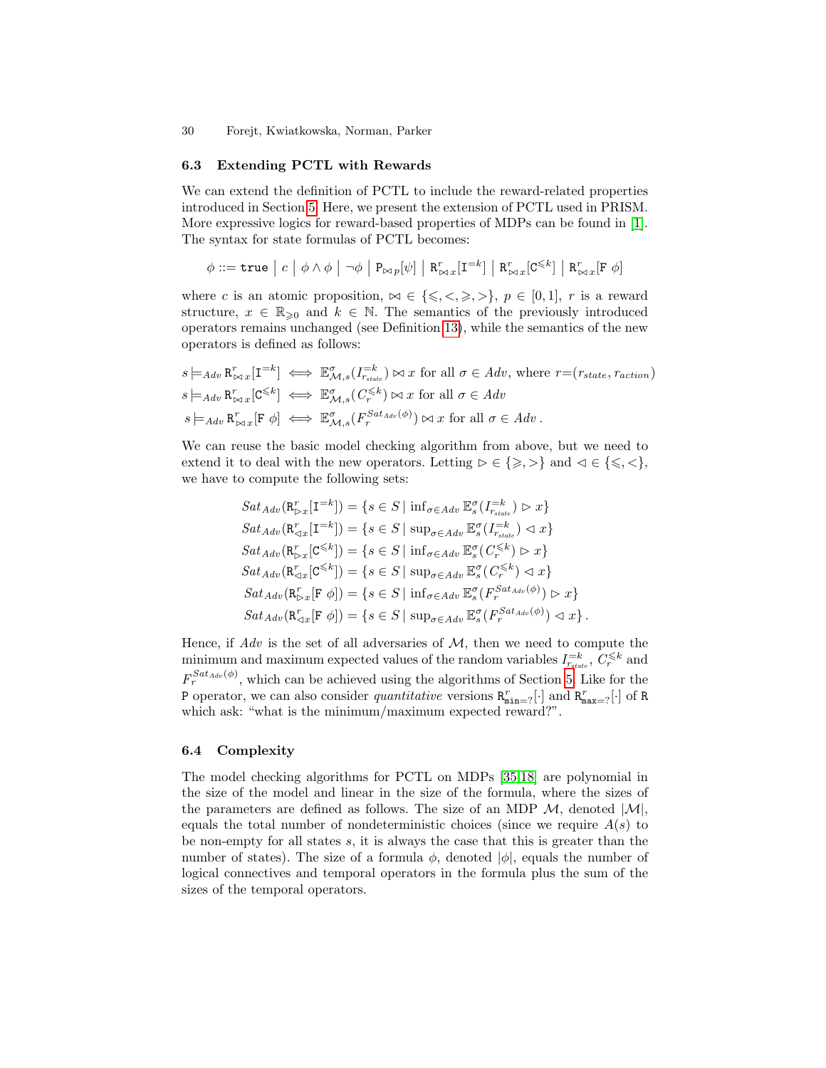### 6.3 Extending PCTL with Rewards

We can extend the definition of PCTL to include the reward-related properties introduced in Section 5. Here, we present the extension of PCTL used in PRISM. More expressive logics for reward-based properties of MDPs can be found in [1]. The syntax for state formulas of PCTL becomes:

$$\phi ::= \texttt{true} \;\big|\; c \;\big|\; \phi \wedge \phi \;\big|\; \neg\phi \;\big|\; \texttt{P}_{\bowtie p}[\psi] \;\big|\; \texttt{R}^{r}_{\bowtie x}[\texttt{I}^{=k}] \;\big|\; \texttt{R}^{r}_{\bowtie x}[\texttt{C}^{\leqslant k}] \;\big|\; \texttt{R}^{r}_{\bowtie x}[\texttt{F}\ \phi]$$

where $c$ is an atomic proposition, $\bowtie \in \{\leqslant, <, \geqslant, >\}$, $p \in [0,1]$, $r$ is a reward structure, $x \in \mathbb{R}_{\geqslant 0}$ and $k \in \mathbb{N}$. The semantics of the previously introduced operators remains unchanged (see Definition 13), while the semantics of the new operators is defined as follows:

$$s \models_{Adv} \texttt{R}^{r}_{\bowtie x}[\texttt{I}^{=k}] \iff \mathbb{E}^{\sigma}_{\mathcal{M},s}(I^{=k}_{r_{state}}) \bowtie x \text{ for all } \sigma \in Adv, \text{ where } r{=}(r_{state}, r_{action})$$

$$s \models_{Adv} \texttt{R}^{r}_{\bowtie x}[\texttt{C}^{\leqslant k}] \iff \mathbb{E}^{\sigma}_{\mathcal{M},s}(C^{\leqslant k}_{r}) \bowtie x \text{ for all } \sigma \in Adv$$

$$s \models_{Adv} \texttt{R}^{r}_{\bowtie x}[\texttt{F}\ \phi] \iff \mathbb{E}^{\sigma}_{\mathcal{M},s}(F^{Sat_{Adv}(\phi)}_{r}) \bowtie x \text{ for all } \sigma \in Adv\,.$$

We can reuse the basic model checking algorithm from above, but we need to extend it to deal with the new operators. Letting $\rhd \in \{\geqslant, >\}$ and $\lhd \in \{\leqslant, <\}$, we have to compute the following sets:

$$Sat_{Adv}(\texttt{R}^{r}_{\rhd x}[\texttt{I}^{=k}]) = \{s \in S \mid \inf_{\sigma\in Adv} \mathbb{E}^{\sigma}_{s}(I^{=k}_{r_{state}}) \rhd x\}$$

$$Sat_{Adv}(\texttt{R}^{r}_{\lhd x}[\texttt{I}^{=k}]) = \{s \in S \mid \sup_{\sigma\in Adv} \mathbb{E}^{\sigma}_{s}(I^{=k}_{r_{state}}) \lhd x\}$$

$$Sat_{Adv}(\texttt{R}^{r}_{\rhd x}[\texttt{C}^{\leqslant k}]) = \{s \in S \mid \inf_{\sigma\in Adv} \mathbb{E}^{\sigma}_{s}(C^{\leqslant k}_{r}) \rhd x\}$$

$$Sat_{Adv}(\texttt{R}^{r}_{\lhd x}[\texttt{C}^{\leqslant k}]) = \{s \in S \mid \sup_{\sigma\in Adv} \mathbb{E}^{\sigma}_{s}(C^{\leqslant k}_{r}) \lhd x\}$$

$$Sat_{Adv}(\texttt{R}^{r}_{\rhd x}[\texttt{F}\ \phi]) = \{s \in S \mid \inf_{\sigma\in Adv} \mathbb{E}^{\sigma}_{s}(F^{Sat_{Adv}(\phi)}_{r}) \rhd x\}$$

$$Sat_{Adv}(\texttt{R}^{r}_{\lhd x}[\texttt{F}\ \phi]) = \{s \in S \mid \sup_{\sigma\in Adv} \mathbb{E}^{\sigma}_{s}(F^{Sat_{Adv}(\phi)}_{r}) \lhd x\}\,.$$

Hence, if $Adv$ is the set of all adversaries of $\mathcal{M}$, then we need to compute the minimum and maximum expected values of the random variables $I^{=k}_{r_{state}}$, $C^{\leqslant k}_{r}$ and $F^{Sat_{Adv}(\phi)}_{r}$, which can be achieved using the algorithms of Section 5. Like for the $\texttt{P}$ operator, we can also consider *quantitative* versions $\texttt{R}^{r}_{\texttt{min}=?}[\cdot]$ and $\texttt{R}^{r}_{\texttt{max}=?}[\cdot]$ of $\texttt{R}$ which ask: "what is the minimum/maximum expected reward?".

### 6.4 Complexity

The model checking algorithms for PCTL on MDPs [35,18] are polynomial in the size of the model and linear in the size of the formula, where the sizes of the parameters are defined as follows. The size of an MDP $\mathcal{M}$, denoted $|\mathcal{M}|$, equals the total number of nondeterministic choices (since we require $A(s)$ to be non-empty for all states $s$, it is always the case that this is greater than the number of states). The size of a formula $\phi$, denoted $|\phi|$, equals the number of logical connectives and temporal operators in the formula plus the sum of the sizes of the temporal operators.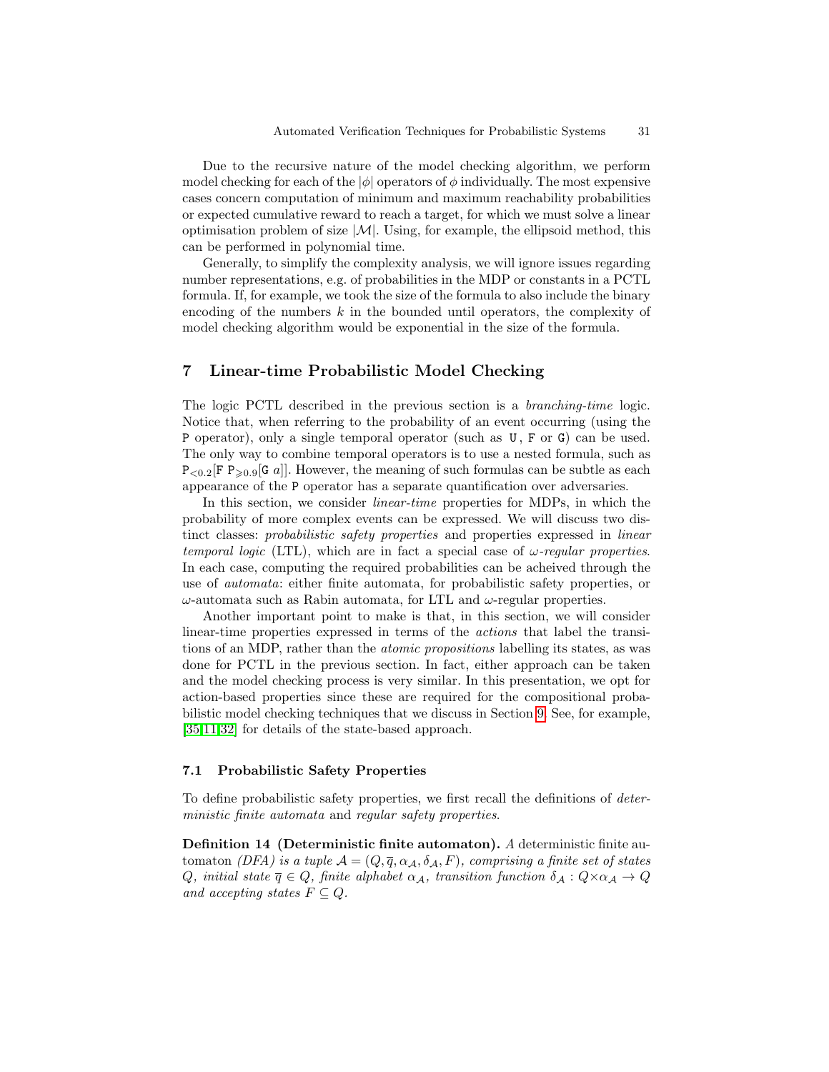Due to the recursive nature of the model checking algorithm, we perform model checking for each of the $|\phi|$ operators of $\phi$ individually. The most expensive cases concern computation of minimum and maximum reachability probabilities or expected cumulative reward to reach a target, for which we must solve a linear optimisation problem of size $|\mathcal{M}|$. Using, for example, the ellipsoid method, this can be performed in polynomial time.

Generally, to simplify the complexity analysis, we will ignore issues regarding number representations, e.g. of probabilities in the MDP or constants in a PCTL formula. If, for example, we took the size of the formula to also include the binary encoding of the numbers $k$ in the bounded until operators, the complexity of model checking algorithm would be exponential in the size of the formula.

## 7 Linear-time Probabilistic Model Checking

The logic PCTL described in the previous section is a *branching-time* logic. Notice that, when referring to the probability of an event occurring (using the $\mathtt{P}$ operator), only a single temporal operator (such as $\mathtt{U}$, $\mathtt{F}$ or $\mathtt{G}$) can be used. The only way to combine temporal operators is to use a nested formula, such as $\mathtt{P}_{<0.2}[\mathtt{F}\ \mathtt{P}_{\geqslant 0.9}[\mathtt{G}\ a]]$. However, the meaning of such formulas can be subtle as each appearance of the $\mathtt{P}$ operator has a separate quantification over adversaries.

In this section, we consider *linear-time* properties for MDPs, in which the probability of more complex events can be expressed. We will discuss two distinct classes: *probabilistic safety properties* and properties expressed in *linear temporal logic* (LTL), which are in fact a special case of $\omega$*-regular properties*. In each case, computing the required probabilities can be acheived through the use of *automata*: either finite automata, for probabilistic safety properties, or $\omega$-automata such as Rabin automata, for LTL and $\omega$-regular properties.

Another important point to make is that, in this section, we will consider linear-time properties expressed in terms of the *actions* that label the transitions of an MDP, rather than the *atomic propositions* labelling its states, as was done for PCTL in the previous section. In fact, either approach can be taken and the model checking process is very similar. In this presentation, we opt for action-based properties since these are required for the compositional probabilistic model checking techniques that we discuss in Section 9. See, for example, [35,11,32] for details of the state-based approach.

### 7.1 Probabilistic Safety Properties

To define probabilistic safety properties, we first recall the definitions of *deterministic finite automata* and *regular safety properties*.

**Definition 14 (Deterministic finite automaton).** *A* deterministic finite automaton *(DFA) is a tuple $\mathcal{A} = (Q, \overline{q}, \alpha_{\mathcal{A}}, \delta_{\mathcal{A}}, F)$, comprising a finite set of states $Q$, initial state $\overline{q} \in Q$, finite alphabet $\alpha_{\mathcal{A}}$, transition function $\delta_{\mathcal{A}} : Q \times \alpha_{\mathcal{A}} \to Q$ and accepting states $F \subseteq Q$.*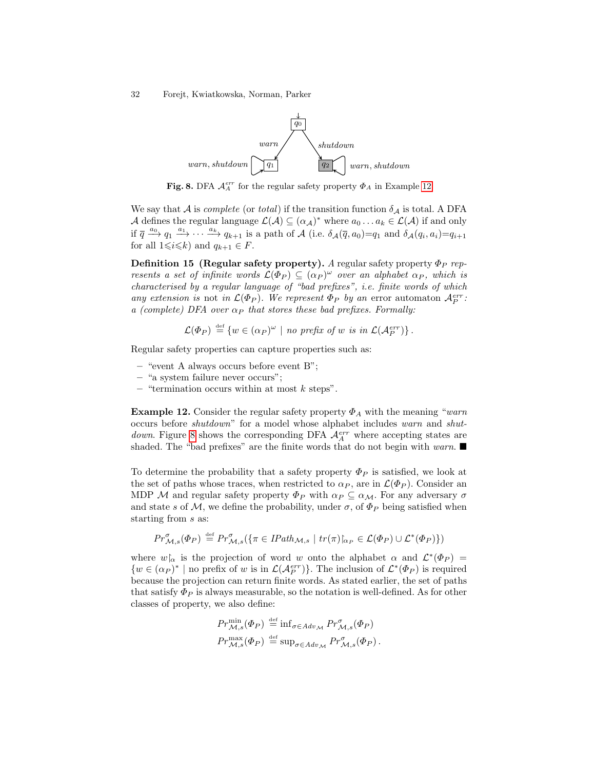**Fig. 8.** DFA $\mathcal{A}_A^{err}$ for the regular safety property $\Phi_A$ in Example 12

We say that $\mathcal{A}$ is *complete* (or *total*) if the transition function $\delta_\mathcal{A}$ is total. A DFA $\mathcal{A}$ defines the regular language $\mathcal{L}(\mathcal{A}) \subseteq (\alpha_\mathcal{A})^*$ where $a_0 \dots a_k \in \mathcal{L}(\mathcal{A})$ if and only if $\overline{q} \xrightarrow{a_0} q_1 \xrightarrow{a_1} \cdots \xrightarrow{a_k} q_{k+1}$ is a path of $\mathcal{A}$ (i.e. $\delta_\mathcal{A}(\overline{q}, a_0){=}q_1$ and $\delta_\mathcal{A}(q_i, a_i){=}q_{i+1}$ for all $1{\leqslant}i{\leqslant}k$) and $q_{k+1} \in F$.

**Definition 15 (Regular safety property).** *A regular safety property $\Phi_P$ represents a set of infinite words $\mathcal{L}(\Phi_P) \subseteq (\alpha_P)^\omega$ over an alphabet $\alpha_P$, which is characterised by a regular language of "bad prefixes", i.e. finite words of which any extension is* not *in $\mathcal{L}(\Phi_P)$. We represent $\Phi_P$ by an* error automaton *$\mathcal{A}_P^{err}$: a (complete) DFA over $\alpha_P$ that stores these bad prefixes. Formally:*

$$\mathcal{L}(\Phi_P) \stackrel{\text{def}}{=} \{w \in (\alpha_P)^\omega \mid \textit{no prefix of } w \textit{ is in } \mathcal{L}(\mathcal{A}_P^{err})\} .$$

Regular safety properties can capture properties such as:

- "event A always occurs before event B";
- "a system failure never occurs";
- "termination occurs within at most $k$ steps".

**Example 12.** Consider the regular safety property $\Phi_A$ with the meaning "*warn* occurs before *shutdown*" for a model whose alphabet includes *warn* and *shutdown*. Figure 8 shows the corresponding DFA $\mathcal{A}_A^{err}$ where accepting states are shaded. The "bad prefixes" are the finite words that do not begin with *warn*. ■

To determine the probability that a safety property $\Phi_P$ is satisfied, we look at the set of paths whose traces, when restricted to $\alpha_P$, are in $\mathcal{L}(\Phi_P)$. Consider an MDP $\mathcal{M}$ and regular safety property $\Phi_P$ with $\alpha_P \subseteq \alpha_\mathcal{M}$. For any adversary $\sigma$ and state $s$ of $\mathcal{M}$, we define the probability, under $\sigma$, of $\Phi_P$ being satisfied when starting from $s$ as:

$$Pr^\sigma_{\mathcal{M},s}(\Phi_P) \stackrel{\text{def}}{=} Pr^\sigma_{\mathcal{M},s}(\{\pi \in IPath_{\mathcal{M},s} \mid tr(\pi){\upharpoonright_{\alpha_P}} \in \mathcal{L}(\Phi_P) \cup \mathcal{L}^*(\Phi_P)\})$$

where $w{\upharpoonright_\alpha}$ is the projection of word $w$ onto the alphabet $\alpha$ and $\mathcal{L}^*(\Phi_P) = \{w \in (\alpha_P)^* \mid \text{no prefix of } w \text{ is in } \mathcal{L}(\mathcal{A}_P^{err})\}$. The inclusion of $\mathcal{L}^*(\Phi_P)$ is required because the projection can return finite words. As stated earlier, the set of paths that satisfy $\Phi_P$ is always measurable, so the notation is well-defined. As for other classes of property, we also define:

$$Pr^{\min}_{\mathcal{M},s}(\Phi_P) \stackrel{\text{def}}{=} \inf_{\sigma \in Adv_\mathcal{M}} Pr^\sigma_{\mathcal{M},s}(\Phi_P)$$
$$Pr^{\max}_{\mathcal{M},s}(\Phi_P) \stackrel{\text{def}}{=} \sup_{\sigma \in Adv_\mathcal{M}} Pr^\sigma_{\mathcal{M},s}(\Phi_P) .$$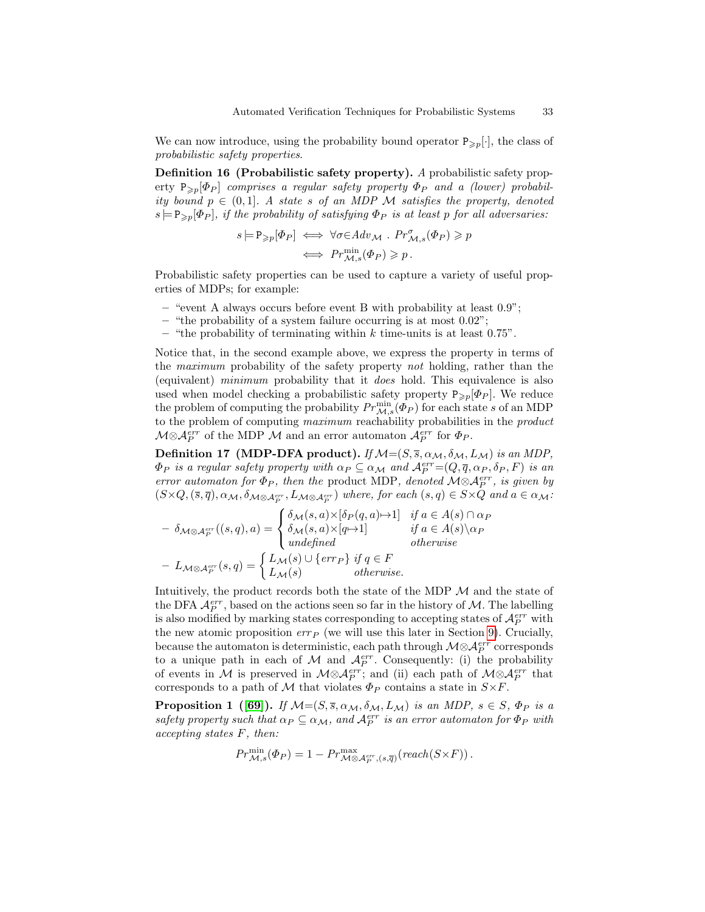We can now introduce, using the probability bound operator $\mathtt{P}_{\geqslant p}[\cdot]$, the class of *probabilistic safety properties*.

**Definition 16 (Probabilistic safety property).** *A probabilistic safety property $\mathtt{P}_{\geqslant p}[\Phi_P]$ comprises a regular safety property $\Phi_P$ and a (lower) probability bound $p \in (0,1]$. A state $s$ of an MDP $\mathcal{M}$ satisfies the property, denoted $s \models \mathtt{P}_{\geqslant p}[\Phi_P]$, if the probability of satisfying $\Phi_P$ is at least $p$ for all adversaries:*

$$
\begin{aligned}
s \models \mathtt{P}_{\geqslant p}[\Phi_P] &\iff \forall \sigma \in Adv_{\mathcal{M}} \,.\, Pr^{\sigma}_{\mathcal{M},s}(\Phi_P) \geqslant p \\
&\iff Pr^{\min}_{\mathcal{M},s}(\Phi_P) \geqslant p \,.
\end{aligned}
$$

Probabilistic safety properties can be used to capture a variety of useful properties of MDPs; for example:

- "event A always occurs before event B with probability at least 0.9";
- "the probability of a system failure occurring is at most 0.02";
- "the probability of terminating within $k$ time-units is at least 0.75".

Notice that, in the second example above, we express the property in terms of the *maximum* probability of the safety property *not* holding, rather than the (equivalent) *minimum* probability that it *does* hold. This equivalence is also used when model checking a probabilistic safety property $\mathtt{P}_{\geqslant p}[\Phi_P]$. We reduce the problem of computing the probability $Pr^{\min}_{\mathcal{M},s}(\Phi_P)$ for each state $s$ of an MDP to the problem of computing *maximum* reachability probabilities in the *product* $\mathcal{M} \otimes \mathcal{A}^{err}_P$ of the MDP $\mathcal{M}$ and an error automaton $\mathcal{A}^{err}_P$ for $\Phi_P$.

**Definition 17 (MDP-DFA product).** *If $\mathcal{M}=(S, \overline{s}, \alpha_{\mathcal{M}}, \delta_{\mathcal{M}}, L_{\mathcal{M}})$ is an MDP, $\Phi_P$ is a regular safety property with $\alpha_P \subseteq \alpha_{\mathcal{M}}$ and $\mathcal{A}^{err}_P=(Q, \overline{q}, \alpha_P, \delta_P, F)$ is an error automaton for $\Phi_P$, then the* product MDP*, denoted $\mathcal{M} \otimes \mathcal{A}^{err}_P$, is given by $(S \times Q, (\overline{s}, \overline{q}), \alpha_{\mathcal{M}}, \delta_{\mathcal{M} \otimes \mathcal{A}^{err}_P}, L_{\mathcal{M} \otimes \mathcal{A}^{err}_P})$ where, for each $(s,q) \in S \times Q$ and $a \in \alpha_{\mathcal{M}}$:*

- $\delta_{\mathcal{M} \otimes \mathcal{A}^{err}_P}((s,q),a) = \begin{cases} \delta_{\mathcal{M}}(s,a) \times [\delta_P(q,a) \mapsto 1] & \text{if } a \in A(s) \cap \alpha_P \\ \delta_{\mathcal{M}}(s,a) \times [q \mapsto 1] & \text{if } a \in A(s) \backslash \alpha_P \\ \text{undefined} & \text{otherwise} \end{cases}$
- $L_{\mathcal{M} \otimes \mathcal{A}^{err}_P}(s,q) = \begin{cases} L_{\mathcal{M}}(s) \cup \{err_P\} & \text{if } q \in F \\ L_{\mathcal{M}}(s) & \text{otherwise.} \end{cases}$

Intuitively, the product records both the state of the MDP $\mathcal{M}$ and the state of the DFA $\mathcal{A}^{err}_P$, based on the actions seen so far in the history of $\mathcal{M}$. The labelling is also modified by marking states corresponding to accepting states of $\mathcal{A}^{err}_P$ with the new atomic proposition $err_P$ (we will use this later in Section 9). Crucially, because the automaton is deterministic, each path through $\mathcal{M} \otimes \mathcal{A}^{err}_P$ corresponds to a unique path in each of $\mathcal{M}$ and $\mathcal{A}^{err}_P$. Consequently: (i) the probability of events in $\mathcal{M}$ is preserved in $\mathcal{M} \otimes \mathcal{A}^{err}_P$; and (ii) each path of $\mathcal{M} \otimes \mathcal{A}^{err}_P$ that corresponds to a path of $\mathcal{M}$ that violates $\Phi_P$ contains a state in $S \times F$.

**Proposition 1 ([69]).** *If $\mathcal{M}=(S, \overline{s}, \alpha_{\mathcal{M}}, \delta_{\mathcal{M}}, L_{\mathcal{M}})$ is an MDP, $s \in S$, $\Phi_P$ is a safety property such that $\alpha_P \subseteq \alpha_{\mathcal{M}}$, and $\mathcal{A}^{err}_P$ is an error automaton for $\Phi_P$ with accepting states $F$, then:*

$$
Pr^{\min}_{\mathcal{M},s}(\Phi_P) = 1 - Pr^{\max}_{\mathcal{M} \otimes \mathcal{A}^{err}_P,(s,\overline{q})}(reach(S \times F)) \,.
$$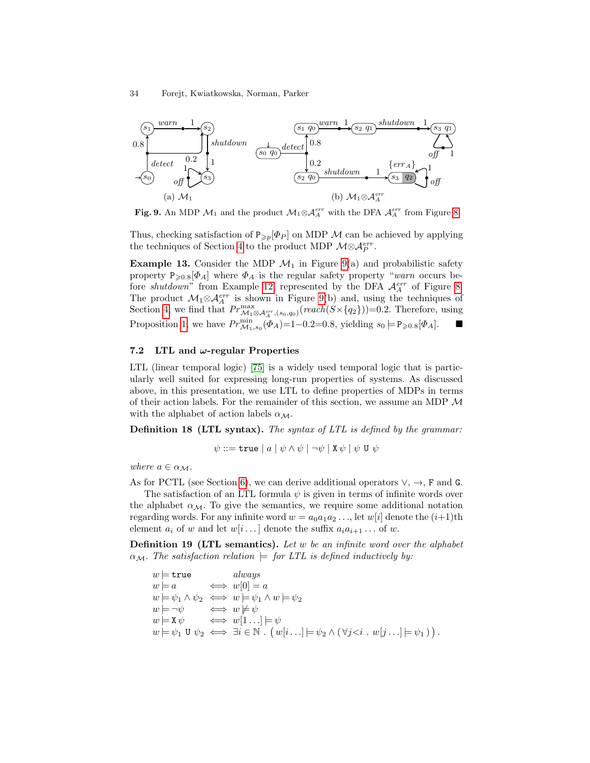Fig. 9. An MDP $\mathcal{M}_1$ and the product $\mathcal{M}_1 \otimes \mathcal{A}_A^{err}$ with the DFA $\mathcal{A}_A^{err}$ from Figure 8

Thus, checking satisfaction of $\mathtt{P}_{\geqslant p}[\Phi_P]$ on MDP $\mathcal{M}$ can be achieved by applying the techniques of Section 4 to the product MDP $\mathcal{M} \otimes \mathcal{A}_P^{err}$.

**Example 13.** Consider the MDP $\mathcal{M}_1$ in Figure 9(a) and probabilistic safety property $\mathtt{P}_{\geqslant 0.8}[\Phi_A]$ where $\Phi_A$ is the regular safety property "*warn* occurs before *shutdown*" from Example 12, represented by the DFA $\mathcal{A}_A^{err}$ of Figure 8. The product $\mathcal{M}_1 \otimes \mathcal{A}_A^{err}$ is shown in Figure 9(b) and, using the techniques of Section 4, we find that $Pr^{\max}_{\mathcal{M}_1 \otimes \mathcal{A}_A^{err},(s_0,q_0)}(reach(S \times \{q_2\}))=0.2$. Therefore, using Proposition 1, we have $Pr^{\min}_{\mathcal{M}_1,s_0}(\Phi_A)=1-0.2=0.8$, yielding $s_0 \models \mathtt{P}_{\geqslant 0.8}[\Phi_A]$. ■

### 7.2 LTL and ω-regular Properties

LTL (linear temporal logic) [75] is a widely used temporal logic that is particularly well suited for expressing long-run properties of systems. As discussed above, in this presentation, we use LTL to define properties of MDPs in terms of their action labels. For the remainder of this section, we assume an MDP $\mathcal{M}$ with the alphabet of action labels $\alpha_{\mathcal{M}}$.

**Definition 18 (LTL syntax).** *The syntax of LTL is defined by the grammar:*

$$\psi ::= \mathtt{true} \mid a \mid \psi \wedge \psi \mid \neg \psi \mid \mathtt{X}\, \psi \mid \psi\ \mathtt{U}\ \psi$$

*where* $a \in \alpha_{\mathcal{M}}$.

As for PCTL (see Section 6), we can derive additional operators $\vee$, $\rightarrow$, $\mathtt{F}$ and $\mathtt{G}$.

The satisfaction of an LTL formula $\psi$ is given in terms of infinite words over the alphabet $\alpha_{\mathcal{M}}$. To give the semantics, we require some additional notation regarding words. For any infinite word $w = a_0 a_1 a_2 \ldots$, let $w[i]$ denote the $(i+1)$th element $a_i$ of $w$ and let $w[i \ldots]$ denote the suffix $a_i a_{i+1} \ldots$ of $w$.

**Definition 19 (LTL semantics).** *Let $w$ be an infinite word over the alphabet $\alpha_{\mathcal{M}}$. The satisfaction relation $\models$ for LTL is defined inductively by:*

$$
\begin{array}{lll}
w \models \mathtt{true} & & \textit{always} \\
w \models a & \iff & w[0] = a \\
w \models \psi_1 \wedge \psi_2 & \iff & w \models \psi_1 \wedge w \models \psi_2 \\
w \models \neg \psi & \iff & w \not\models \psi \\
w \models \mathtt{X}\, \psi & \iff & w[1 \ldots] \models \psi \\
w \models \psi_1\ \mathtt{U}\ \psi_2 & \iff & \exists i \in \mathbb{N} \,.\, \big( w[i \ldots] \models \psi_2 \wedge ( \forall j < i \,.\, w[j \ldots] \models \psi_1 ) \big).
\end{array}
$$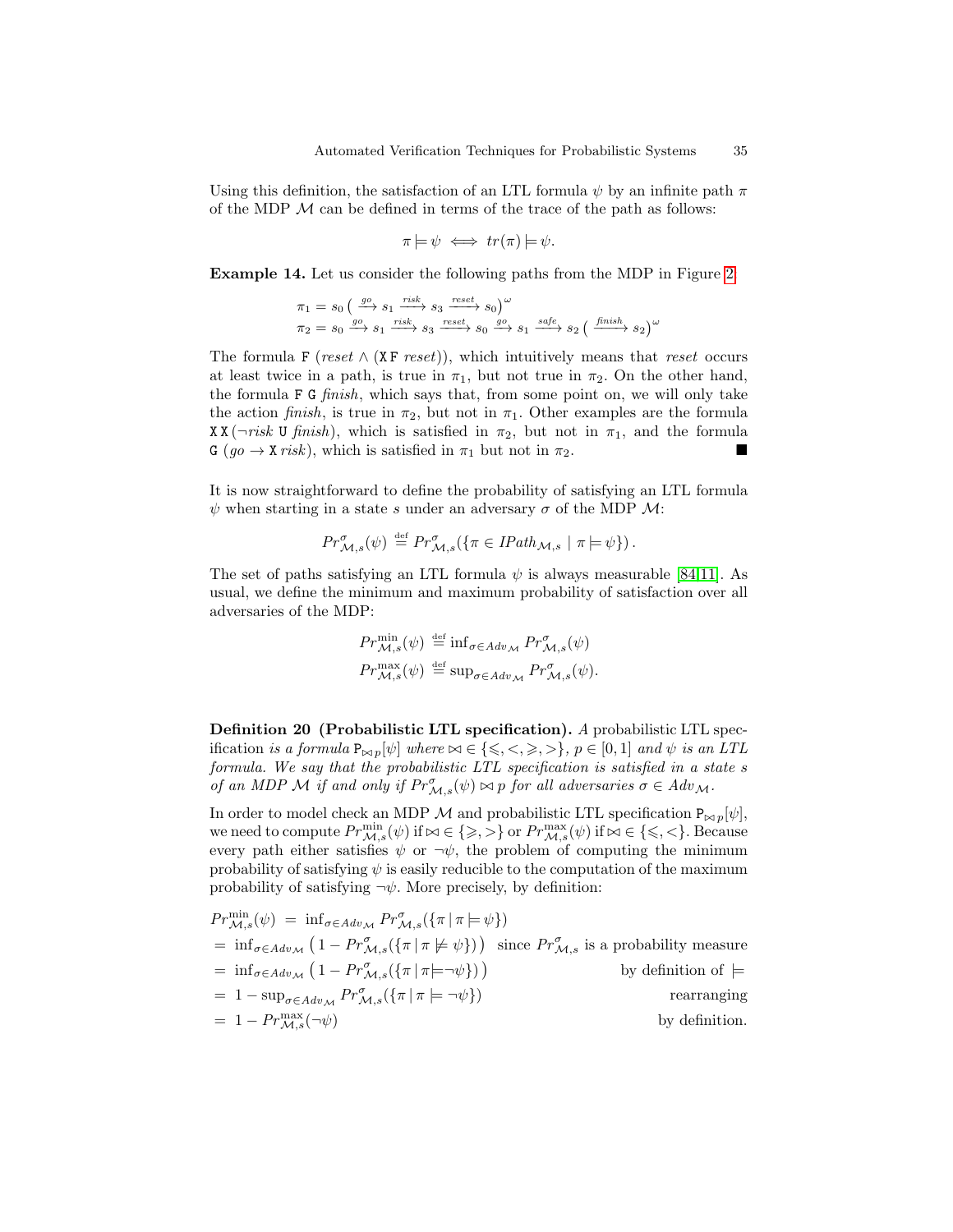Using this definition, the satisfaction of an LTL formula $\psi$ by an infinite path $\pi$ of the MDP $\mathcal{M}$ can be defined in terms of the trace of the path as follows:

$$\pi \models \psi \iff tr(\pi) \models \psi.$$

**Example 14.** Let us consider the following paths from the MDP in Figure 2:

$$\pi_1 = s_0 \big( \xrightarrow{go} s_1 \xrightarrow{risk} s_3 \xrightarrow{reset} s_0 \big)^\omega$$
$$\pi_2 = s_0 \xrightarrow{go} s_1 \xrightarrow{risk} s_3 \xrightarrow{reset} s_0 \xrightarrow{go} s_1 \xrightarrow{safe} s_2 \big( \xrightarrow{finish} s_2 \big)^\omega$$

The formula $\mathtt{F}\,(reset \wedge (\mathtt{X}\,\mathtt{F}\,reset))$, which intuitively means that *reset* occurs at least twice in a path, is true in $\pi_1$, but not true in $\pi_2$. On the other hand, the formula $\mathtt{F}\,\mathtt{G}\,finish$, which says that, from some point on, we will only take the action *finish*, is true in $\pi_2$, but not in $\pi_1$. Other examples are the formula $\mathtt{X}\,\mathtt{X}\,(\neg risk\ \mathtt{U}\ finish)$, which is satisfied in $\pi_2$, but not in $\pi_1$, and the formula $\mathtt{G}\,(go \rightarrow \mathtt{X}\,risk)$, which is satisfied in $\pi_1$ but not in $\pi_2$. ■

It is now straightforward to define the probability of satisfying an LTL formula $\psi$ when starting in a state $s$ under an adversary $\sigma$ of the MDP $\mathcal{M}$:

$$Pr^{\sigma}_{\mathcal{M},s}(\psi) \stackrel{\text{def}}{=} Pr^{\sigma}_{\mathcal{M},s}(\{\pi \in IPath_{\mathcal{M},s} \mid \pi \models \psi\}).$$

The set of paths satisfying an LTL formula $\psi$ is always measurable [84,11]. As usual, we define the minimum and maximum probability of satisfaction over all adversaries of the MDP:

$$Pr^{\min}_{\mathcal{M},s}(\psi) \stackrel{\text{def}}{=} \inf_{\sigma \in Adv_{\mathcal{M}}} Pr^{\sigma}_{\mathcal{M},s}(\psi)$$
$$Pr^{\max}_{\mathcal{M},s}(\psi) \stackrel{\text{def}}{=} \sup_{\sigma \in Adv_{\mathcal{M}}} Pr^{\sigma}_{\mathcal{M},s}(\psi).$$

**Definition 20 (Probabilistic LTL specification).** *A* probabilistic LTL specification *is a formula* $\mathtt{P}_{\bowtie p}[\psi]$ *where* $\bowtie \in \{\leqslant, <, \geqslant, >\}$, $p \in [0,1]$ *and* $\psi$ *is an LTL formula. We say that the probabilistic LTL specification is satisfied in a state* $s$ *of an MDP* $\mathcal{M}$ *if and only if* $Pr^{\sigma}_{\mathcal{M},s}(\psi) \bowtie p$ *for all adversaries* $\sigma \in Adv_{\mathcal{M}}$.

In order to model check an MDP $\mathcal{M}$ and probabilistic LTL specification $\mathtt{P}_{\bowtie p}[\psi]$, we need to compute $Pr^{\min}_{\mathcal{M},s}(\psi)$ if $\bowtie \in \{\geqslant, >\}$ or $Pr^{\max}_{\mathcal{M},s}(\psi)$ if $\bowtie \in \{\leqslant, <\}$. Because every path either satisfies $\psi$ or $\neg\psi$, the problem of computing the minimum probability of satisfying $\psi$ is easily reducible to the computation of the maximum probability of satisfying $\neg\psi$. More precisely, by definition:

$$
\begin{aligned}
Pr^{\min}_{\mathcal{M},s}(\psi) &= \inf_{\sigma \in Adv_{\mathcal{M}}} Pr^{\sigma}_{\mathcal{M},s}(\{\pi \mid \pi \models \psi\}) \\
&= \inf_{\sigma \in Adv_{\mathcal{M}}} \big(1 - Pr^{\sigma}_{\mathcal{M},s}(\{\pi \mid \pi \not\models \psi\})\big) && \text{since } Pr^{\sigma}_{\mathcal{M},s} \text{ is a probability measure} \\
&= \inf_{\sigma \in Adv_{\mathcal{M}}} \big(1 - Pr^{\sigma}_{\mathcal{M},s}(\{\pi \mid \pi \models \neg\psi\})\big) && \text{by definition of } \models \\
&= 1 - \sup_{\sigma \in Adv_{\mathcal{M}}} Pr^{\sigma}_{\mathcal{M},s}(\{\pi \mid \pi \models \neg\psi\}) && \text{rearranging} \\
&= 1 - Pr^{\max}_{\mathcal{M},s}(\neg\psi) && \text{by definition.}
\end{aligned}
$$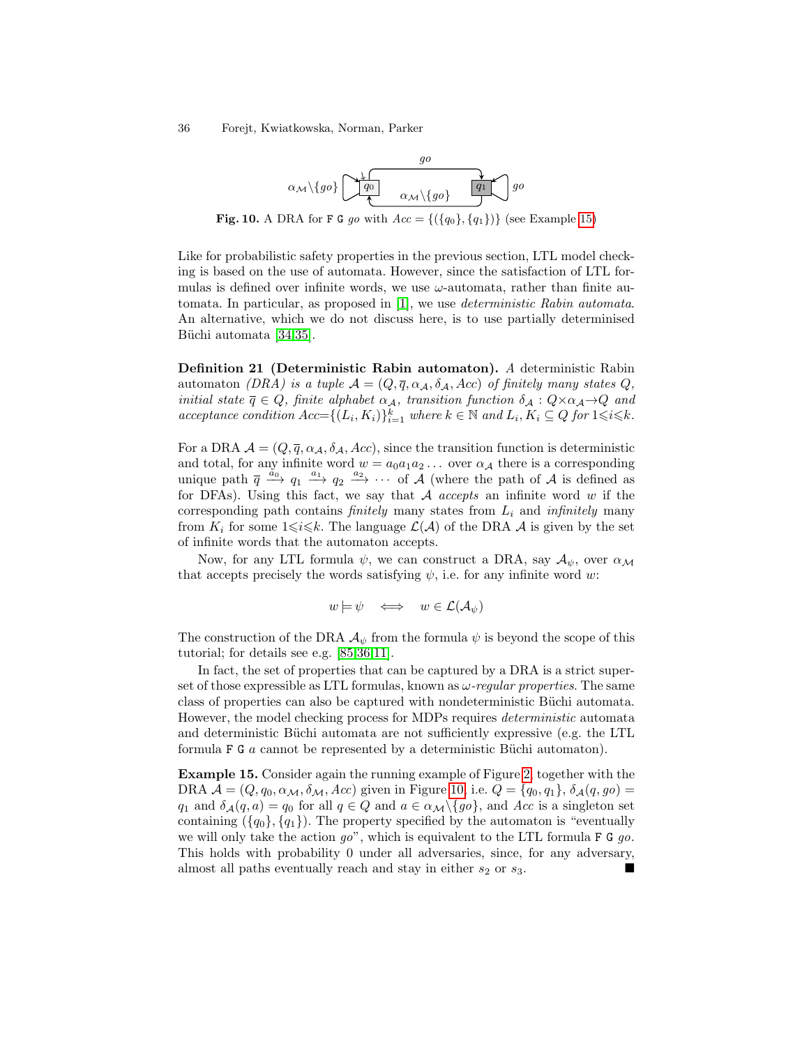Fig. 10. A DRA for $\mathtt{F}\,\mathtt{G}\; go$ with $Acc = \{(\{q_0\}, \{q_1\})\}$ (see Example 15)

Like for probabilistic safety properties in the previous section, LTL model checking is based on the use of automata. However, since the satisfaction of LTL formulas is defined over infinite words, we use $\omega$-automata, rather than finite automata. In particular, as proposed in [1], we use *deterministic Rabin automata*. An alternative, which we do not discuss here, is to use partially determinised Büchi automata [34,35].

**Definition 21 (Deterministic Rabin automaton).** *A* deterministic Rabin automaton *(DRA) is a tuple* $\mathcal{A} = (Q, \overline{q}, \alpha_{\mathcal{A}}, \delta_{\mathcal{A}}, Acc)$ *of finitely many states* $Q$*, initial state* $\overline{q} \in Q$*, finite alphabet* $\alpha_{\mathcal{A}}$*, transition function* $\delta_{\mathcal{A}} : Q \times \alpha_{\mathcal{A}} \to Q$ *and acceptance condition* $Acc = \{(L_i, K_i)\}_{i=1}^{k}$ *where* $k \in \mathbb{N}$ *and* $L_i, K_i \subseteq Q$ *for* $1 \leqslant i \leqslant k$*.*

For a DRA $\mathcal{A} = (Q, \overline{q}, \alpha_{\mathcal{A}}, \delta_{\mathcal{A}}, Acc)$, since the transition function is deterministic and total, for any infinite word $w = a_0 a_1 a_2 \ldots$ over $\alpha_{\mathcal{A}}$ there is a corresponding unique path $\overline{q} \xrightarrow{a_0} q_1 \xrightarrow{a_1} q_2 \xrightarrow{a_2} \cdots$ of $\mathcal{A}$ (where the path of $\mathcal{A}$ is defined as for DFAs). Using this fact, we say that $\mathcal{A}$ *accepts* an infinite word $w$ if the corresponding path contains *finitely* many states from $L_i$ and *infinitely* many from $K_i$ for some $1 \leqslant i \leqslant k$. The language $\mathcal{L}(\mathcal{A})$ of the DRA $\mathcal{A}$ is given by the set of infinite words that the automaton accepts.

Now, for any LTL formula $\psi$, we can construct a DRA, say $\mathcal{A}_{\psi}$, over $\alpha_{\mathcal{M}}$ that accepts precisely the words satisfying $\psi$, i.e. for any infinite word $w$:

$$w \models \psi \quad \Longleftrightarrow \quad w \in \mathcal{L}(\mathcal{A}_{\psi})$$

The construction of the DRA $\mathcal{A}_{\psi}$ from the formula $\psi$ is beyond the scope of this tutorial; for details see e.g. [85,36,11].

In fact, the set of properties that can be captured by a DRA is a strict superset of those expressible as LTL formulas, known as $\omega$-*regular properties*. The same class of properties can also be captured with nondeterministic Büchi automata. However, the model checking process for MDPs requires *deterministic* automata and deterministic Büchi automata are not sufficiently expressive (e.g. the LTL formula $\mathtt{F}\,\mathtt{G}\; a$ cannot be represented by a deterministic Büchi automaton).

**Example 15.** Consider again the running example of Figure 2, together with the DRA $\mathcal{A} = (Q, q_0, \alpha_{\mathcal{M}}, \delta_{\mathcal{M}}, Acc)$ given in Figure 10, i.e. $Q = \{q_0, q_1\}$, $\delta_{\mathcal{A}}(q, go) = q_1$ and $\delta_{\mathcal{A}}(q, a) = q_0$ for all $q \in Q$ and $a \in \alpha_{\mathcal{M}} \backslash \{go\}$, and $Acc$ is a singleton set containing $(\{q_0\}, \{q_1\})$. The property specified by the automaton is "eventually we will only take the action $go$", which is equivalent to the LTL formula $\mathtt{F}\,\mathtt{G}\; go$. This holds with probability 0 under all adversaries, since, for any adversary, almost all paths eventually reach and stay in either $s_2$ or $s_3$. ■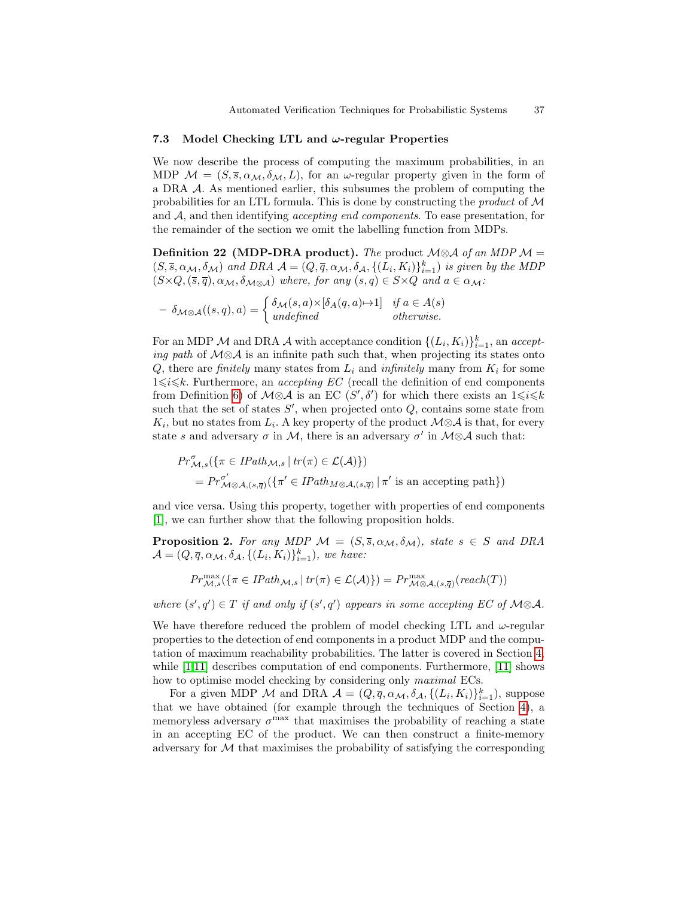### 7.3 Model Checking LTL and $\omega$-regular Properties

We now describe the process of computing the maximum probabilities, in an MDP $\mathcal{M} = (S, \overline{s}, \alpha_{\mathcal{M}}, \delta_{\mathcal{M}}, L)$, for an $\omega$-regular property given in the form of a DRA $\mathcal{A}$. As mentioned earlier, this subsumes the problem of computing the probabilities for an LTL formula. This is done by constructing the *product* of $\mathcal{M}$ and $\mathcal{A}$, and then identifying *accepting end components*. To ease presentation, for the remainder of the section we omit the labelling function from MDPs.

**Definition 22 (MDP-DRA product).** *The* product $\mathcal{M}{\otimes}\mathcal{A}$ *of an MDP* $\mathcal{M} = (S, \overline{s}, \alpha_{\mathcal{M}}, \delta_{\mathcal{M}})$ *and DRA* $\mathcal{A} = (Q, \overline{q}, \alpha_{\mathcal{M}}, \delta_{\mathcal{A}}, \{(L_i, K_i)\}_{i=1}^k)$ *is given by the MDP* $(S{\times}Q, (\overline{s}, \overline{q}), \alpha_{\mathcal{M}}, \delta_{\mathcal{M}\otimes\mathcal{A}})$ *where, for any* $(s, q) \in S{\times}Q$ *and* $a \in \alpha_{\mathcal{M}}$*:*

– $\delta_{\mathcal{M}\otimes\mathcal{A}}((s,q),a) = \begin{cases} \delta_{\mathcal{M}}(s,a) \times [\delta_{\mathcal{A}}(q,a) \mapsto 1] & \text{if } a \in A(s) \\ \text{undefined} & \text{otherwise.} \end{cases}$

For an MDP $\mathcal{M}$ and DRA $\mathcal{A}$ with acceptance condition $\{(L_i, K_i)\}_{i=1}^k$, an *accepting path* of $\mathcal{M}{\otimes}\mathcal{A}$ is an infinite path such that, when projecting its states onto $Q$, there are *finitely* many states from $L_i$ and *infinitely* many from $K_i$ for some $1{\leqslant}i{\leqslant}k$. Furthermore, an *accepting EC* (recall the definition of end components from Definition 6) of $\mathcal{M}{\otimes}\mathcal{A}$ is an EC $(S', \delta')$ for which there exists an $1{\leqslant}i{\leqslant}k$ such that the set of states $S'$, when projected onto $Q$, contains some state from $K_i$, but no states from $L_i$. A key property of the product $\mathcal{M}{\otimes}\mathcal{A}$ is that, for every state $s$ and adversary $\sigma$ in $\mathcal{M}$, there is an adversary $\sigma'$ in $\mathcal{M}{\otimes}\mathcal{A}$ such that:

$$
\begin{aligned}
&Pr^{\sigma}_{\mathcal{M},s}(\{\pi \in IPath_{\mathcal{M},s} \mid tr(\pi) \in \mathcal{L}(\mathcal{A})\}) \\
&\quad = Pr^{\sigma'}_{\mathcal{M}\otimes\mathcal{A},(s,\overline{q})}(\{\pi' \in IPath_{M\otimes\mathcal{A},(s,\overline{q})} \mid \pi' \text{ is an accepting path}\})
\end{aligned}
$$

and vice versa. Using this property, together with properties of end components [1], we can further show that the following proposition holds.

**Proposition 2.** *For any MDP* $\mathcal{M} = (S, \overline{s}, \alpha_{\mathcal{M}}, \delta_{\mathcal{M}})$*, state* $s \in S$ *and DRA* $\mathcal{A} = (Q, \overline{q}, \alpha_{\mathcal{M}}, \delta_{\mathcal{A}}, \{(L_i, K_i)\}_{i=1}^k)$*, we have:*

$$
Pr^{\max}_{\mathcal{M},s}(\{\pi \in IPath_{\mathcal{M},s} \mid tr(\pi) \in \mathcal{L}(\mathcal{A})\}) = Pr^{\max}_{\mathcal{M}\otimes\mathcal{A},(s,\overline{q})}(reach(T))
$$

*where* $(s', q') \in T$ *if and only if* $(s', q')$ *appears in some accepting EC of* $\mathcal{M}{\otimes}\mathcal{A}$*.*

We have therefore reduced the problem of model checking LTL and $\omega$-regular properties to the detection of end components in a product MDP and the computation of maximum reachability probabilities. The latter is covered in Section 4, while [1,11] describes computation of end components. Furthermore, [11] shows how to optimise model checking by considering only *maximal* ECs.

For a given MDP $\mathcal{M}$ and DRA $\mathcal{A} = (Q, \overline{q}, \alpha_{\mathcal{M}}, \delta_{\mathcal{A}}, \{(L_i, K_i)\}_{i=1}^k)$, suppose that we have obtained (for example through the techniques of Section 4), a memoryless adversary $\sigma^{\max}$ that maximises the probability of reaching a state in an accepting EC of the product. We can then construct a finite-memory adversary for $\mathcal{M}$ that maximises the probability of satisfying the corresponding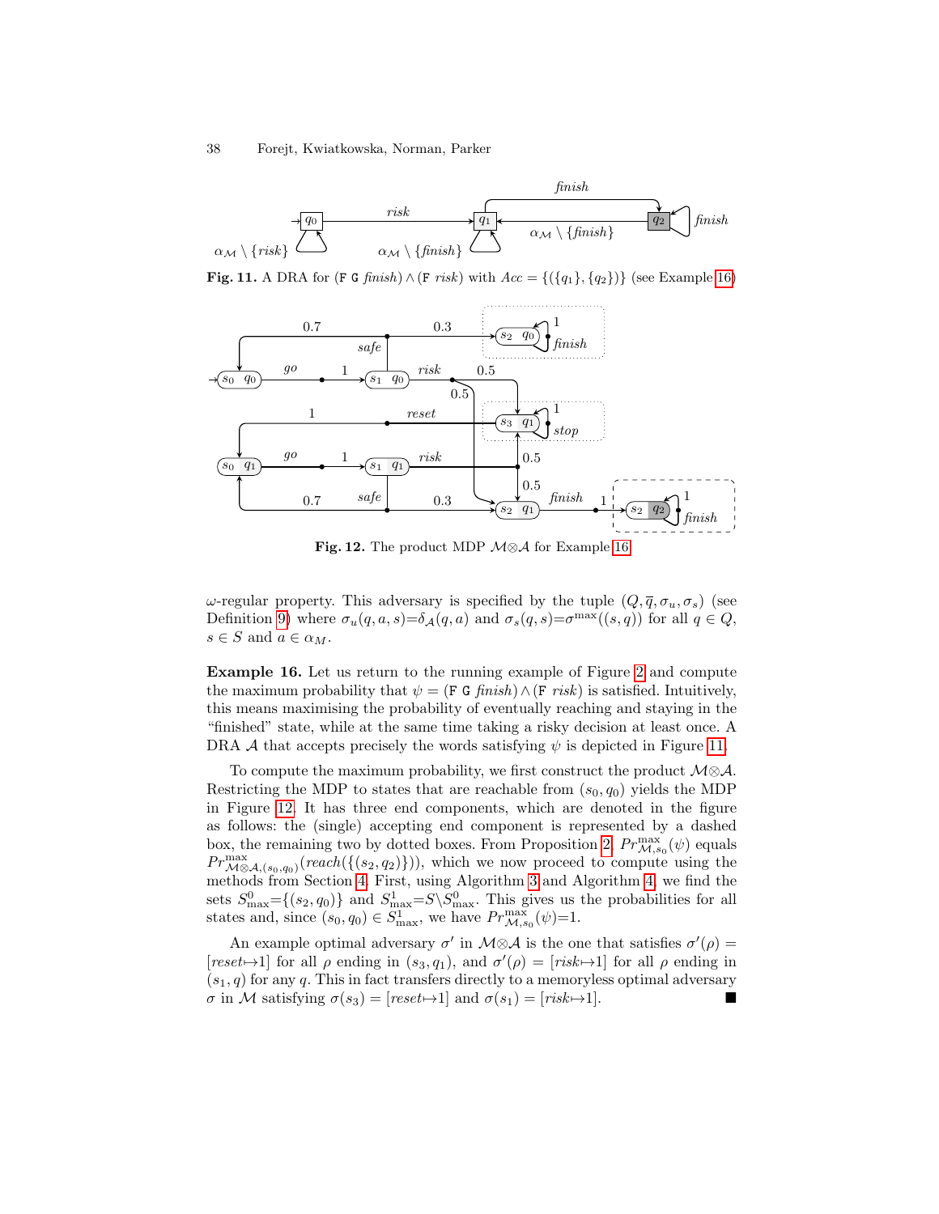**Fig. 11.** A DRA for $(\texttt{F}\ \texttt{G}\ \mathit{finish}) \wedge (\texttt{F}\ \mathit{risk})$ with $Acc = \{(\{q_1\}, \{q_2\})\}$ (see Example 16)

**Fig. 12.** The product MDP $\mathcal{M}\otimes\mathcal{A}$ for Example 16

$\omega$-regular property. This adversary is specified by the tuple $(Q, \overline{q}, \sigma_u, \sigma_s)$ (see Definition 9) where $\sigma_u(q,a,s){=}\delta_{\mathcal{A}}(q,a)$ and $\sigma_s(q,s){=}\sigma^{\max}((s,q))$ for all $q \in Q$, $s \in S$ and $a \in \alpha_M$.

**Example 16.** Let us return to the running example of Figure 2 and compute the maximum probability that $\psi = (\texttt{F}\ \texttt{G}\ \mathit{finish}) \wedge (\texttt{F}\ \mathit{risk})$ is satisfied. Intuitively, this means maximising the probability of eventually reaching and staying in the "finished" state, while at the same time taking a risky decision at least once. A DRA $\mathcal{A}$ that accepts precisely the words satisfying $\psi$ is depicted in Figure 11.

To compute the maximum probability, we first construct the product $\mathcal{M}\otimes\mathcal{A}$. Restricting the MDP to states that are reachable from $(s_0, q_0)$ yields the MDP in Figure 12. It has three end components, which are denoted in the figure as follows: the (single) accepting end component is represented by a dashed box, the remaining two by dotted boxes. From Proposition 2, $Pr^{\max}_{\mathcal{M},s_0}(\psi)$ equals $Pr^{\max}_{\mathcal{M}\otimes\mathcal{A},(s_0,q_0)}(\mathit{reach}(\{(s_2,q_2)\}))$, which we now proceed to compute using the methods from Section 4. First, using Algorithm 3 and Algorithm 4, we find the sets $S^0_{\max}{=}\{(s_2,q_0)\}$ and $S^1_{\max}{=}S\backslash S^0_{\max}$. This gives us the probabilities for all states and, since $(s_0,q_0) \in S^1_{\max}$, we have $Pr^{\max}_{\mathcal{M},s_0}(\psi){=}1$.

An example optimal adversary $\sigma'$ in $\mathcal{M}\otimes\mathcal{A}$ is the one that satisfies $\sigma'(\rho) = [\mathit{reset}{\mapsto}1]$ for all $\rho$ ending in $(s_3,q_1)$, and $\sigma'(\rho) = [\mathit{risk}{\mapsto}1]$ for all $\rho$ ending in $(s_1,q)$ for any $q$. This in fact transfers directly to a memoryless optimal adversary $\sigma$ in $\mathcal{M}$ satisfying $\sigma(s_3) = [\mathit{reset}{\mapsto}1]$ and $\sigma(s_1) = [\mathit{risk}{\mapsto}1]$. ■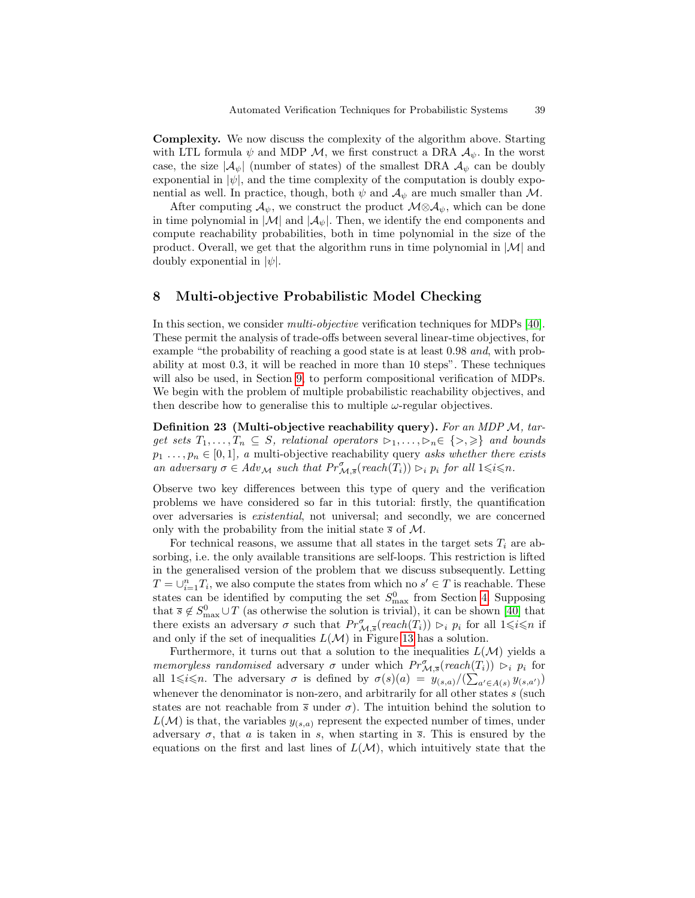**Complexity.** We now discuss the complexity of the algorithm above. Starting with LTL formula $\psi$ and MDP $\mathcal{M}$, we first construct a DRA $\mathcal{A}_\psi$. In the worst case, the size $|\mathcal{A}_\psi|$ (number of states) of the smallest DRA $\mathcal{A}_\psi$ can be doubly exponential in $|\psi|$, and the time complexity of the computation is doubly exponential as well. In practice, though, both $\psi$ and $\mathcal{A}_\psi$ are much smaller than $\mathcal{M}$.

After computing $\mathcal{A}_\psi$, we construct the product $\mathcal{M}\otimes\mathcal{A}_\psi$, which can be done in time polynomial in $|\mathcal{M}|$ and $|\mathcal{A}_\psi|$. Then, we identify the end components and compute reachability probabilities, both in time polynomial in the size of the product. Overall, we get that the algorithm runs in time polynomial in $|\mathcal{M}|$ and doubly exponential in $|\psi|$.

## 8 Multi-objective Probabilistic Model Checking

In this section, we consider *multi-objective* verification techniques for MDPs [40]. These permit the analysis of trade-offs between several linear-time objectives, for example "the probability of reaching a good state is at least 0.98 *and*, with probability at most 0.3, it will be reached in more than 10 steps". These techniques will also be used, in Section 9, to perform compositional verification of MDPs. We begin with the problem of multiple probabilistic reachability objectives, and then describe how to generalise this to multiple $\omega$-regular objectives.

**Definition 23 (Multi-objective reachability query).** *For an MDP $\mathcal{M}$, target sets $T_1, \ldots, T_n \subseteq S$, relational operators $\triangleright_1, \ldots, \triangleright_n \in \{>, \geqslant\}$ and bounds $p_1 \ldots, p_n \in [0,1]$, a* multi-objective reachability query *asks whether there exists an adversary $\sigma \in Adv_{\mathcal{M}}$ such that $Pr^{\sigma}_{\mathcal{M},\overline{s}}(reach(T_i)) \triangleright_i p_i$ for all $1 \leqslant i \leqslant n$.*

Observe two key differences between this type of query and the verification problems we have considered so far in this tutorial: firstly, the quantification over adversaries is *existential*, not universal; and secondly, we are concerned only with the probability from the initial state $\overline{s}$ of $\mathcal{M}$.

For technical reasons, we assume that all states in the target sets $T_i$ are absorbing, i.e. the only available transitions are self-loops. This restriction is lifted in the generalised version of the problem that we discuss subsequently. Letting $T = \cup_{i=1}^{n} T_i$, we also compute the states from which no $s' \in T$ is reachable. These states can be identified by computing the set $S^0_{\max}$ from Section 4. Supposing that $\overline{s} \notin S^0_{\max} \cup T$ (as otherwise the solution is trivial), it can be shown [40] that there exists an adversary $\sigma$ such that $Pr^{\sigma}_{\mathcal{M},\overline{s}}(reach(T_i)) \triangleright_i p_i$ for all $1 \leqslant i \leqslant n$ if and only if the set of inequalities $L(\mathcal{M})$ in Figure 13 has a solution.

Furthermore, it turns out that a solution to the inequalities $L(\mathcal{M})$ yields a *memoryless randomised* adversary $\sigma$ under which $Pr^{\sigma}_{\mathcal{M},\overline{s}}(reach(T_i)) \triangleright_i p_i$ for all $1 \leqslant i \leqslant n$. The adversary $\sigma$ is defined by $\sigma(s)(a) = y_{(s,a)}/(\sum_{a' \in A(s)} y_{(s,a')})$ whenever the denominator is non-zero, and arbitrarily for all other states $s$ (such states are not reachable from $\overline{s}$ under $\sigma$). The intuition behind the solution to $L(\mathcal{M})$ is that, the variables $y_{(s,a)}$ represent the expected number of times, under adversary $\sigma$, that $a$ is taken in $s$, when starting in $\overline{s}$. This is ensured by the equations on the first and last lines of $L(\mathcal{M})$, which intuitively state that the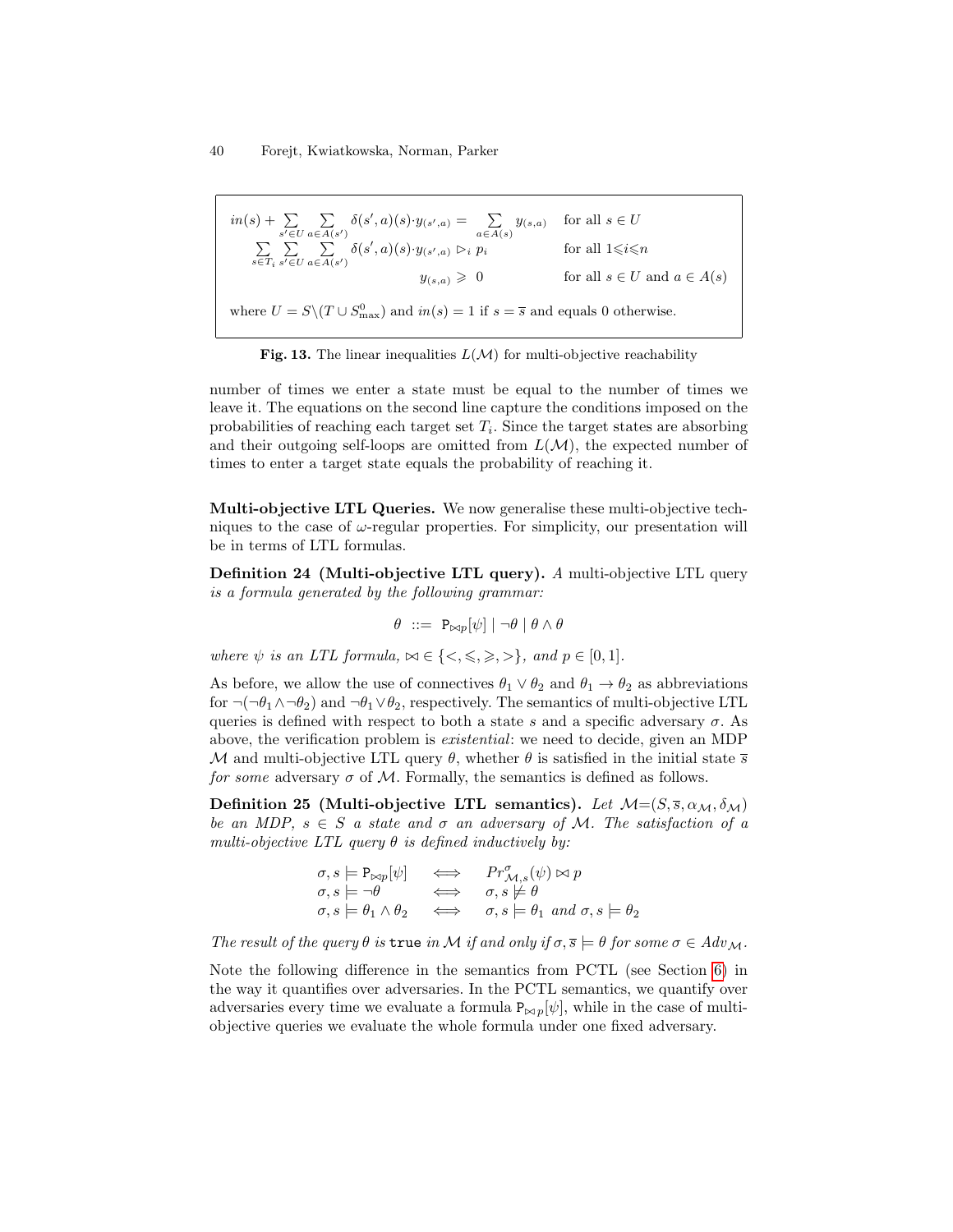$$
\begin{array}{lll}
in(s) + \sum_{s' \in U} \sum_{a \in A(s')} \delta(s',a)(s) \cdot y_{(s',a)} = \sum_{a \in A(s)} y_{(s,a)} & & \text{for all } s \in U \\
\sum_{s \in T_i} \sum_{s' \in U} \sum_{a \in A(s')} \delta(s',a)(s) \cdot y_{(s',a)} \trianglerighteq_i p_i & & \text{for all } 1 \leqslant i \leqslant n \\
y_{(s,a)} \geqslant 0 & & \text{for all } s \in U \text{ and } a \in A(s)
\end{array}
$$

where $U = S \backslash (T \cup S^0_{\max})$ and $in(s) = 1$ if $s = \overline{s}$ and equals 0 otherwise.

**Fig. 13.** The linear inequalities $L(\mathcal{M})$ for multi-objective reachability

number of times we enter a state must be equal to the number of times we leave it. The equations on the second line capture the conditions imposed on the probabilities of reaching each target set $T_i$. Since the target states are absorbing and their outgoing self-loops are omitted from $L(\mathcal{M})$, the expected number of times to enter a target state equals the probability of reaching it.

**Multi-objective LTL Queries.** We now generalise these multi-objective techniques to the case of $\omega$-regular properties. For simplicity, our presentation will be in terms of LTL formulas.

**Definition 24 (Multi-objective LTL query).** *A* multi-objective LTL query *is a formula generated by the following grammar:*

$$\theta \ ::= \ \mathtt{P}_{\bowtie p}[\psi] \mid \neg\theta \mid \theta \wedge \theta$$

*where $\psi$ is an LTL formula, $\bowtie \in \{<, \leqslant, \geqslant, >\}$, and $p \in [0,1]$.*

As before, we allow the use of connectives $\theta_1 \vee \theta_2$ and $\theta_1 \rightarrow \theta_2$ as abbreviations for $\neg(\neg\theta_1 \wedge \neg\theta_2)$ and $\neg\theta_1 \vee \theta_2$, respectively. The semantics of multi-objective LTL queries is defined with respect to both a state $s$ and a specific adversary $\sigma$. As above, the verification problem is *existential*: we need to decide, given an MDP $\mathcal{M}$ and multi-objective LTL query $\theta$, whether $\theta$ is satisfied in the initial state $\overline{s}$ *for some* adversary $\sigma$ of $\mathcal{M}$. Formally, the semantics is defined as follows.

**Definition 25 (Multi-objective LTL semantics).** *Let $\mathcal{M}=(S, \overline{s}, \alpha_{\mathcal{M}}, \delta_{\mathcal{M}})$ be an MDP, $s \in S$ a state and $\sigma$ an adversary of $\mathcal{M}$. The satisfaction of a multi-objective LTL query $\theta$ is defined inductively by:*

$$
\begin{array}{lll}
\sigma, s \models \mathtt{P}_{\bowtie p}[\psi] & \iff & Pr^{\sigma}_{\mathcal{M},s}(\psi) \bowtie p \\
\sigma, s \models \neg\theta & \iff & \sigma, s \not\models \theta \\
\sigma, s \models \theta_1 \wedge \theta_2 & \iff & \sigma, s \models \theta_1 \text{ and } \sigma, s \models \theta_2
\end{array}
$$

*The result of the query $\theta$ is* `true` *in $\mathcal{M}$ if and only if $\sigma, \overline{s} \models \theta$ for some $\sigma \in Adv_{\mathcal{M}}$.*

Note the following difference in the semantics from PCTL (see Section 6) in the way it quantifies over adversaries. In the PCTL semantics, we quantify over adversaries every time we evaluate a formula $\mathtt{P}_{\bowtie p}[\psi]$, while in the case of multi-objective queries we evaluate the whole formula under one fixed adversary.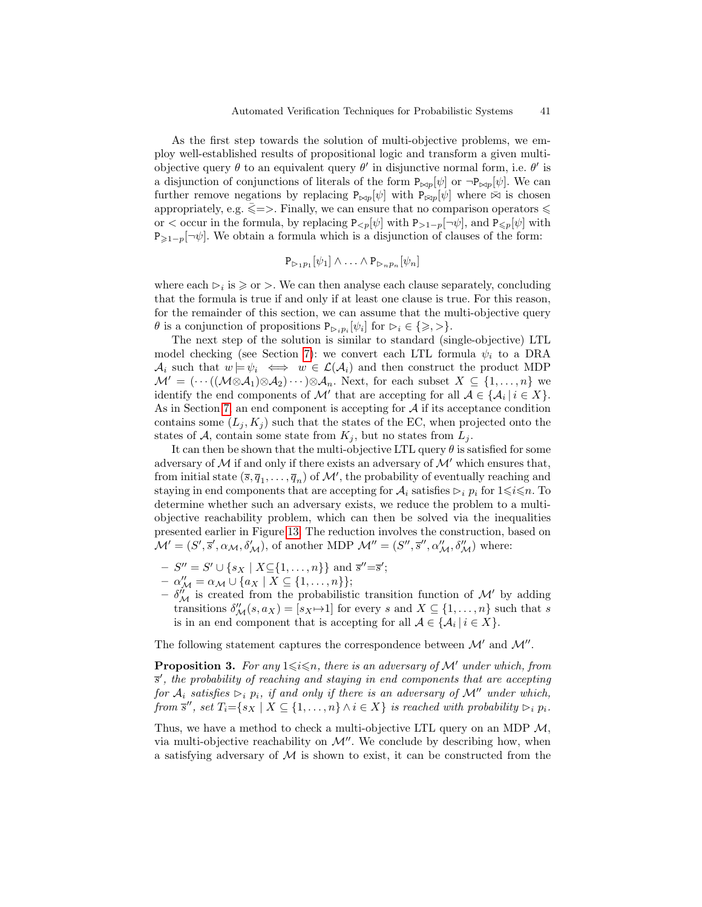As the first step towards the solution of multi-objective problems, we employ well-established results of propositional logic and transform a given multi-objective query $\theta$ to an equivalent query $\theta'$ in disjunctive normal form, i.e. $\theta'$ is a disjunction of conjunctions of literals of the form $\mathtt{P}_{\bowtie p}[\psi]$ or $\neg\mathtt{P}_{\bowtie p}[\psi]$. We can further remove negations by replacing $\mathtt{P}_{\bowtie p}[\psi]$ with $\mathtt{P}_{\bar{\bowtie} p}[\psi]$ where $\bar{\bowtie}$ is chosen appropriately, e.g. $\bar{\leqslant}{=}{>}$. Finally, we can ensure that no comparison operators $\leqslant$ or $<$ occur in the formula, by replacing $\mathtt{P}_{<p}[\psi]$ with $\mathtt{P}_{>1-p}[\neg\psi]$, and $\mathtt{P}_{\leqslant p}[\psi]$ with $\mathtt{P}_{\geqslant 1-p}[\neg\psi]$. We obtain a formula which is a disjunction of clauses of the form:

$$\mathtt{P}_{\rhd_1 p_1}[\psi_1] \wedge \ldots \wedge \mathtt{P}_{\rhd_n p_n}[\psi_n]$$

where each $\rhd_i$ is $\geqslant$ or $>$. We can then analyse each clause separately, concluding that the formula is true if and only if at least one clause is true. For this reason, for the remainder of this section, we can assume that the multi-objective query $\theta$ is a conjunction of propositions $\mathtt{P}_{\rhd_i p_i}[\psi_i]$ for $\rhd_i \in \{\geqslant, >\}$.

The next step of the solution is similar to standard (single-objective) LTL model checking (see Section 7): we convert each LTL formula $\psi_i$ to a DRA $\mathcal{A}_i$ such that $w \models \psi_i \iff w \in \mathcal{L}(\mathcal{A}_i)$ and then construct the product MDP $\mathcal{M}' = (\cdots((\mathcal{M}\otimes\mathcal{A}_1)\otimes\mathcal{A}_2)\cdots)\otimes\mathcal{A}_n$. Next, for each subset $X \subseteq \{1,\ldots,n\}$ we identify the end components of $\mathcal{M}'$ that are accepting for all $\mathcal{A} \in \{\mathcal{A}_i \,|\, i \in X\}$. As in Section 7, an end component is accepting for $\mathcal{A}$ if its acceptance condition contains some $(L_j, K_j)$ such that the states of the EC, when projected onto the states of $\mathcal{A}$, contain some state from $K_j$, but no states from $L_j$.

It can then be shown that the multi-objective LTL query $\theta$ is satisfied for some adversary of $\mathcal{M}$ if and only if there exists an adversary of $\mathcal{M}'$ which ensures that, from initial state $(\overline{s}, \overline{q}_1, \ldots, \overline{q}_n)$ of $\mathcal{M}'$, the probability of eventually reaching and staying in end components that are accepting for $\mathcal{A}_i$ satisfies $\rhd_i\, p_i$ for $1{\leqslant}i{\leqslant}n$. To determine whether such an adversary exists, we reduce the problem to a multi-objective reachability problem, which can then be solved via the inequalities presented earlier in Figure 13. The reduction involves the construction, based on $\mathcal{M}' = (S', \overline{s}', \alpha_{\mathcal{M}}, \delta'_{\mathcal{M}})$, of another MDP $\mathcal{M}'' = (S'', \overline{s}'', \alpha''_{\mathcal{M}}, \delta''_{\mathcal{M}})$ where:

- $S'' = S' \cup \{s_X \mid X{\subseteq}\{1,\ldots,n\}\}$ and $\overline{s}''{=}\overline{s}'$;
- $\alpha''_{\mathcal{M}} = \alpha_{\mathcal{M}} \cup \{a_X \mid X \subseteq \{1,\ldots,n\}\}$;
- $\delta''_{\mathcal{M}}$ is created from the probabilistic transition function of $\mathcal{M}'$ by adding transitions $\delta''_{\mathcal{M}}(s, a_X) = [s_X{\mapsto}1]$ for every $s$ and $X \subseteq \{1,\ldots,n\}$ such that $s$ is in an end component that is accepting for all $\mathcal{A} \in \{\mathcal{A}_i \,|\, i \in X\}$.

The following statement captures the correspondence between $\mathcal{M}'$ and $\mathcal{M}''$.

**Proposition 3.** *For any $1{\leqslant}i{\leqslant}n$, there is an adversary of $\mathcal{M}'$ under which, from $\overline{s}'$, the probability of reaching and staying in end components that are accepting for $\mathcal{A}_i$ satisfies $\rhd_i\, p_i$, if and only if there is an adversary of $\mathcal{M}''$ under which, from $\overline{s}''$, set $T_i{=}\{s_X \mid X \subseteq \{1,\ldots,n\} \wedge i \in X\}$ is reached with probability $\rhd_i\, p_i$.*

Thus, we have a method to check a multi-objective LTL query on an MDP $\mathcal{M}$, via multi-objective reachability on $\mathcal{M}''$. We conclude by describing how, when a satisfying adversary of $\mathcal{M}$ is shown to exist, it can be constructed from the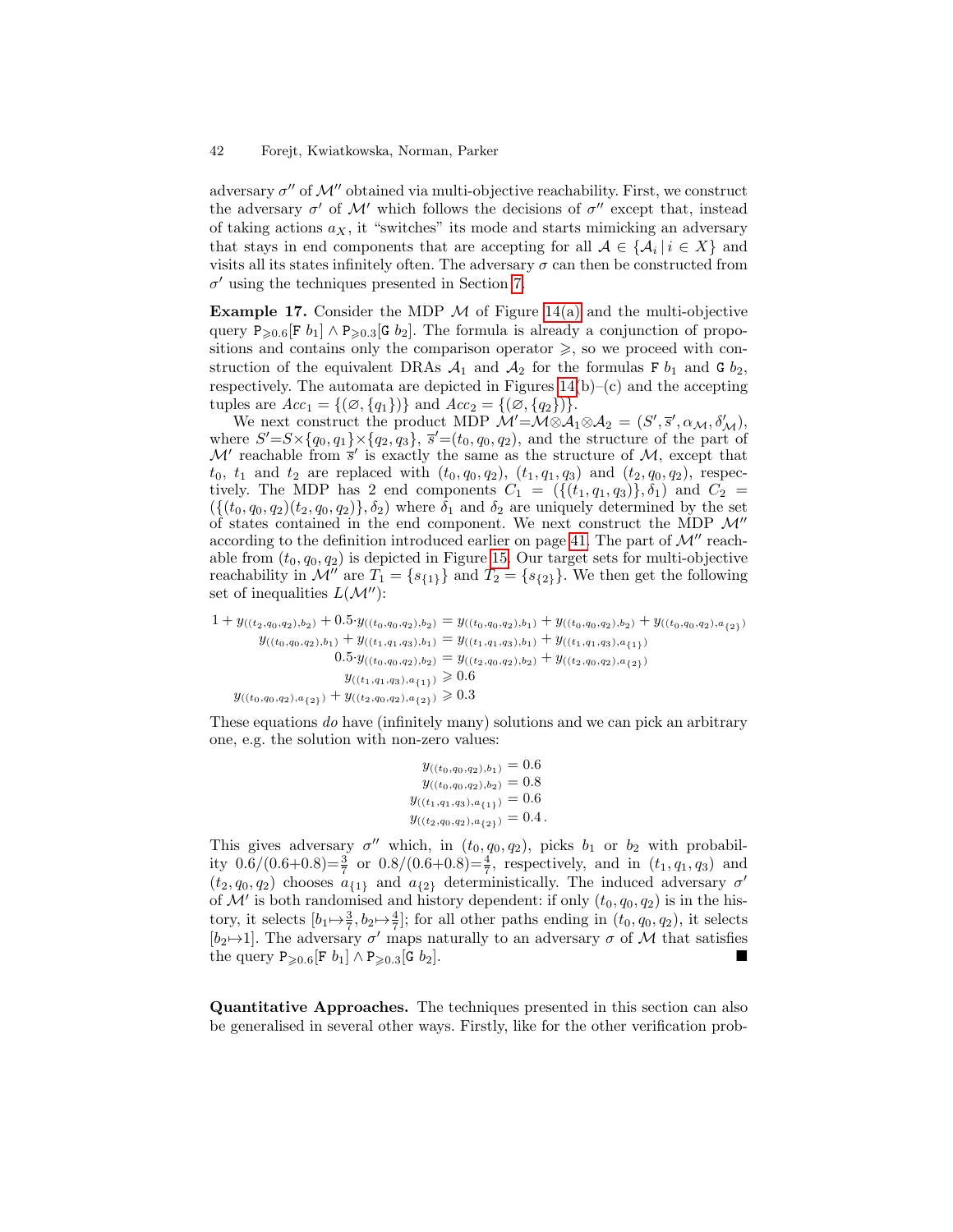adversary $\sigma''$ of $\mathcal{M}''$ obtained via multi-objective reachability. First, we construct the adversary $\sigma'$ of $\mathcal{M}'$ which follows the decisions of $\sigma''$ except that, instead of taking actions $a_X$, it "switches" its mode and starts mimicking an adversary that stays in end components that are accepting for all $\mathcal{A} \in \{\mathcal{A}_i \mid i \in X\}$ and visits all its states infinitely often. The adversary $\sigma$ can then be constructed from $\sigma'$ using the techniques presented in Section 7.

**Example 17.** Consider the MDP $\mathcal{M}$ of Figure 14(a) and the multi-objective query $\mathtt{P}_{\geqslant 0.6}[\mathtt{F}\ b_1] \wedge \mathtt{P}_{\geqslant 0.3}[\mathtt{G}\ b_2]$. The formula is already a conjunction of propositions and contains only the comparison operator $\geqslant$, so we proceed with construction of the equivalent DRAs $\mathcal{A}_1$ and $\mathcal{A}_2$ for the formulas $\mathtt{F}\ b_1$ and $\mathtt{G}\ b_2$, respectively. The automata are depicted in Figures 14(b)–(c) and the accepting tuples are $Acc_1 = \{(\varnothing, \{q_1\})\}$ and $Acc_2 = \{(\varnothing, \{q_2\})\}$.

We next construct the product MDP $\mathcal{M}' = \mathcal{M} \otimes \mathcal{A}_1 \otimes \mathcal{A}_2 = (S', \overline{s}', \alpha_{\mathcal{M}}, \delta'_{\mathcal{M}})$, where $S' = S \times \{q_0, q_1\} \times \{q_2, q_3\}$, $\overline{s}' = (t_0, q_0, q_2)$, and the structure of the part of $\mathcal{M}'$ reachable from $\overline{s}'$ is exactly the same as the structure of $\mathcal{M}$, except that $t_0$, $t_1$ and $t_2$ are replaced with $(t_0, q_0, q_2)$, $(t_1, q_1, q_3)$ and $(t_2, q_0, q_2)$, respectively. The MDP has 2 end components $C_1 = (\{(t_1, q_1, q_3)\}, \delta_1)$ and $C_2 = (\{(t_0, q_0, q_2)(t_2, q_0, q_2)\}, \delta_2)$ where $\delta_1$ and $\delta_2$ are uniquely determined by the set of states contained in the end component. We next construct the MDP $\mathcal{M}''$ according to the definition introduced earlier on page 41. The part of $\mathcal{M}''$ reachable from $(t_0, q_0, q_2)$ is depicted in Figure 15. Our target sets for multi-objective reachability in $\mathcal{M}''$ are $T_1 = \{s_{\{1\}}\}$ and $T_2 = \{s_{\{2\}}\}$. We then get the following set of inequalities $L(\mathcal{M}'')$:

$$
\begin{aligned}
1 + y_{((t_2,q_0,q_2),b_2)} + 0.5{\cdot}y_{((t_0,q_0,q_2),b_2)} &= y_{((t_0,q_0,q_2),b_1)} + y_{((t_0,q_0,q_2),b_2)} + y_{((t_0,q_0,q_2),a_{\{2\}})} \\
y_{((t_0,q_0,q_2),b_1)} + y_{((t_1,q_1,q_3),b_1)} &= y_{((t_1,q_1,q_3),b_1)} + y_{((t_1,q_1,q_3),a_{\{1\}})} \\
0.5{\cdot}y_{((t_0,q_0,q_2),b_2)} &= y_{((t_2,q_0,q_2),b_2)} + y_{((t_2,q_0,q_2),a_{\{2\}})} \\
y_{((t_1,q_1,q_3),a_{\{1\}})} &\geqslant 0.6 \\
y_{((t_0,q_0,q_2),a_{\{2\}})} + y_{((t_2,q_0,q_2),a_{\{2\}})} &\geqslant 0.3
\end{aligned}
$$

These equations *do* have (infinitely many) solutions and we can pick an arbitrary one, e.g. the solution with non-zero values:

$$
\begin{aligned}
y_{((t_0,q_0,q_2),b_1)} &= 0.6 \\
y_{((t_0,q_0,q_2),b_2)} &= 0.8 \\
y_{((t_1,q_1,q_3),a_{\{1\}})} &= 0.6 \\
y_{((t_2,q_0,q_2),a_{\{2\}})} &= 0.4\,.
\end{aligned}
$$

This gives adversary $\sigma''$ which, in $(t_0, q_0, q_2)$, picks $b_1$ or $b_2$ with probability $0.6/(0.6{+}0.8){=}\frac{3}{7}$ or $0.8/(0.6{+}0.8){=}\frac{4}{7}$, respectively, and in $(t_1, q_1, q_3)$ and $(t_2, q_0, q_2)$ chooses $a_{\{1\}}$ and $a_{\{2\}}$ deterministically. The induced adversary $\sigma'$ of $\mathcal{M}'$ is both randomised and history dependent: if only $(t_0, q_0, q_2)$ is in the history, it selects $[b_1{\mapsto}\frac{3}{7}, b_2{\mapsto}\frac{4}{7}]$; for all other paths ending in $(t_0, q_0, q_2)$, it selects $[b_2{\mapsto}1]$. The adversary $\sigma'$ maps naturally to an adversary $\sigma$ of $\mathcal{M}$ that satisfies the query $\mathtt{P}_{\geqslant 0.6}[\mathtt{F}\ b_1] \wedge \mathtt{P}_{\geqslant 0.3}[\mathtt{G}\ b_2]$. ■

**Quantitative Approaches.** The techniques presented in this section can also be generalised in several other ways. Firstly, like for the other verification prob-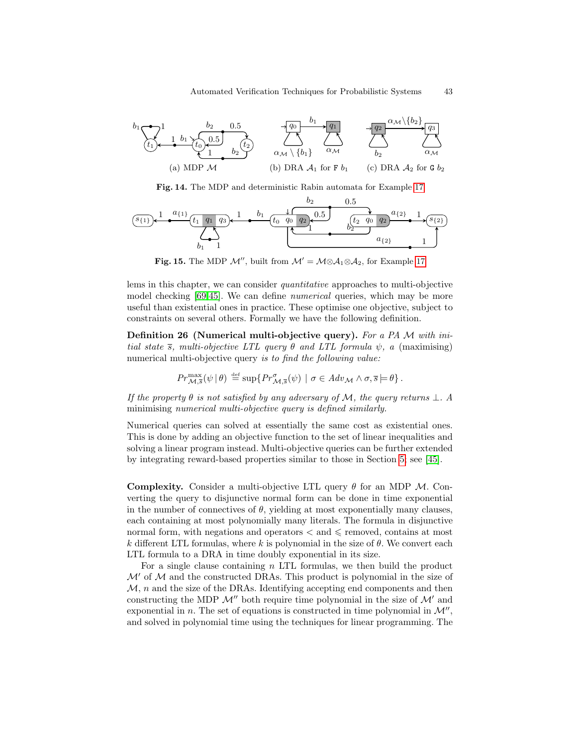(a) MDP $\mathcal{M}$ (b) DRA $\mathcal{A}_1$ for $\texttt{F}\ b_1$ (c) DRA $\mathcal{A}_2$ for $\texttt{G}\ b_2$

**Fig. 14.** The MDP and deterministic Rabin automata for Example 17

**Fig. 15.** The MDP $\mathcal{M}''$, built from $\mathcal{M}' = \mathcal{M} \otimes \mathcal{A}_1 \otimes \mathcal{A}_2$, for Example 17

lems in this chapter, we can consider *quantitative* approaches to multi-objective model checking [69,45]. We can define *numerical* queries, which may be more useful than existential ones in practice. These optimise one objective, subject to constraints on several others. Formally we have the following definition.

**Definition 26 (Numerical multi-objective query).** *For a PA $\mathcal{M}$ with initial state $\overline{s}$, multi-objective LTL query $\theta$ and LTL formula $\psi$, a* (maximising) numerical multi-objective query *is to find the following value:*

$$Pr^{\max}_{\mathcal{M},\overline{s}}(\psi \,|\, \theta) \stackrel{\text{def}}{=} \sup\{Pr^{\sigma}_{\mathcal{M},\overline{s}}(\psi) \mid \sigma \in Adv_{\mathcal{M}} \wedge \sigma, \overline{s} \models \theta\}\,.$$

*If the property $\theta$ is not satisfied by any adversary of $\mathcal{M}$, the query returns $\bot$. A* minimising *numerical multi-objective query is defined similarly.*

Numerical queries can solved at essentially the same cost as existential ones. This is done by adding an objective function to the set of linear inequalities and solving a linear program instead. Multi-objective queries can be further extended by integrating reward-based properties similar to those in Section 5, see [45].

**Complexity.** Consider a multi-objective LTL query $\theta$ for an MDP $\mathcal{M}$. Converting the query to disjunctive normal form can be done in time exponential in the number of connectives of $\theta$, yielding at most exponentially many clauses, each containing at most polynomially many literals. The formula in disjunctive normal form, with negations and operators $<$ and $\leqslant$ removed, contains at most $k$ different LTL formulas, where $k$ is polynomial in the size of $\theta$. We convert each LTL formula to a DRA in time doubly exponential in its size.

For a single clause containing $n$ LTL formulas, we then build the product $\mathcal{M}'$ of $\mathcal{M}$ and the constructed DRAs. This product is polynomial in the size of $\mathcal{M}$, $n$ and the size of the DRAs. Identifying accepting end components and then constructing the MDP $\mathcal{M}''$ both require time polynomial in the size of $\mathcal{M}'$ and exponential in $n$. The set of equations is constructed in time polynomial in $\mathcal{M}''$, and solved in polynomial time using the techniques for linear programming. The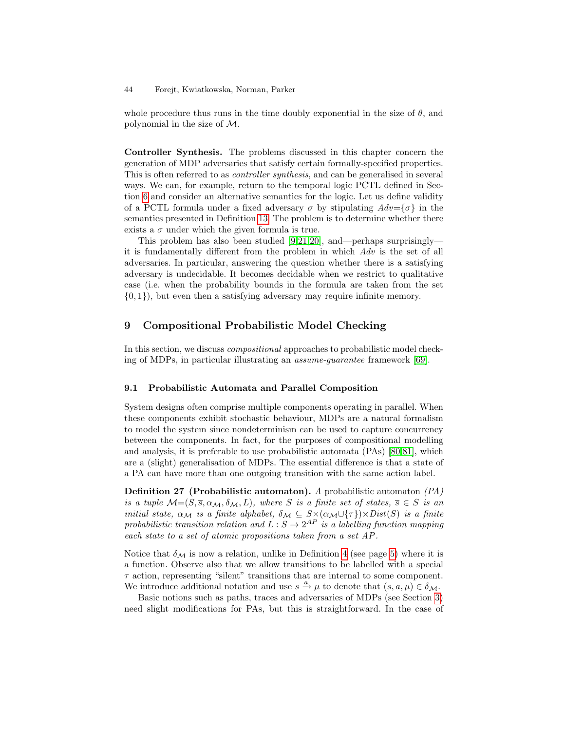whole procedure thus runs in the time doubly exponential in the size of $\theta$, and polynomial in the size of $\mathcal{M}$.

**Controller Synthesis.** The problems discussed in this chapter concern the generation of MDP adversaries that satisfy certain formally-specified properties. This is often referred to as *controller synthesis*, and can be generalised in several ways. We can, for example, return to the temporal logic PCTL defined in Section 6 and consider an alternative semantics for the logic. Let us define validity of a PCTL formula under a fixed adversary $\sigma$ by stipulating $Adv{=}\{\sigma\}$ in the semantics presented in Definition 13. The problem is to determine whether there exists a $\sigma$ under which the given formula is true.

This problem has also been studied [9,21,20], and—perhaps surprisingly—it is fundamentally different from the problem in which $Adv$ is the set of all adversaries. In particular, answering the question whether there is a satisfying adversary is undecidable. It becomes decidable when we restrict to qualitative case (i.e. when the probability bounds in the formula are taken from the set $\{0, 1\}$), but even then a satisfying adversary may require infinite memory.

## 9 Compositional Probabilistic Model Checking

In this section, we discuss *compositional* approaches to probabilistic model checking of MDPs, in particular illustrating an *assume-guarantee* framework [69].

### 9.1 Probabilistic Automata and Parallel Composition

System designs often comprise multiple components operating in parallel. When these components exhibit stochastic behaviour, MDPs are a natural formalism to model the system since nondeterminism can be used to capture concurrency between the components. In fact, for the purposes of compositional modelling and analysis, it is preferable to use probabilistic automata (PAs) [80,81], which are a (slight) generalisation of MDPs. The essential difference is that a state of a PA can have more than one outgoing transition with the same action label.

**Definition 27 (Probabilistic automaton).** *A probabilistic automaton (PA) is a tuple $\mathcal{M}{=}(S, \overline{s}, \alpha_{\mathcal{M}}, \delta_{\mathcal{M}}, L)$, where $S$ is a finite set of states, $\overline{s} \in S$ is an initial state, $\alpha_{\mathcal{M}}$ is a finite alphabet, $\delta_{\mathcal{M}} \subseteq S{\times}(\alpha_{\mathcal{M}}{\cup}\{\tau\}){\times}Dist(S)$ is a finite probabilistic transition relation and $L : S \rightarrow 2^{AP}$ is a labelling function mapping each state to a set of atomic propositions taken from a set $AP$.*

Notice that $\delta_{\mathcal{M}}$ is now a relation, unlike in Definition 4 (see page 5) where it is a function. Observe also that we allow transitions to be labelled with a special $\tau$ action, representing "silent" transitions that are internal to some component. We introduce additional notation and use $s \xrightarrow{a} \mu$ to denote that $(s, a, \mu) \in \delta_{\mathcal{M}}$.

Basic notions such as paths, traces and adversaries of MDPs (see Section 3) need slight modifications for PAs, but this is straightforward. In the case of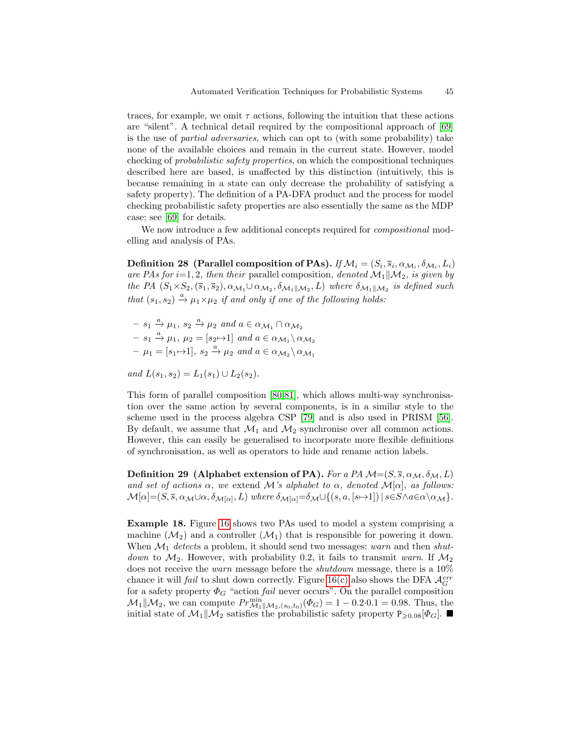traces, for example, we omit $\tau$ actions, following the intuition that these actions are "silent". A technical detail required by the compositional approach of [69] is the use of *partial adversaries*, which can opt to (with some probability) take none of the available choices and remain in the current state. However, model checking of *probabilistic safety properties*, on which the compositional techniques described here are based, is unaffected by this distinction (intuitively, this is because remaining in a state can only decrease the probability of satisfying a safety property). The definition of a PA-DFA product and the process for model checking probabilistic safety properties are also essentially the same as the MDP case; see [69] for details.

We now introduce a few additional concepts required for *compositional* modelling and analysis of PAs.

**Definition 28 (Parallel composition of PAs).** *If $\mathcal{M}_i = (S_i, \overline{s}_i, \alpha_{\mathcal{M}_i}, \delta_{\mathcal{M}_i}, L_i)$ are PAs for $i$=1, 2, then their* parallel composition*, denoted $\mathcal{M}_1 \| \mathcal{M}_2$, is given by the PA $(S_1 \times S_2, (\overline{s}_1, \overline{s}_2), \alpha_{\mathcal{M}_1} \cup \alpha_{\mathcal{M}_2}, \delta_{\mathcal{M}_1 \| \mathcal{M}_2}, L)$ where $\delta_{\mathcal{M}_1 \| \mathcal{M}_2}$ is defined such that $(s_1, s_2) \xrightarrow{a} \mu_1 \times \mu_2$ if and only if one of the following holds:*

- $s_1 \xrightarrow{a} \mu_1$, $s_2 \xrightarrow{a} \mu_2$ *and* $a \in \alpha_{\mathcal{M}_1} \cap \alpha_{\mathcal{M}_2}$
- $s_1 \xrightarrow{a} \mu_1$, $\mu_2 = [s_2 \mapsto 1]$ *and* $a \in \alpha_{\mathcal{M}_1} \backslash \alpha_{\mathcal{M}_2}$
- $\mu_1 = [s_1 \mapsto 1]$, $s_2 \xrightarrow{a} \mu_2$ *and* $a \in \alpha_{\mathcal{M}_2} \backslash \alpha_{\mathcal{M}_1}$

*and* $L(s_1, s_2) = L_1(s_1) \cup L_2(s_2)$.

This form of parallel composition [80,81], which allows multi-way synchronisation over the same action by several components, is in a similar style to the scheme used in the process algebra CSP [79] and is also used in PRISM [56]. By default, we assume that $\mathcal{M}_1$ and $\mathcal{M}_2$ synchronise over all common actions. However, this can easily be generalised to incorporate more flexible definitions of synchronisation, as well as operators to hide and rename action labels.

**Definition 29 (Alphabet extension of PA).** *For a PA $\mathcal{M}$=$(S, \overline{s}, \alpha_{\mathcal{M}}, \delta_{\mathcal{M}}, L)$ and set of actions $\alpha$, we* extend *$\mathcal{M}$'s alphabet to $\alpha$, denoted $\mathcal{M}[\alpha]$, as follows: $\mathcal{M}[\alpha]$=$(S, \overline{s}, \alpha_{\mathcal{M}} \cup \alpha, \delta_{\mathcal{M}[\alpha]}, L)$ where $\delta_{\mathcal{M}[\alpha]}$=$\delta_{\mathcal{M}} \cup \{(s, a, [s \mapsto 1]) \mid s \in S \wedge a \in \alpha \backslash \alpha_{\mathcal{M}}\}$.*

**Example 18.** Figure 16 shows two PAs used to model a system comprising a machine ($\mathcal{M}_2$) and a controller ($\mathcal{M}_1$) that is responsible for powering it down. When $\mathcal{M}_1$ *detect*s a problem, it should send two messages: *warn* and then *shutdown* to $\mathcal{M}_2$. However, with probability 0.2, it fails to transmit *warn*. If $\mathcal{M}_2$ does not receive the *warn* message before the *shutdown* message, there is a 10% chance it will *fail* to shut down correctly. Figure 16(c) also shows the DFA $\mathcal{A}_G^{err}$ for a safety property $\Phi_G$ "action *fail* never occurs". On the parallel composition $\mathcal{M}_1 \| \mathcal{M}_2$, we can compute $Pr^{\min}_{\mathcal{M}_1 \| \mathcal{M}_2, (s_0, t_0)}(\Phi_G) = 1 - 0.2 \cdot 0.1 = 0.98$. Thus, the initial state of $\mathcal{M}_1 \| \mathcal{M}_2$ satisfies the probabilistic safety property $\mathtt{P}_{\geqslant 0.98}[\Phi_G]$. ■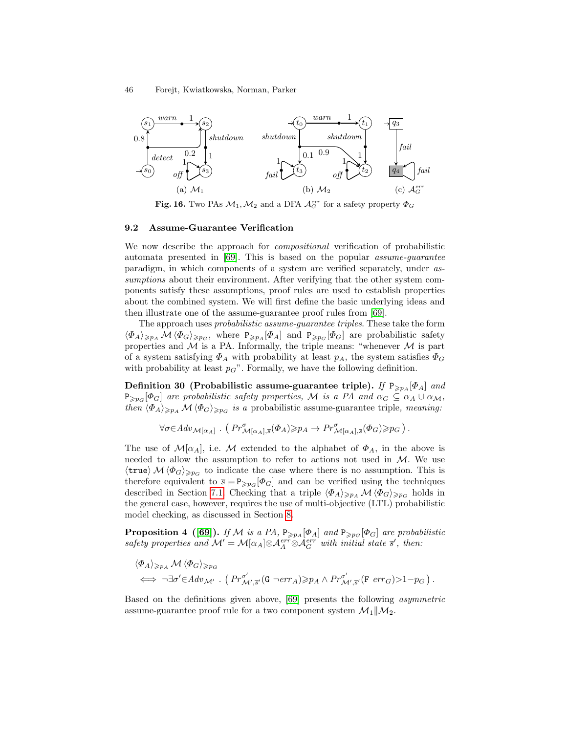(a) $\mathcal{M}_1$ (b) $\mathcal{M}_2$ (c) $\mathcal{A}_G^{err}$

**Fig. 16.** Two PAs $\mathcal{M}_1, \mathcal{M}_2$ and a DFA $\mathcal{A}_G^{err}$ for a safety property $\Phi_G$

### 9.2 Assume-Guarantee Verification

We now describe the approach for *compositional* verification of probabilistic automata presented in [69]. This is based on the popular *assume-guarantee* paradigm, in which components of a system are verified separately, under *assumptions* about their environment. After verifying that the other system components satisfy these assumptions, proof rules are used to establish properties about the combined system. We will first define the basic underlying ideas and then illustrate one of the assume-guarantee proof rules from [69].

The approach uses *probabilistic assume-guarantee triples*. These take the form $\langle \Phi_A \rangle_{\geqslant p_A} \mathcal{M} \langle \Phi_G \rangle_{\geqslant p_G}$, where $\mathtt{P}_{\geqslant p_A}[\Phi_A]$ and $\mathtt{P}_{\geqslant p_G}[\Phi_G]$ are probabilistic safety properties and $\mathcal{M}$ is a PA. Informally, the triple means: "whenever $\mathcal{M}$ is part of a system satisfying $\Phi_A$ with probability at least $p_A$, the system satisfies $\Phi_G$ with probability at least $p_G$". Formally, we have the following definition.

**Definition 30 (Probabilistic assume-guarantee triple).** *If $\mathtt{P}_{\geqslant p_A}[\Phi_A]$ and $\mathtt{P}_{\geqslant p_G}[\Phi_G]$ are probabilistic safety properties, $\mathcal{M}$ is a PA and $\alpha_G \subseteq \alpha_A \cup \alpha_{\mathcal{M}}$, then $\langle \Phi_A \rangle_{\geqslant p_A} \mathcal{M} \langle \Phi_G \rangle_{\geqslant p_G}$ is a* probabilistic assume-guarantee triple, *meaning:*

$$\forall \sigma \in Adv_{\mathcal{M}[\alpha_A]} \,.\, \left( Pr^{\sigma}_{\mathcal{M}[\alpha_A],\overline{s}}(\Phi_A) \geqslant p_A \rightarrow Pr^{\sigma}_{\mathcal{M}[\alpha_A],\overline{s}}(\Phi_G) \geqslant p_G \right).$$

The use of $\mathcal{M}[\alpha_A]$, i.e. $\mathcal{M}$ extended to the alphabet of $\Phi_A$, in the above is needed to allow the assumption to refer to actions not used in $\mathcal{M}$. We use $\langle \mathtt{true} \rangle \, \mathcal{M} \langle \Phi_G \rangle_{\geqslant p_G}$ to indicate the case where there is no assumption. This is therefore equivalent to $\overline{s} \models \mathtt{P}_{\geqslant p_G}[\Phi_G]$ and can be verified using the techniques described in Section 7.1. Checking that a triple $\langle \Phi_A \rangle_{\geqslant p_A} \mathcal{M} \langle \Phi_G \rangle_{\geqslant p_G}$ holds in the general case, however, requires the use of multi-objective (LTL) probabilistic model checking, as discussed in Section 8.

**Proposition 4 ([69]).** *If $\mathcal{M}$ is a PA, $\mathtt{P}_{\geqslant p_A}[\Phi_A]$ and $\mathtt{P}_{\geqslant p_G}[\Phi_G]$ are probabilistic safety properties and $\mathcal{M}' = \mathcal{M}[\alpha_A] \otimes \mathcal{A}_A^{err} \otimes \mathcal{A}_G^{err}$ with initial state $\overline{s}'$, then:*

$$\begin{aligned} &\langle \Phi_A \rangle_{\geqslant p_A} \mathcal{M} \langle \Phi_G \rangle_{\geqslant p_G} \\ &\iff \neg \exists \sigma' \in Adv_{\mathcal{M}'} \,.\, \left( Pr^{\sigma'}_{\mathcal{M}',\overline{s}'}(\mathtt{G}\ \neg err_A) \geqslant p_A \wedge Pr^{\sigma'}_{\mathcal{M}',\overline{s}'}(\mathtt{F}\ err_G) > 1 - p_G \right). \end{aligned}$$

Based on the definitions given above, [69] presents the following *asymmetric* assume-guarantee proof rule for a two component system $\mathcal{M}_1 \| \mathcal{M}_2$.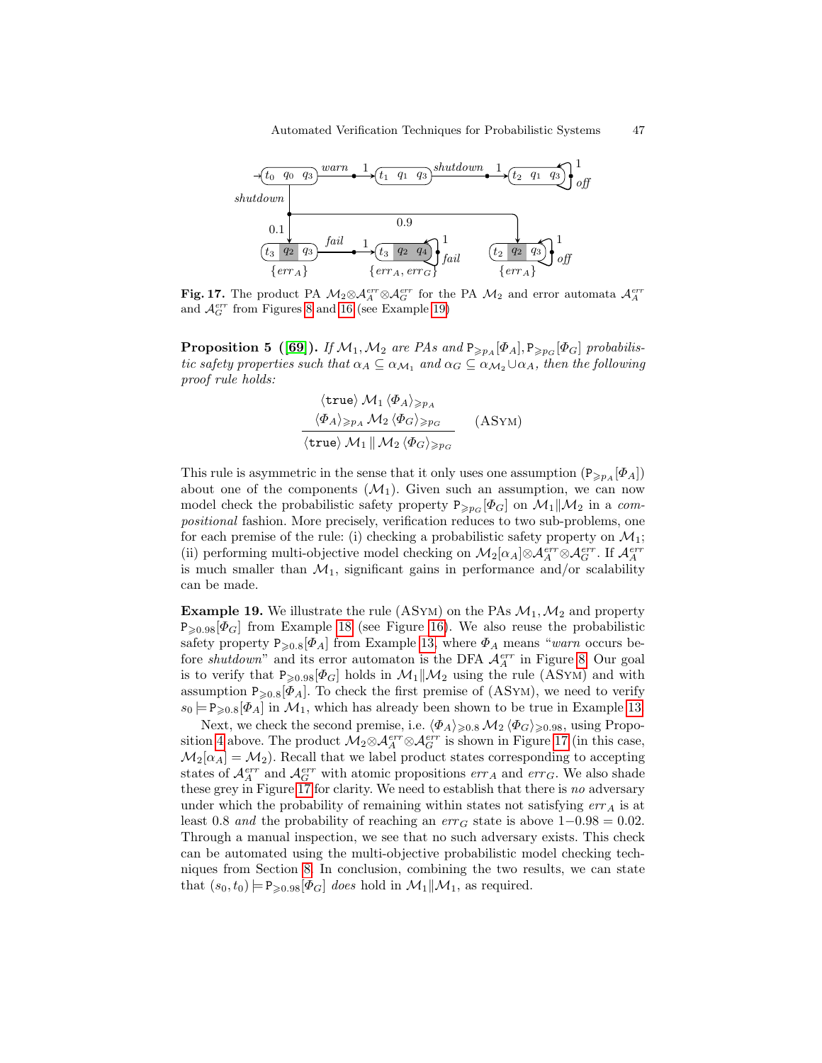Fig. 17. The product PA $\mathcal{M}_2 \otimes \mathcal{A}_A^{err} \otimes \mathcal{A}_G^{err}$ for the PA $\mathcal{M}_2$ and error automata $\mathcal{A}_A^{err}$ and $\mathcal{A}_G^{err}$ from Figures 8 and 16 (see Example 19)

**Proposition 5 ([69]).** *If $\mathcal{M}_1, \mathcal{M}_2$ are PAs and $\mathtt{P}_{\geqslant p_A}[\Phi_A], \mathtt{P}_{\geqslant p_G}[\Phi_G]$ probabilistic safety properties such that $\alpha_A \subseteq \alpha_{\mathcal{M}_1}$ and $\alpha_G \subseteq \alpha_{\mathcal{M}_2} \cup \alpha_A$, then the following proof rule holds:*

$$\frac{\langle \mathtt{true} \rangle\, \mathcal{M}_1\, \langle \Phi_A \rangle_{\geqslant p_A} \qquad \langle \Phi_A \rangle_{\geqslant p_A}\, \mathcal{M}_2\, \langle \Phi_G \rangle_{\geqslant p_G}}{\langle \mathtt{true} \rangle\, \mathcal{M}_1 \,\|\, \mathcal{M}_2\, \langle \Phi_G \rangle_{\geqslant p_G}} \qquad \text{(ASym)}$$

This rule is asymmetric in the sense that it only uses one assumption ($\mathtt{P}_{\geqslant p_A}[\Phi_A]$) about one of the components ($\mathcal{M}_1$). Given such an assumption, we can now model check the probabilistic safety property $\mathtt{P}_{\geqslant p_G}[\Phi_G]$ on $\mathcal{M}_1 \| \mathcal{M}_2$ in a *compositional* fashion. More precisely, verification reduces to two sub-problems, one for each premise of the rule: (i) checking a probabilistic safety property on $\mathcal{M}_1$; (ii) performing multi-objective model checking on $\mathcal{M}_2[\alpha_A] \otimes \mathcal{A}_A^{err} \otimes \mathcal{A}_G^{err}$. If $\mathcal{A}_A^{err}$ is much smaller than $\mathcal{M}_1$, significant gains in performance and/or scalability can be made.

**Example 19.** We illustrate the rule (ASym) on the PAs $\mathcal{M}_1, \mathcal{M}_2$ and property $\mathtt{P}_{\geqslant 0.98}[\Phi_G]$ from Example 18 (see Figure 16). We also reuse the probabilistic safety property $\mathtt{P}_{\geqslant 0.8}[\Phi_A]$ from Example 13, where $\Phi_A$ means "*warn* occurs before *shutdown*" and its error automaton is the DFA $\mathcal{A}_A^{err}$ in Figure 8. Our goal is to verify that $\mathtt{P}_{\geqslant 0.98}[\Phi_G]$ holds in $\mathcal{M}_1 \| \mathcal{M}_2$ using the rule (ASym) and with assumption $\mathtt{P}_{\geqslant 0.8}[\Phi_A]$. To check the first premise of (ASym), we need to verify $s_0 \models \mathtt{P}_{\geqslant 0.8}[\Phi_A]$ in $\mathcal{M}_1$, which has already been shown to be true in Example 13.

Next, we check the second premise, i.e. $\langle \Phi_A \rangle_{\geqslant 0.8}\, \mathcal{M}_2\, \langle \Phi_G \rangle_{\geqslant 0.98}$, using Proposition 4 above. The product $\mathcal{M}_2 \otimes \mathcal{A}_A^{err} \otimes \mathcal{A}_G^{err}$ is shown in Figure 17 (in this case, $\mathcal{M}_2[\alpha_A] = \mathcal{M}_2$). Recall that we label product states corresponding to accepting states of $\mathcal{A}_A^{err}$ and $\mathcal{A}_G^{err}$ with atomic propositions $err_A$ and $err_G$. We also shade these grey in Figure 17 for clarity. We need to establish that there is *no* adversary under which the probability of remaining within states not satisfying $err_A$ is at least 0.8 *and* the probability of reaching an $err_G$ state is above $1-0.98 = 0.02$. Through a manual inspection, we see that no such adversary exists. This check can be automated using the multi-objective probabilistic model checking techniques from Section 8. In conclusion, combining the two results, we can state that $(s_0, t_0) \models \mathtt{P}_{\geqslant 0.98}[\Phi_G]$ *does* hold in $\mathcal{M}_1 \| \mathcal{M}_1$, as required.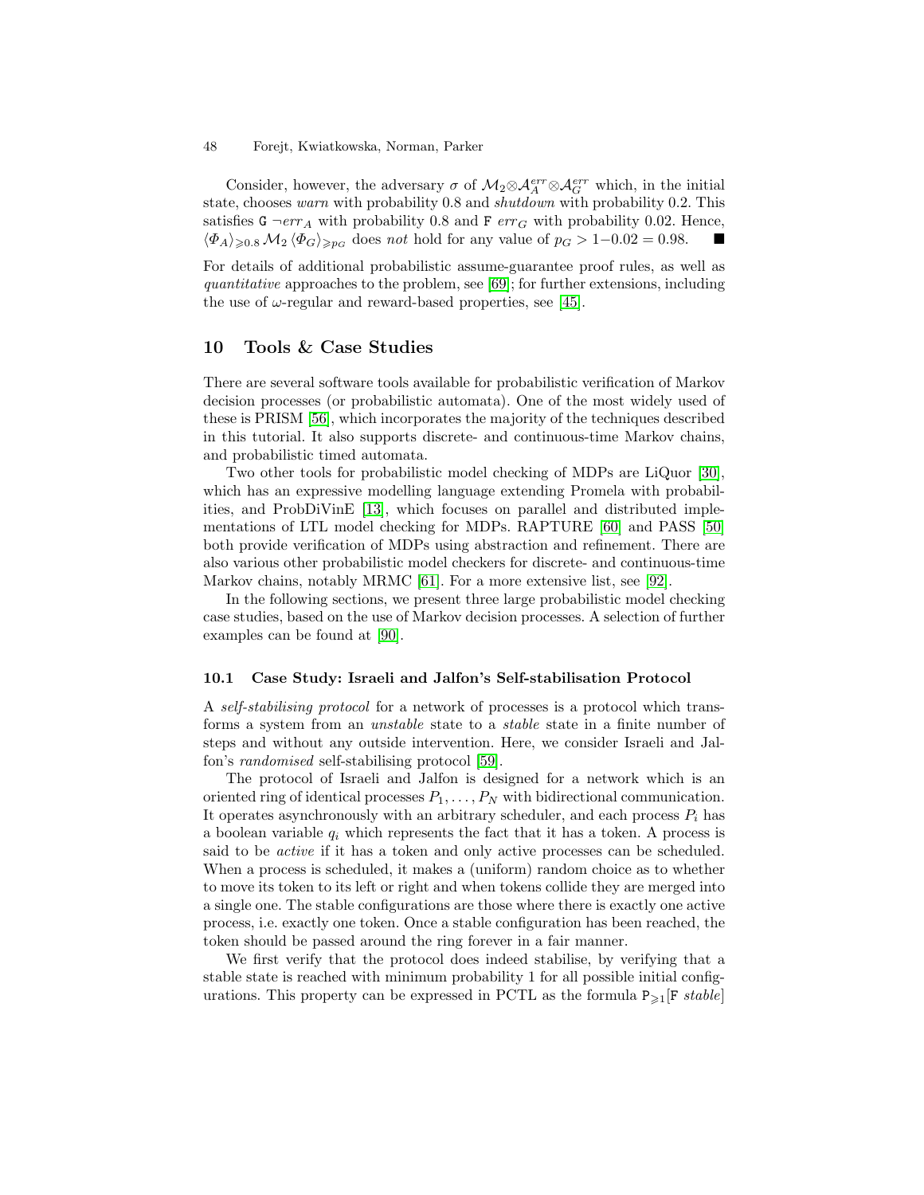Consider, however, the adversary $\sigma$ of $\mathcal{M}_2 \otimes \mathcal{A}_A^{err} \otimes \mathcal{A}_G^{err}$ which, in the initial state, chooses *warn* with probability 0.8 and *shutdown* with probability 0.2. This satisfies $\mathtt{G}\ \neg err_A$ with probability 0.8 and $\mathtt{F}\ err_G$ with probability 0.02. Hence, $\langle \Phi_A \rangle_{\geqslant 0.8}\, \mathcal{M}_2\, \langle \Phi_G \rangle_{\geqslant p_G}$ does *not* hold for any value of $p_G > 1{-}0.02 = 0.98$. ■

For details of additional probabilistic assume-guarantee proof rules, as well as *quantitative* approaches to the problem, see [69]; for further extensions, including the use of $\omega$-regular and reward-based properties, see [45].

## 10 Tools & Case Studies

There are several software tools available for probabilistic verification of Markov decision processes (or probabilistic automata). One of the most widely used of these is PRISM [56], which incorporates the majority of the techniques described in this tutorial. It also supports discrete- and continuous-time Markov chains, and probabilistic timed automata.

Two other tools for probabilistic model checking of MDPs are LiQuor [30], which has an expressive modelling language extending Promela with probabilities, and ProbDiVinE [13], which focuses on parallel and distributed implementations of LTL model checking for MDPs. RAPTURE [60] and PASS [50] both provide verification of MDPs using abstraction and refinement. There are also various other probabilistic model checkers for discrete- and continuous-time Markov chains, notably MRMC [61]. For a more extensive list, see [92].

In the following sections, we present three large probabilistic model checking case studies, based on the use of Markov decision processes. A selection of further examples can be found at [90].

### 10.1 Case Study: Israeli and Jalfon's Self-stabilisation Protocol

A *self-stabilising protocol* for a network of processes is a protocol which transforms a system from an *unstable* state to a *stable* state in a finite number of steps and without any outside intervention. Here, we consider Israeli and Jalfon's *randomised* self-stabilising protocol [59].

The protocol of Israeli and Jalfon is designed for a network which is an oriented ring of identical processes $P_1, \ldots, P_N$ with bidirectional communication. It operates asynchronously with an arbitrary scheduler, and each process $P_i$ has a boolean variable $q_i$ which represents the fact that it has a token. A process is said to be *active* if it has a token and only active processes can be scheduled. When a process is scheduled, it makes a (uniform) random choice as to whether to move its token to its left or right and when tokens collide they are merged into a single one. The stable configurations are those where there is exactly one active process, i.e. exactly one token. Once a stable configuration has been reached, the token should be passed around the ring forever in a fair manner.

We first verify that the protocol does indeed stabilise, by verifying that a stable state is reached with minimum probability 1 for all possible initial configurations. This property can be expressed in PCTL as the formula $\mathtt{P}_{\geqslant 1}[\mathtt{F}\ stable]$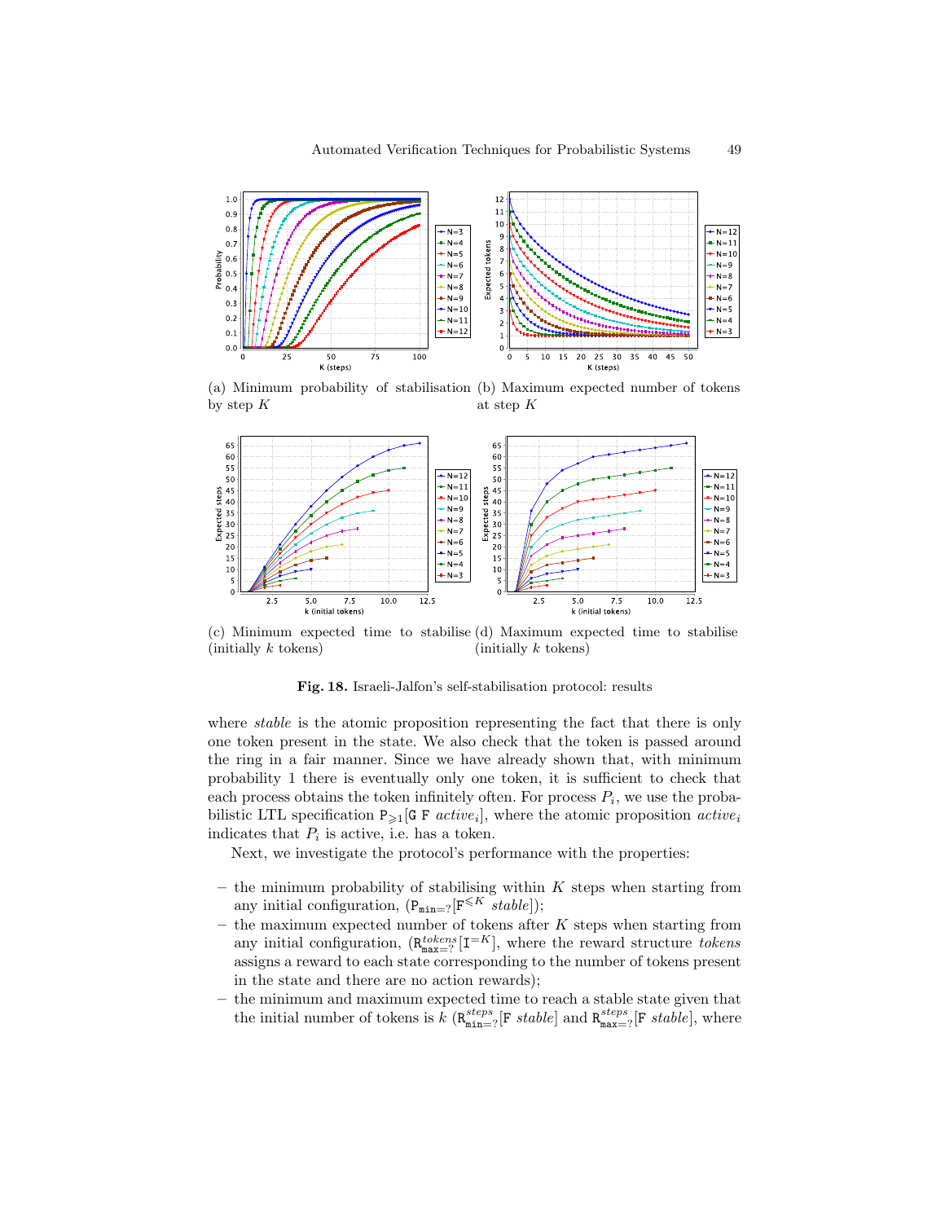(a) Minimum probability of stabilisation by step $K$

(b) Maximum expected number of tokens at step $K$

(c) Minimum expected time to stabilise (initially $k$ tokens)

(d) Maximum expected time to stabilise (initially $k$ tokens)

**Fig. 18.** Israeli-Jalfon's self-stabilisation protocol: results

where *stable* is the atomic proposition representing the fact that there is only one token present in the state. We also check that the token is passed around the ring in a fair manner. Since we have already shown that, with minimum probability 1 there is eventually only one token, it is sufficient to check that each process obtains the token infinitely often. For process $P_i$, we use the probabilistic LTL specification $\mathtt{P}_{\geqslant 1}[\mathtt{G}\ \mathtt{F}\ active_i]$, where the atomic proposition $active_i$ indicates that $P_i$ is active, i.e. has a token.

Next, we investigate the protocol's performance with the properties:

- the minimum probability of stabilising within $K$ steps when starting from any initial configuration, $(\mathtt{P}_{\mathtt{min}=?}[\mathtt{F}^{\leqslant K}\ stable])$;
- the maximum expected number of tokens after $K$ steps when starting from any initial configuration, $(\mathtt{R}^{tokens}_{\mathtt{max}=?}[\mathtt{I}^{=K}]$, where the reward structure *tokens* assigns a reward to each state corresponding to the number of tokens present in the state and there are no action rewards);
- the minimum and maximum expected time to reach a stable state given that the initial number of tokens is $k$ $(\mathtt{R}^{steps}_{\mathtt{min}=?}[\mathtt{F}\ stable]$ and $\mathtt{R}^{steps}_{\mathtt{max}=?}[\mathtt{F}\ stable]$, where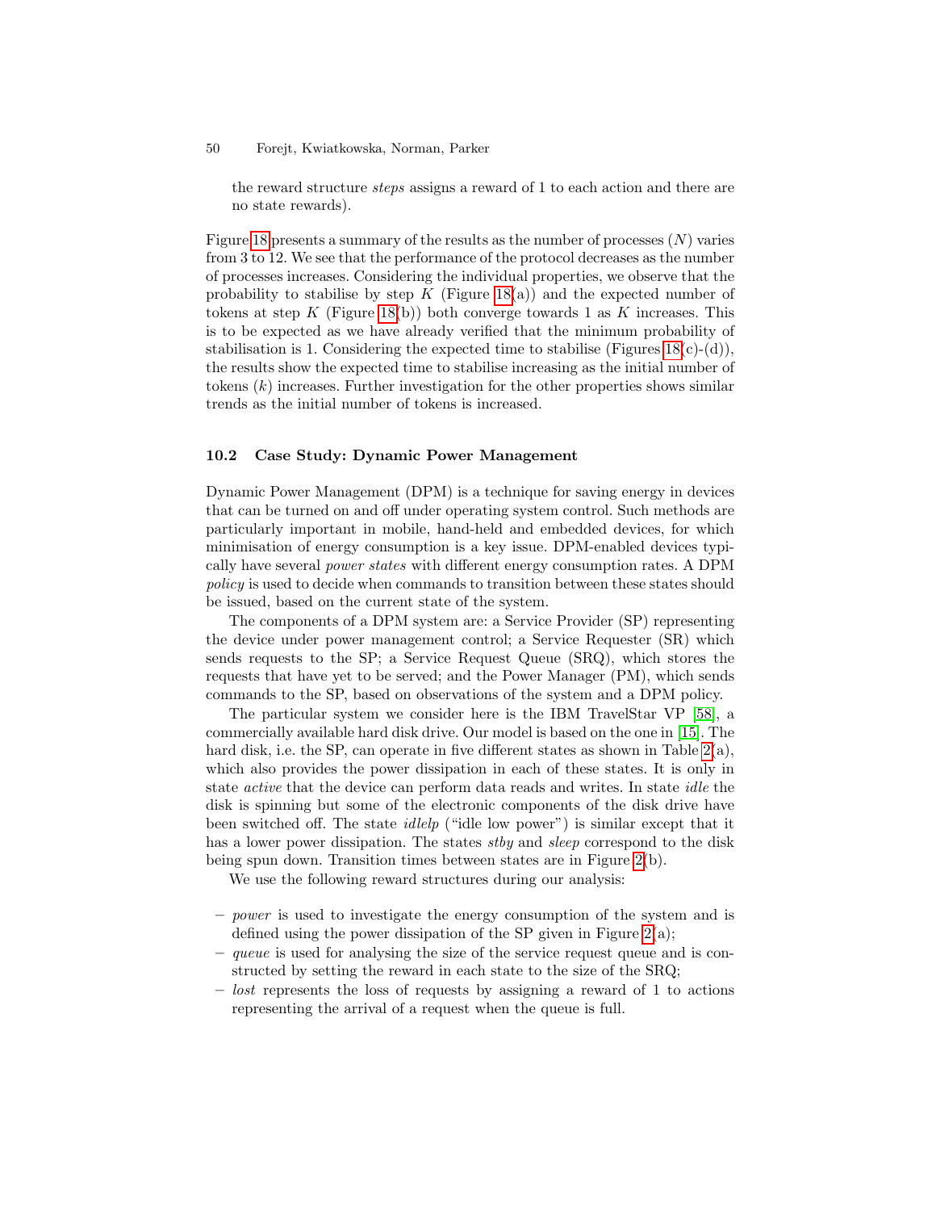the reward structure *steps* assigns a reward of 1 to each action and there are no state rewards).

Figure 18 presents a summary of the results as the number of processes ($N$) varies from 3 to 12. We see that the performance of the protocol decreases as the number of processes increases. Considering the individual properties, we observe that the probability to stabilise by step $K$ (Figure 18(a)) and the expected number of tokens at step $K$ (Figure 18(b)) both converge towards 1 as $K$ increases. This is to be expected as we have already verified that the minimum probability of stabilisation is 1. Considering the expected time to stabilise (Figures 18(c)-(d)), the results show the expected time to stabilise increasing as the initial number of tokens ($k$) increases. Further investigation for the other properties shows similar trends as the initial number of tokens is increased.

### 10.2 Case Study: Dynamic Power Management

Dynamic Power Management (DPM) is a technique for saving energy in devices that can be turned on and off under operating system control. Such methods are particularly important in mobile, hand-held and embedded devices, for which minimisation of energy consumption is a key issue. DPM-enabled devices typically have several *power states* with different energy consumption rates. A DPM *policy* is used to decide when commands to transition between these states should be issued, based on the current state of the system.

The components of a DPM system are: a Service Provider (SP) representing the device under power management control; a Service Requester (SR) which sends requests to the SP; a Service Request Queue (SRQ), which stores the requests that have yet to be served; and the Power Manager (PM), which sends commands to the SP, based on observations of the system and a DPM policy.

The particular system we consider here is the IBM TravelStar VP [58], a commercially available hard disk drive. Our model is based on the one in [15]. The hard disk, i.e. the SP, can operate in five different states as shown in Table 2(a), which also provides the power dissipation in each of these states. It is only in state *active* that the device can perform data reads and writes. In state *idle* the disk is spinning but some of the electronic components of the disk drive have been switched off. The state *idlelp* ("idle low power") is similar except that it has a lower power dissipation. The states *stby* and *sleep* correspond to the disk being spun down. Transition times between states are in Figure 2(b).

We use the following reward structures during our analysis:

- *power* is used to investigate the energy consumption of the system and is defined using the power dissipation of the SP given in Figure 2(a);
- *queue* is used for analysing the size of the service request queue and is constructed by setting the reward in each state to the size of the SRQ;
- *lost* represents the loss of requests by assigning a reward of 1 to actions representing the arrival of a request when the queue is full.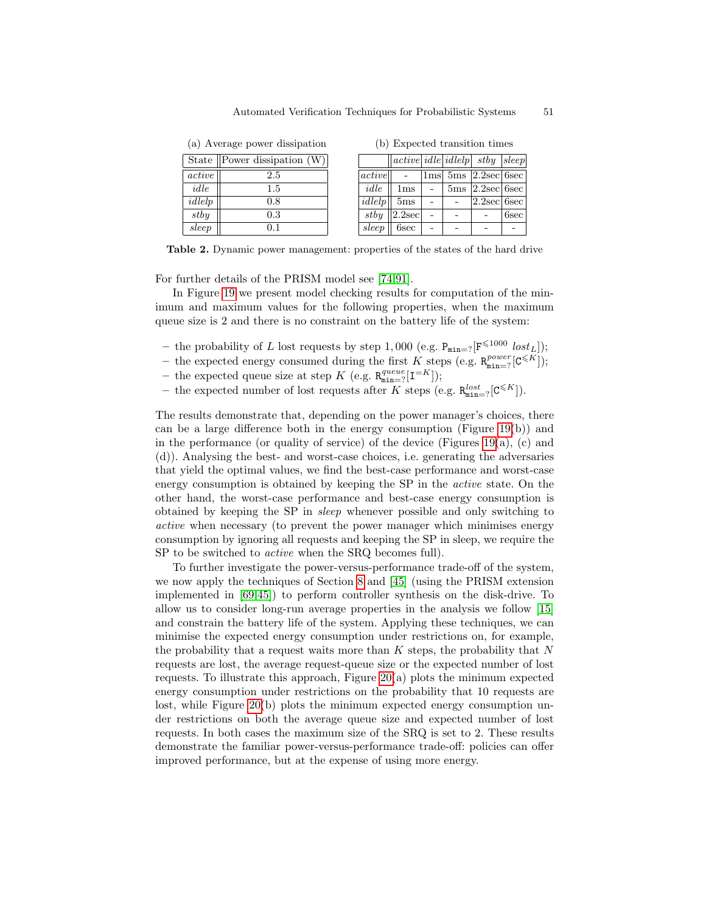(a) Average power dissipation

| State | Power dissipation (W) |
|---|---|
| *active* | 2.5 |
| *idle* | 1.5 |
| *idlelp* | 0.8 |
| *stby* | 0.3 |
| *sleep* | 0.1 |

(b) Expected transition times

| | *active* | *idle* | *idlelp* | *stby* | *sleep* |
|---|---|---|---|---|---|
| *active* | - | 1ms | 5ms | 2.2sec | 6sec |
| *idle* | 1ms | - | 5ms | 2.2sec | 6sec |
| *idlelp* | 5ms | - | - | 2.2sec | 6sec |
| *stby* | 2.2sec | - | - | - | 6sec |
| *sleep* | 6sec | - | - | - | - |

**Table 2.** Dynamic power management: properties of the states of the hard drive

For further details of the PRISM model see [74,91].

In Figure 19 we present model checking results for computation of the minimum and maximum values for the following properties, when the maximum queue size is 2 and there is no constraint on the battery life of the system:

- the probability of $L$ lost requests by step $1,000$ (e.g. $\mathtt{P}_{\mathtt{min}=?}[\mathtt{F}^{\leqslant 1000}\ lost_L]$);
- the expected energy consumed during the first $K$ steps (e.g. $\mathtt{R}^{power}_{\mathtt{min}=?}[\mathtt{C}^{\leqslant K}]$);
- the expected queue size at step $K$ (e.g. $\mathtt{R}^{queue}_{\mathtt{min}=?}[\mathtt{I}^{=K}]$);
- the expected number of lost requests after $K$ steps (e.g. $\mathtt{R}^{lost}_{\mathtt{min}=?}[\mathtt{C}^{\leqslant K}]$).

The results demonstrate that, depending on the power manager's choices, there can be a large difference both in the energy consumption (Figure 19(b)) and in the performance (or quality of service) of the device (Figures 19(a), (c) and (d)). Analysing the best- and worst-case choices, i.e. generating the adversaries that yield the optimal values, we find the best-case performance and worst-case energy consumption is obtained by keeping the SP in the *active* state. On the other hand, the worst-case performance and best-case energy consumption is obtained by keeping the SP in *sleep* whenever possible and only switching to *active* when necessary (to prevent the power manager which minimises energy consumption by ignoring all requests and keeping the SP in sleep, we require the SP to be switched to *active* when the SRQ becomes full).

To further investigate the power-versus-performance trade-off of the system, we now apply the techniques of Section 8 and [45] (using the PRISM extension implemented in [69,45]) to perform controller synthesis on the disk-drive. To allow us to consider long-run average properties in the analysis we follow [15] and constrain the battery life of the system. Applying these techniques, we can minimise the expected energy consumption under restrictions on, for example, the probability that a request waits more than $K$ steps, the probability that $N$ requests are lost, the average request-queue size or the expected number of lost requests. To illustrate this approach, Figure 20(a) plots the minimum expected energy consumption under restrictions on the probability that 10 requests are lost, while Figure 20(b) plots the minimum expected energy consumption under restrictions on both the average queue size and expected number of lost requests. In both cases the maximum size of the SRQ is set to 2. These results demonstrate the familiar power-versus-performance trade-off: policies can offer improved performance, but at the expense of using more energy.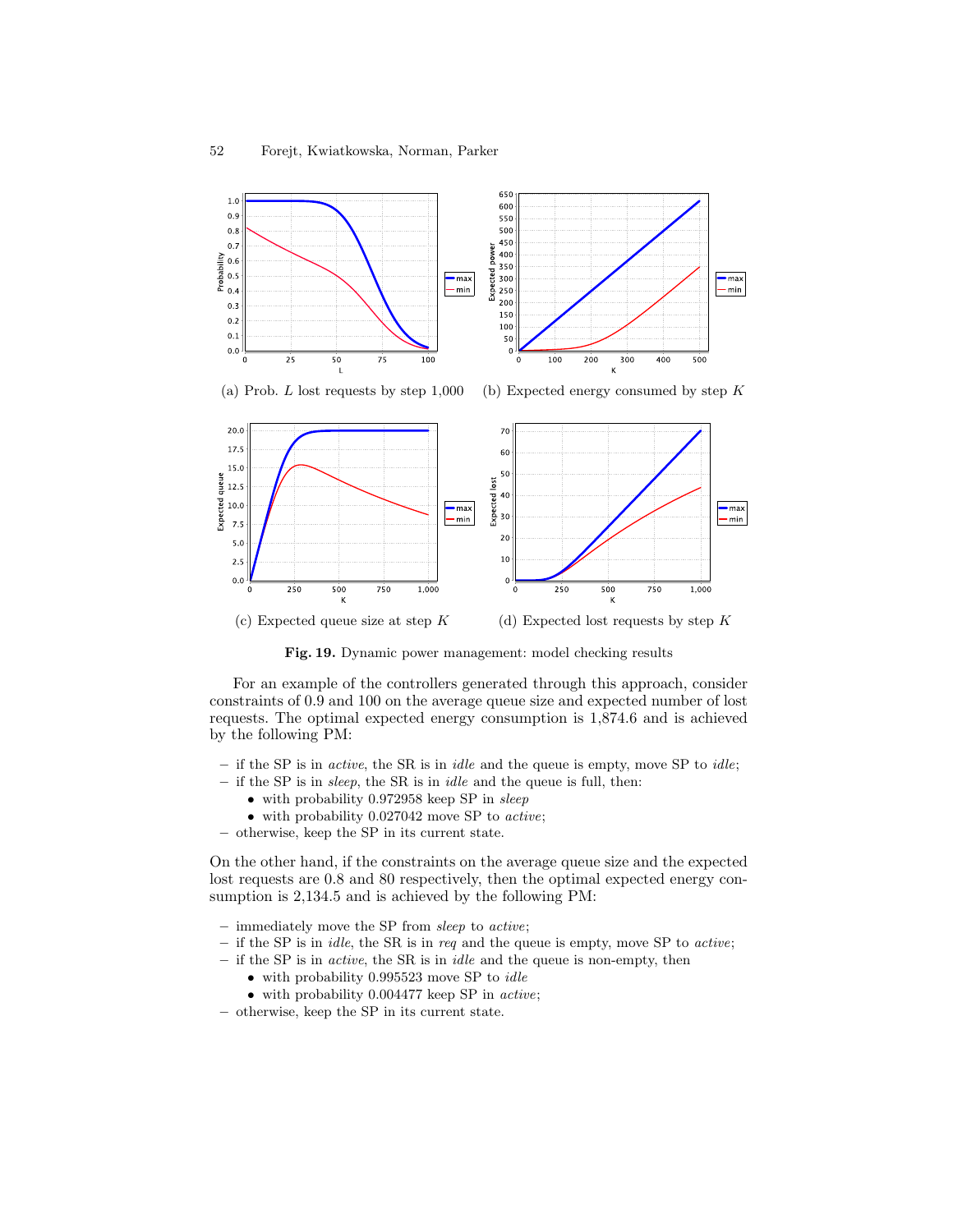(a) Prob. $L$ lost requests by step 1,000 (b) Expected energy consumed by step $K$

(c) Expected queue size at step $K$ (d) Expected lost requests by step $K$

**Fig. 19.** Dynamic power management: model checking results

For an example of the controllers generated through this approach, consider constraints of 0.9 and 100 on the average queue size and expected number of lost requests. The optimal expected energy consumption is 1,874.6 and is achieved by the following PM:

- if the SP is in *active*, the SR is in *idle* and the queue is empty, move SP to *idle*;
- if the SP is in *sleep*, the SR is in *idle* and the queue is full, then:
  - with probability 0.972958 keep SP in *sleep*
  - with probability 0.027042 move SP to *active*;
- otherwise, keep the SP in its current state.

On the other hand, if the constraints on the average queue size and the expected lost requests are 0.8 and 80 respectively, then the optimal expected energy consumption is 2,134.5 and is achieved by the following PM:

- immediately move the SP from *sleep* to *active*;
- if the SP is in *idle*, the SR is in *req* and the queue is empty, move SP to *active*;
- if the SP is in *active*, the SR is in *idle* and the queue is non-empty, then
  - with probability 0.995523 move SP to *idle*
  - with probability 0.004477 keep SP in *active*;
- otherwise, keep the SP in its current state.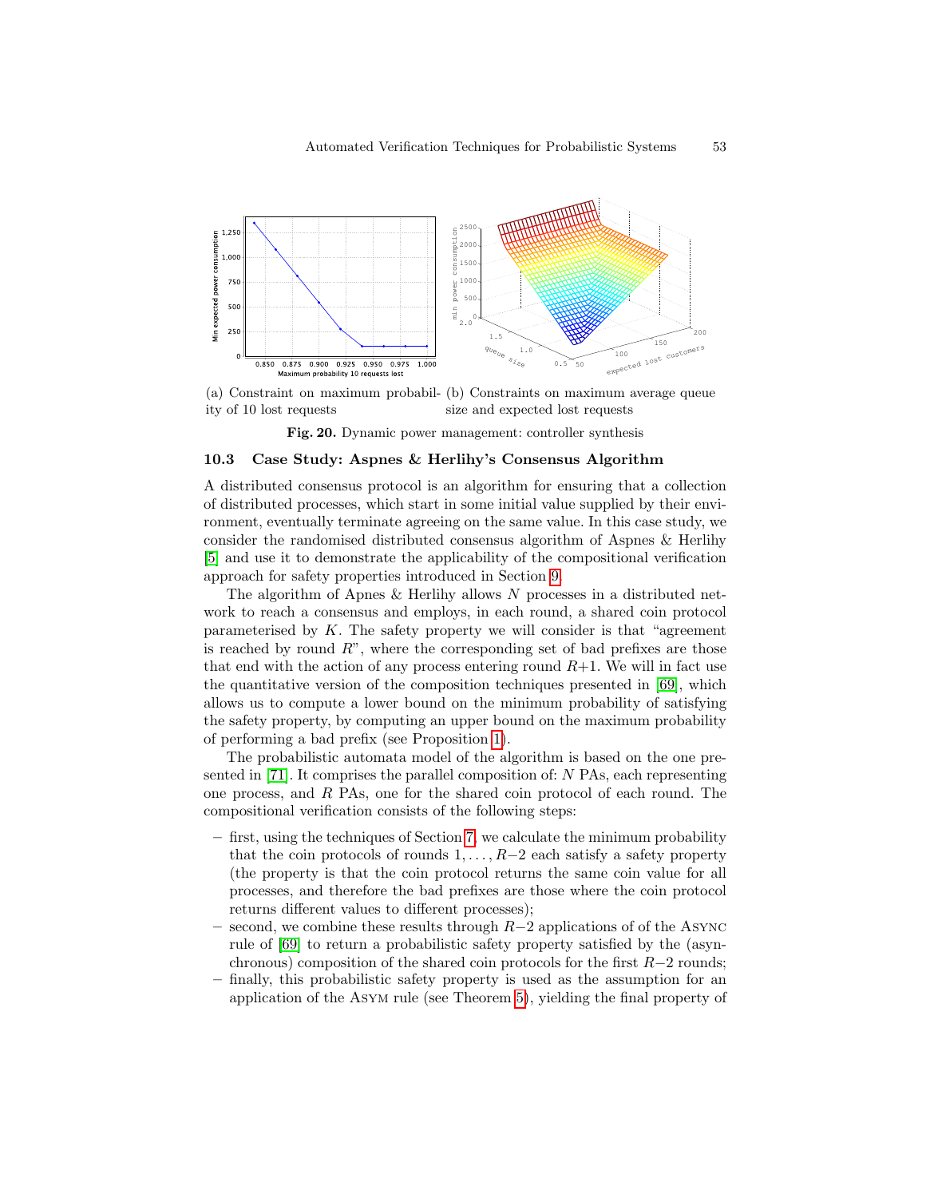(a) Constraint on maximum probability of 10 lost requests

(b) Constraints on maximum average queue size and expected lost requests

**Fig. 20.** Dynamic power management: controller synthesis

### 10.3 Case Study: Aspnes & Herlihy's Consensus Algorithm

A distributed consensus protocol is an algorithm for ensuring that a collection of distributed processes, which start in some initial value supplied by their environment, eventually terminate agreeing on the same value. In this case study, we consider the randomised distributed consensus algorithm of Aspnes & Herlihy [5] and use it to demonstrate the applicability of the compositional verification approach for safety properties introduced in Section 9.

The algorithm of Apnes & Herlihy allows $N$ processes in a distributed network to reach a consensus and employs, in each round, a shared coin protocol parameterised by $K$. The safety property we will consider is that "agreement is reached by round $R$", where the corresponding set of bad prefixes are those that end with the action of any process entering round $R+1$. We will in fact use the quantitative version of the composition techniques presented in [69], which allows us to compute a lower bound on the minimum probability of satisfying the safety property, by computing an upper bound on the maximum probability of performing a bad prefix (see Proposition 1).

The probabilistic automata model of the algorithm is based on the one presented in [71]. It comprises the parallel composition of: $N$ PAs, each representing one process, and $R$ PAs, one for the shared coin protocol of each round. The compositional verification consists of the following steps:

- first, using the techniques of Section 7, we calculate the minimum probability that the coin protocols of rounds $1, \ldots, R-2$ each satisfy a safety property (the property is that the coin protocol returns the same coin value for all processes, and therefore the bad prefixes are those where the coin protocol returns different values to different processes);
- second, we combine these results through $R-2$ applications of of the ASYNC rule of [69] to return a probabilistic safety property satisfied by the (asynchronous) composition of the shared coin protocols for the first $R-2$ rounds;
- finally, this probabilistic safety property is used as the assumption for an application of the ASYM rule (see Theorem 5), yielding the final property of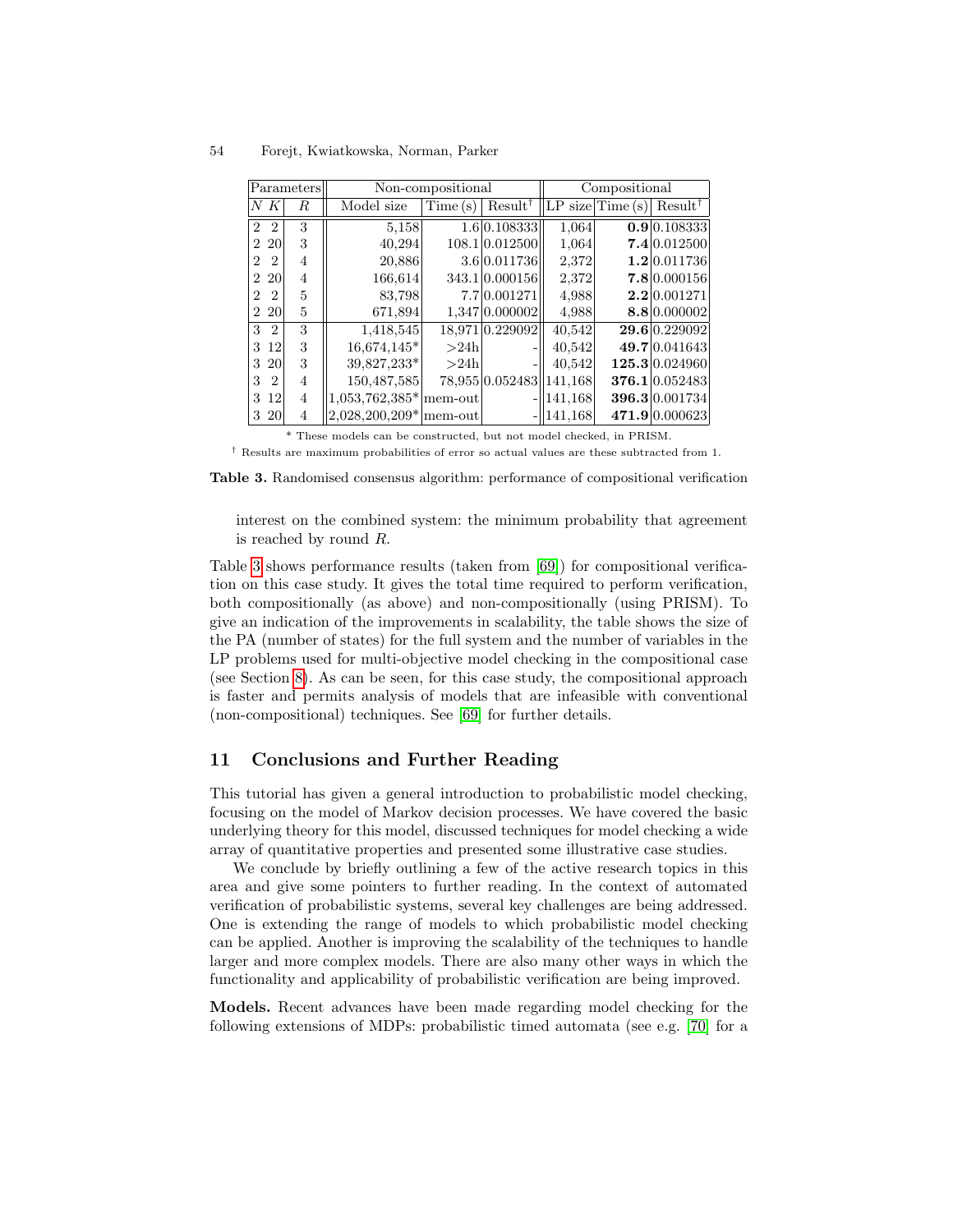| Parameters | | | Non-compositional | | | Compositional | | |
|---|---|---|---|---|---|---|---|---|
| $N$ | $K$ | $R$ | Model size | Time (s) | Result[†] | LP size | Time (s) | Result[†] |
| 2 | 2 | 3 | 5,158 | 1.6 | 0.108333 | 1,064 | **0.9** | 0.108333 |
| 2 | 20 | 3 | 40,294 | 108.1 | 0.012500 | 1,064 | **7.4** | 0.012500 |
| 2 | 2 | 4 | 20,886 | 3.6 | 0.011736 | 2,372 | **1.2** | 0.011736 |
| 2 | 20 | 4 | 166,614 | 343.1 | 0.000156 | 2,372 | **7.8** | 0.000156 |
| 2 | 2 | 5 | 83,798 | 7.7 | 0.001271 | 4,988 | **2.2** | 0.001271 |
| 2 | 20 | 5 | 671,894 | 1,347 | 0.000002 | 4,988 | **8.8** | 0.000002 |
| 3 | 2 | 3 | 1,418,545 | 18,971 | 0.229092 | 40,542 | **29.6** | 0.229092 |
| 3 | 12 | 3 | 16,674,145* | >24h | - | 40,542 | **49.7** | 0.041643 |
| 3 | 20 | 3 | 39,827,233* | >24h | - | 40,542 | **125.3** | 0.024960 |
| 3 | 2 | 4 | 150,487,585 | 78,955 | 0.052483 | 141,168 | **376.1** | 0.052483 |
| 3 | 12 | 4 | 1,053,762,385* | mem-out | - | 141,168 | **396.3** | 0.001734 |
| 3 | 20 | 4 | 2,028,200,209* | mem-out | - | 141,168 | **471.9** | 0.000623 |

* These models can be constructed, but not model checked, in PRISM.

[†] Results are maximum probabilities of error so actual values are these subtracted from 1.

**Table 3.** Randomised consensus algorithm: performance of compositional verification

interest on the combined system: the minimum probability that agreement is reached by round $R$.

Table 3 shows performance results (taken from [69]) for compositional verification on this case study. It gives the total time required to perform verification, both compositionally (as above) and non-compositionally (using PRISM). To give an indication of the improvements in scalability, the table shows the size of the PA (number of states) for the full system and the number of variables in the LP problems used for multi-objective model checking in the compositional case (see Section 8). As can be seen, for this case study, the compositional approach is faster and permits analysis of models that are infeasible with conventional (non-compositional) techniques. See [69] for further details.

## 11 Conclusions and Further Reading

This tutorial has given a general introduction to probabilistic model checking, focusing on the model of Markov decision processes. We have covered the basic underlying theory for this model, discussed techniques for model checking a wide array of quantitative properties and presented some illustrative case studies.

We conclude by briefly outlining a few of the active research topics in this area and give some pointers to further reading. In the context of automated verification of probabilistic systems, several key challenges are being addressed. One is extending the range of models to which probabilistic model checking can be applied. Another is improving the scalability of the techniques to handle larger and more complex models. There are also many other ways in which the functionality and applicability of probabilistic verification are being improved.

**Models.** Recent advances have been made regarding model checking for the following extensions of MDPs: probabilistic timed automata (see e.g. [70] for a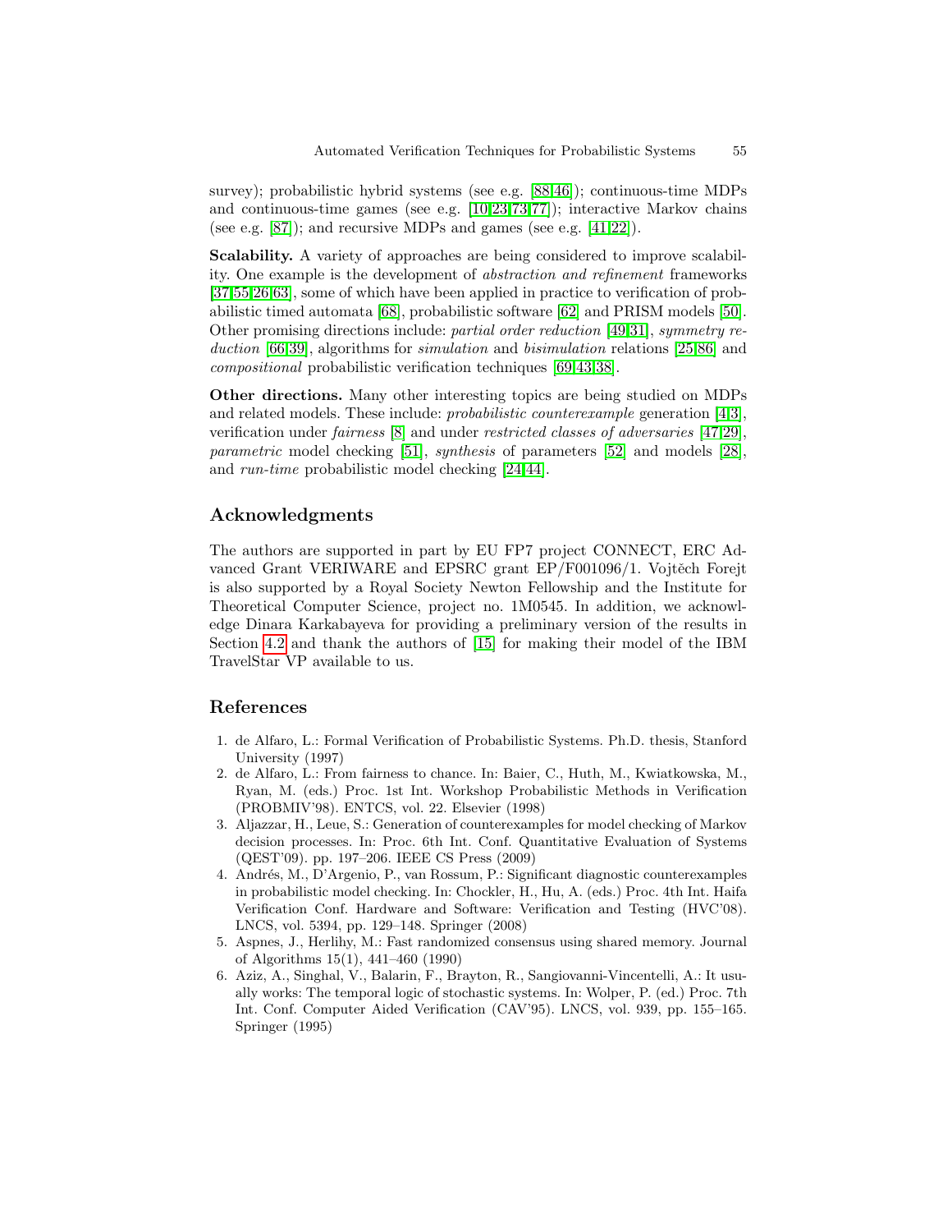survey); probabilistic hybrid systems (see e.g. [88,46]); continuous-time MDPs and continuous-time games (see e.g. [10,23,73,77]); interactive Markov chains (see e.g. [87]); and recursive MDPs and games (see e.g. [41,22]).

**Scalability.** A variety of approaches are being considered to improve scalability. One example is the development of *abstraction and refinement* frameworks [37,55,26,63], some of which have been applied in practice to verification of probabilistic timed automata [68], probabilistic software [62] and PRISM models [50]. Other promising directions include: *partial order reduction* [49,31], *symmetry reduction* [66,39], algorithms for *simulation* and *bisimulation* relations [25,86] and *compositional* probabilistic verification techniques [69,43,38].

**Other directions.** Many other interesting topics are being studied on MDPs and related models. These include: *probabilistic counterexample* generation [4,3], verification under *fairness* [8] and under *restricted classes of adversaries* [47,29], *parametric* model checking [51], *synthesis* of parameters [52] and models [28], and *run-time* probabilistic model checking [24,44].

## Acknowledgments

The authors are supported in part by EU FP7 project CONNECT, ERC Advanced Grant VERIWARE and EPSRC grant EP/F001096/1. Vojtěch Forejt is also supported by a Royal Society Newton Fellowship and the Institute for Theoretical Computer Science, project no. 1M0545. In addition, we acknowledge Dinara Karkabayeva for providing a preliminary version of the results in Section 4.2 and thank the authors of [15] for making their model of the IBM TravelStar VP available to us.

## References

1. de Alfaro, L.: Formal Verification of Probabilistic Systems. Ph.D. thesis, Stanford University (1997)
2. de Alfaro, L.: From fairness to chance. In: Baier, C., Huth, M., Kwiatkowska, M., Ryan, M. (eds.) Proc. 1st Int. Workshop Probabilistic Methods in Verification (PROBMIV'98). ENTCS, vol. 22. Elsevier (1998)
3. Aljazzar, H., Leue, S.: Generation of counterexamples for model checking of Markov decision processes. In: Proc. 6th Int. Conf. Quantitative Evaluation of Systems (QEST'09). pp. 197–206. IEEE CS Press (2009)
4. Andrés, M., D'Argenio, P., van Rossum, P.: Significant diagnostic counterexamples in probabilistic model checking. In: Chockler, H., Hu, A. (eds.) Proc. 4th Int. Haifa Verification Conf. Hardware and Software: Verification and Testing (HVC'08). LNCS, vol. 5394, pp. 129–148. Springer (2008)
5. Aspnes, J., Herlihy, M.: Fast randomized consensus using shared memory. Journal of Algorithms 15(1), 441–460 (1990)
6. Aziz, A., Singhal, V., Balarin, F., Brayton, R., Sangiovanni-Vincentelli, A.: It usually works: The temporal logic of stochastic systems. In: Wolper, P. (ed.) Proc. 7th Int. Conf. Computer Aided Verification (CAV'95). LNCS, vol. 939, pp. 155–165. Springer (1995)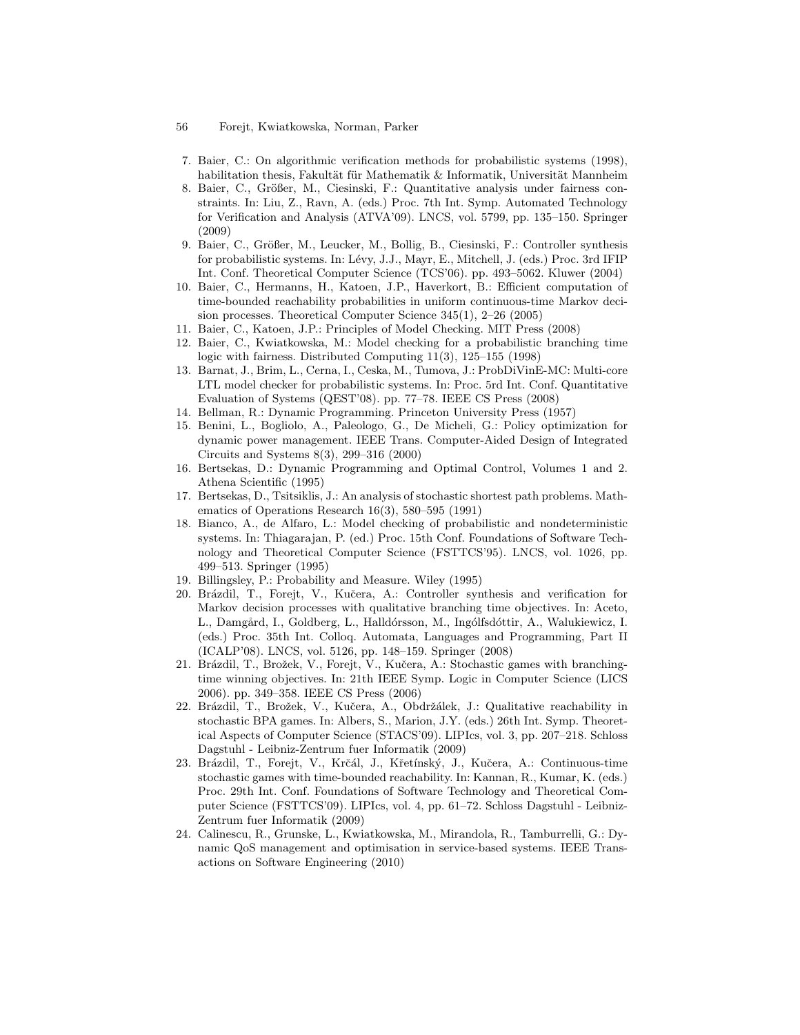7. Baier, C.: On algorithmic verification methods for probabilistic systems (1998), habilitation thesis, Fakultät für Mathematik & Informatik, Universität Mannheim
8. Baier, C., Größer, M., Ciesinski, F.: Quantitative analysis under fairness constraints. In: Liu, Z., Ravn, A. (eds.) Proc. 7th Int. Symp. Automated Technology for Verification and Analysis (ATVA'09). LNCS, vol. 5799, pp. 135–150. Springer (2009)
9. Baier, C., Größer, M., Leucker, M., Bollig, B., Ciesinski, F.: Controller synthesis for probabilistic systems. In: Lévy, J.J., Mayr, E., Mitchell, J. (eds.) Proc. 3rd IFIP Int. Conf. Theoretical Computer Science (TCS'06). pp. 493–5062. Kluwer (2004)
10. Baier, C., Hermanns, H., Katoen, J.P., Haverkort, B.: Efficient computation of time-bounded reachability probabilities in uniform continuous-time Markov decision processes. Theoretical Computer Science 345(1), 2–26 (2005)
11. Baier, C., Katoen, J.P.: Principles of Model Checking. MIT Press (2008)
12. Baier, C., Kwiatkowska, M.: Model checking for a probabilistic branching time logic with fairness. Distributed Computing 11(3), 125–155 (1998)
13. Barnat, J., Brim, L., Cerna, I., Ceska, M., Tumova, J.: ProbDiVinE-MC: Multi-core LTL model checker for probabilistic systems. In: Proc. 5rd Int. Conf. Quantitative Evaluation of Systems (QEST'08). pp. 77–78. IEEE CS Press (2008)
14. Bellman, R.: Dynamic Programming. Princeton University Press (1957)
15. Benini, L., Bogliolo, A., Paleologo, G., De Micheli, G.: Policy optimization for dynamic power management. IEEE Trans. Computer-Aided Design of Integrated Circuits and Systems 8(3), 299–316 (2000)
16. Bertsekas, D.: Dynamic Programming and Optimal Control, Volumes 1 and 2. Athena Scientific (1995)
17. Bertsekas, D., Tsitsiklis, J.: An analysis of stochastic shortest path problems. Mathematics of Operations Research 16(3), 580–595 (1991)
18. Bianco, A., de Alfaro, L.: Model checking of probabilistic and nondeterministic systems. In: Thiagarajan, P. (ed.) Proc. 15th Conf. Foundations of Software Technology and Theoretical Computer Science (FSTTCS'95). LNCS, vol. 1026, pp. 499–513. Springer (1995)
19. Billingsley, P.: Probability and Measure. Wiley (1995)
20. Brázdil, T., Forejt, V., Kučera, A.: Controller synthesis and verification for Markov decision processes with qualitative branching time objectives. In: Aceto, L., Damgård, I., Goldberg, L., Halldórsson, M., Ingólfsdóttir, A., Walukiewicz, I. (eds.) Proc. 35th Int. Colloq. Automata, Languages and Programming, Part II (ICALP'08). LNCS, vol. 5126, pp. 148–159. Springer (2008)
21. Brázdil, T., Brožek, V., Forejt, V., Kučera, A.: Stochastic games with branching-time winning objectives. In: 21th IEEE Symp. Logic in Computer Science (LICS 2006). pp. 349–358. IEEE CS Press (2006)
22. Brázdil, T., Brožek, V., Kučera, A., Obdržálek, J.: Qualitative reachability in stochastic BPA games. In: Albers, S., Marion, J.Y. (eds.) 26th Int. Symp. Theoretical Aspects of Computer Science (STACS'09). LIPIcs, vol. 3, pp. 207–218. Schloss Dagstuhl - Leibniz-Zentrum fuer Informatik (2009)
23. Brázdil, T., Forejt, V., Krčál, J., Křetínský, J., Kučera, A.: Continuous-time stochastic games with time-bounded reachability. In: Kannan, R., Kumar, K. (eds.) Proc. 29th Int. Conf. Foundations of Software Technology and Theoretical Computer Science (FSTTCS'09). LIPIcs, vol. 4, pp. 61–72. Schloss Dagstuhl - Leibniz-Zentrum fuer Informatik (2009)
24. Calinescu, R., Grunske, L., Kwiatkowska, M., Mirandola, R., Tamburrelli, G.: Dynamic QoS management and optimisation in service-based systems. IEEE Transactions on Software Engineering (2010)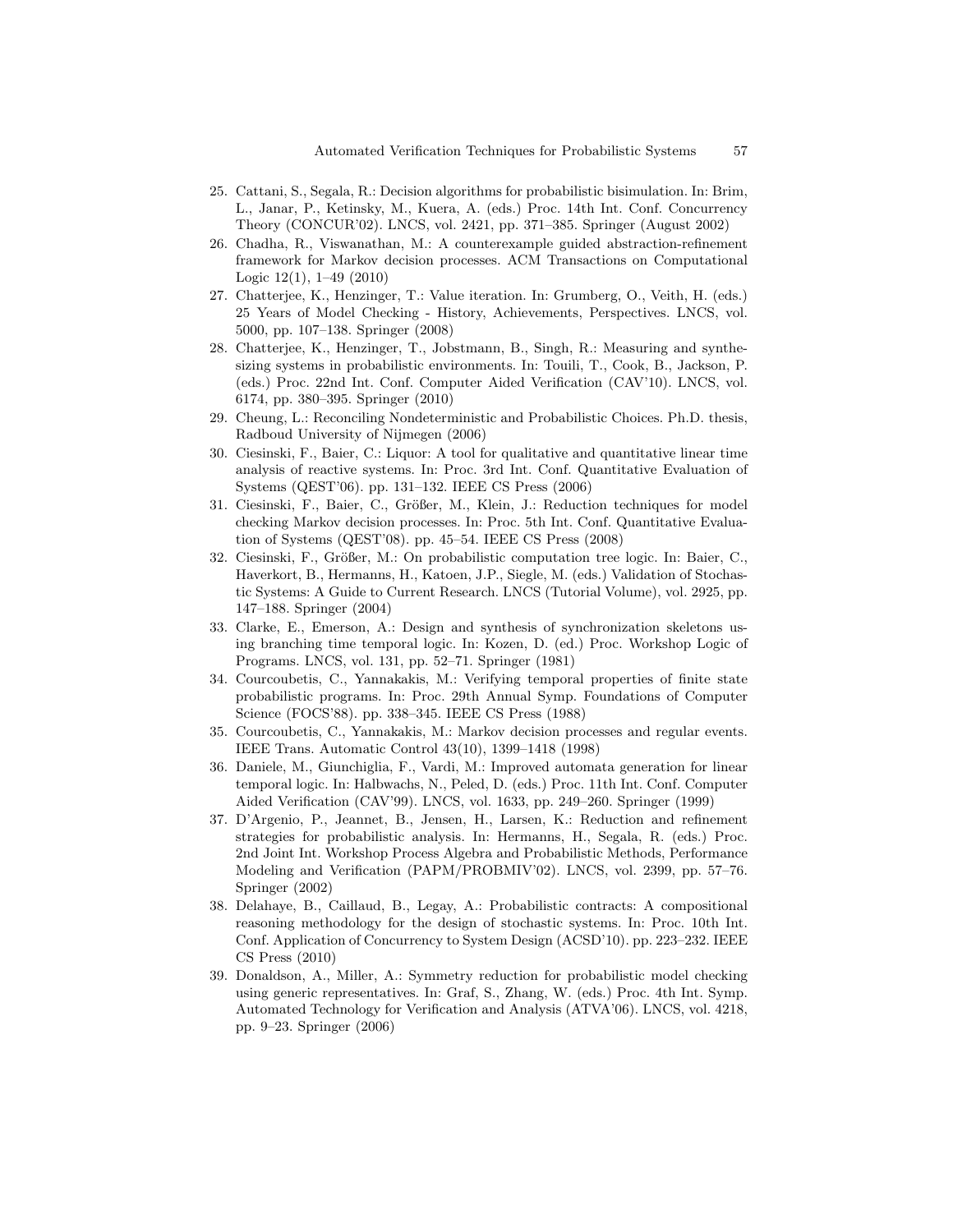25. Cattani, S., Segala, R.: Decision algorithms for probabilistic bisimulation. In: Brim, L., Janar, P., Ketinsky, M., Kuera, A. (eds.) Proc. 14th Int. Conf. Concurrency Theory (CONCUR'02). LNCS, vol. 2421, pp. 371–385. Springer (August 2002)
26. Chadha, R., Viswanathan, M.: A counterexample guided abstraction-refinement framework for Markov decision processes. ACM Transactions on Computational Logic 12(1), 1–49 (2010)
27. Chatterjee, K., Henzinger, T.: Value iteration. In: Grumberg, O., Veith, H. (eds.) 25 Years of Model Checking - History, Achievements, Perspectives. LNCS, vol. 5000, pp. 107–138. Springer (2008)
28. Chatterjee, K., Henzinger, T., Jobstmann, B., Singh, R.: Measuring and synthesizing systems in probabilistic environments. In: Touili, T., Cook, B., Jackson, P. (eds.) Proc. 22nd Int. Conf. Computer Aided Verification (CAV'10). LNCS, vol. 6174, pp. 380–395. Springer (2010)
29. Cheung, L.: Reconciling Nondeterministic and Probabilistic Choices. Ph.D. thesis, Radboud University of Nijmegen (2006)
30. Ciesinski, F., Baier, C.: Liquor: A tool for qualitative and quantitative linear time analysis of reactive systems. In: Proc. 3rd Int. Conf. Quantitative Evaluation of Systems (QEST'06). pp. 131–132. IEEE CS Press (2006)
31. Ciesinski, F., Baier, C., Größer, M., Klein, J.: Reduction techniques for model checking Markov decision processes. In: Proc. 5th Int. Conf. Quantitative Evaluation of Systems (QEST'08). pp. 45–54. IEEE CS Press (2008)
32. Ciesinski, F., Größer, M.: On probabilistic computation tree logic. In: Baier, C., Haverkort, B., Hermanns, H., Katoen, J.P., Siegle, M. (eds.) Validation of Stochastic Systems: A Guide to Current Research. LNCS (Tutorial Volume), vol. 2925, pp. 147–188. Springer (2004)
33. Clarke, E., Emerson, A.: Design and synthesis of synchronization skeletons using branching time temporal logic. In: Kozen, D. (ed.) Proc. Workshop Logic of Programs. LNCS, vol. 131, pp. 52–71. Springer (1981)
34. Courcoubetis, C., Yannakakis, M.: Verifying temporal properties of finite state probabilistic programs. In: Proc. 29th Annual Symp. Foundations of Computer Science (FOCS'88). pp. 338–345. IEEE CS Press (1988)
35. Courcoubetis, C., Yannakakis, M.: Markov decision processes and regular events. IEEE Trans. Automatic Control 43(10), 1399–1418 (1998)
36. Daniele, M., Giunchiglia, F., Vardi, M.: Improved automata generation for linear temporal logic. In: Halbwachs, N., Peled, D. (eds.) Proc. 11th Int. Conf. Computer Aided Verification (CAV'99). LNCS, vol. 1633, pp. 249–260. Springer (1999)
37. D'Argenio, P., Jeannet, B., Jensen, H., Larsen, K.: Reduction and refinement strategies for probabilistic analysis. In: Hermanns, H., Segala, R. (eds.) Proc. 2nd Joint Int. Workshop Process Algebra and Probabilistic Methods, Performance Modeling and Verification (PAPM/PROBMIV'02). LNCS, vol. 2399, pp. 57–76. Springer (2002)
38. Delahaye, B., Caillaud, B., Legay, A.: Probabilistic contracts: A compositional reasoning methodology for the design of stochastic systems. In: Proc. 10th Int. Conf. Application of Concurrency to System Design (ACSD'10). pp. 223–232. IEEE CS Press (2010)
39. Donaldson, A., Miller, A.: Symmetry reduction for probabilistic model checking using generic representatives. In: Graf, S., Zhang, W. (eds.) Proc. 4th Int. Symp. Automated Technology for Verification and Analysis (ATVA'06). LNCS, vol. 4218, pp. 9–23. Springer (2006)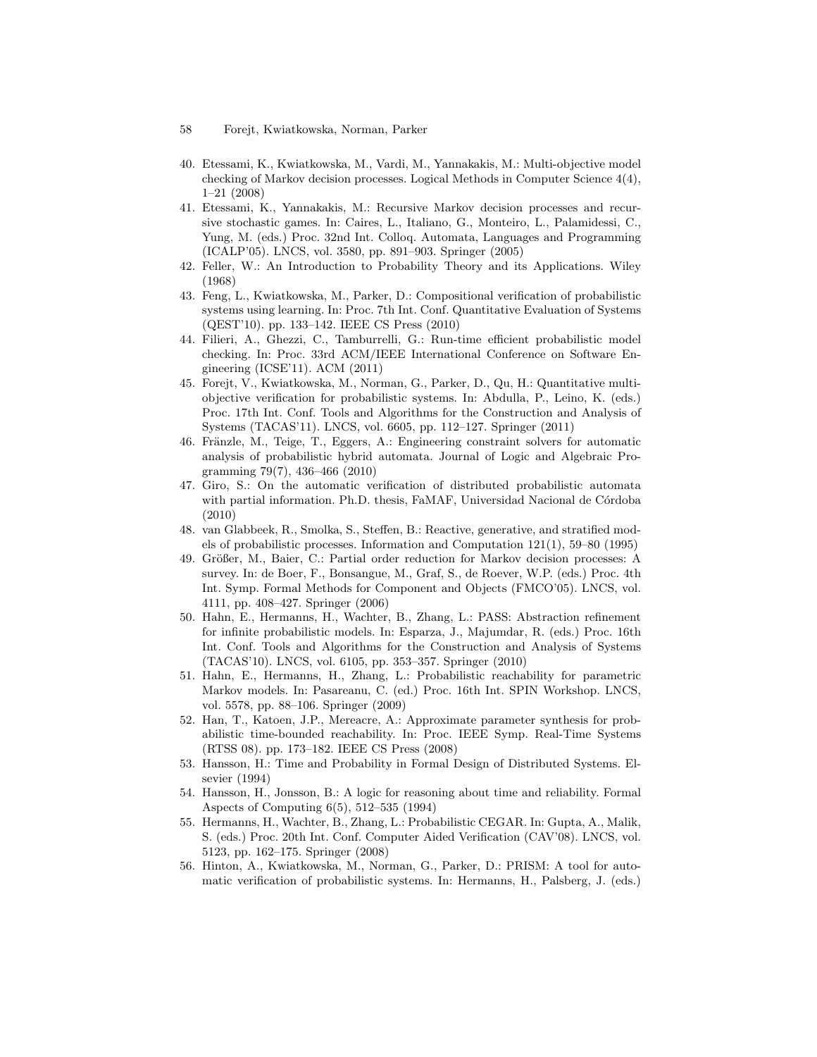40. Etessami, K., Kwiatkowska, M., Vardi, M., Yannakakis, M.: Multi-objective model checking of Markov decision processes. Logical Methods in Computer Science 4(4), 1–21 (2008)
41. Etessami, K., Yannakakis, M.: Recursive Markov decision processes and recursive stochastic games. In: Caires, L., Italiano, G., Monteiro, L., Palamidessi, C., Yung, M. (eds.) Proc. 32nd Int. Colloq. Automata, Languages and Programming (ICALP'05). LNCS, vol. 3580, pp. 891–903. Springer (2005)
42. Feller, W.: An Introduction to Probability Theory and its Applications. Wiley (1968)
43. Feng, L., Kwiatkowska, M., Parker, D.: Compositional verification of probabilistic systems using learning. In: Proc. 7th Int. Conf. Quantitative Evaluation of Systems (QEST'10). pp. 133–142. IEEE CS Press (2010)
44. Filieri, A., Ghezzi, C., Tamburrelli, G.: Run-time efficient probabilistic model checking. In: Proc. 33rd ACM/IEEE International Conference on Software Engineering (ICSE'11). ACM (2011)
45. Forejt, V., Kwiatkowska, M., Norman, G., Parker, D., Qu, H.: Quantitative multi-objective verification for probabilistic systems. In: Abdulla, P., Leino, K. (eds.) Proc. 17th Int. Conf. Tools and Algorithms for the Construction and Analysis of Systems (TACAS'11). LNCS, vol. 6605, pp. 112–127. Springer (2011)
46. Fränzle, M., Teige, T., Eggers, A.: Engineering constraint solvers for automatic analysis of probabilistic hybrid automata. Journal of Logic and Algebraic Programming 79(7), 436–466 (2010)
47. Giro, S.: On the automatic verification of distributed probabilistic automata with partial information. Ph.D. thesis, FaMAF, Universidad Nacional de Córdoba (2010)
48. van Glabbeek, R., Smolka, S., Steffen, B.: Reactive, generative, and stratified models of probabilistic processes. Information and Computation 121(1), 59–80 (1995)
49. Größer, M., Baier, C.: Partial order reduction for Markov decision processes: A survey. In: de Boer, F., Bonsangue, M., Graf, S., de Roever, W.P. (eds.) Proc. 4th Int. Symp. Formal Methods for Component and Objects (FMCO'05). LNCS, vol. 4111, pp. 408–427. Springer (2006)
50. Hahn, E., Hermanns, H., Wachter, B., Zhang, L.: PASS: Abstraction refinement for infinite probabilistic models. In: Esparza, J., Majumdar, R. (eds.) Proc. 16th Int. Conf. Tools and Algorithms for the Construction and Analysis of Systems (TACAS'10). LNCS, vol. 6105, pp. 353–357. Springer (2010)
51. Hahn, E., Hermanns, H., Zhang, L.: Probabilistic reachability for parametric Markov models. In: Pasareanu, C. (ed.) Proc. 16th Int. SPIN Workshop. LNCS, vol. 5578, pp. 88–106. Springer (2009)
52. Han, T., Katoen, J.P., Mereacre, A.: Approximate parameter synthesis for probabilistic time-bounded reachability. In: Proc. IEEE Symp. Real-Time Systems (RTSS 08). pp. 173–182. IEEE CS Press (2008)
53. Hansson, H.: Time and Probability in Formal Design of Distributed Systems. Elsevier (1994)
54. Hansson, H., Jonsson, B.: A logic for reasoning about time and reliability. Formal Aspects of Computing 6(5), 512–535 (1994)
55. Hermanns, H., Wachter, B., Zhang, L.: Probabilistic CEGAR. In: Gupta, A., Malik, S. (eds.) Proc. 20th Int. Conf. Computer Aided Verification (CAV'08). LNCS, vol. 5123, pp. 162–175. Springer (2008)
56. Hinton, A., Kwiatkowska, M., Norman, G., Parker, D.: PRISM: A tool for automatic verification of probabilistic systems. In: Hermanns, H., Palsberg, J. (eds.)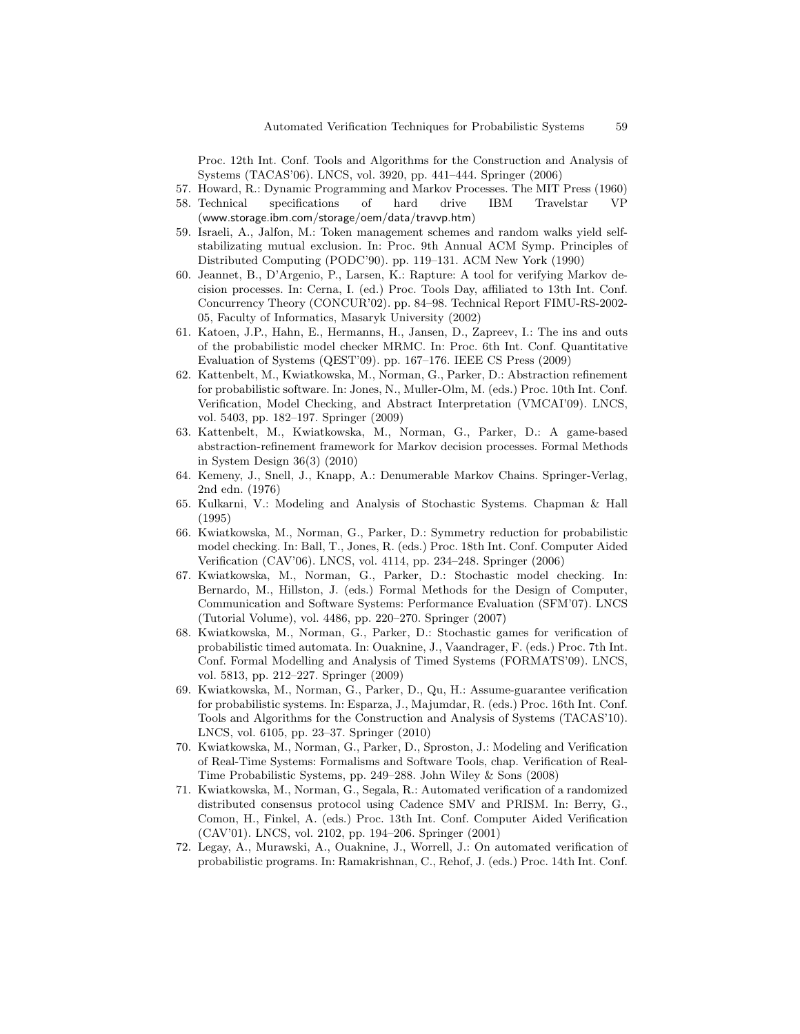Proc. 12th Int. Conf. Tools and Algorithms for the Construction and Analysis of Systems (TACAS'06). LNCS, vol. 3920, pp. 441–444. Springer (2006)

57. Howard, R.: Dynamic Programming and Markov Processes. The MIT Press (1960)
58. Technical specifications of hard drive IBM Travelstar VP (www.storage.ibm.com/storage/oem/data/travvp.htm)
59. Israeli, A., Jalfon, M.: Token management schemes and random walks yield self-stabilizating mutual exclusion. In: Proc. 9th Annual ACM Symp. Principles of Distributed Computing (PODC'90). pp. 119–131. ACM New York (1990)
60. Jeannet, B., D'Argenio, P., Larsen, K.: Rapture: A tool for verifying Markov decision processes. In: Cerna, I. (ed.) Proc. Tools Day, affiliated to 13th Int. Conf. Concurrency Theory (CONCUR'02). pp. 84–98. Technical Report FIMU-RS-2002-05, Faculty of Informatics, Masaryk University (2002)
61. Katoen, J.P., Hahn, E., Hermanns, H., Jansen, D., Zapreev, I.: The ins and outs of the probabilistic model checker MRMC. In: Proc. 6th Int. Conf. Quantitative Evaluation of Systems (QEST'09). pp. 167–176. IEEE CS Press (2009)
62. Kattenbelt, M., Kwiatkowska, M., Norman, G., Parker, D.: Abstraction refinement for probabilistic software. In: Jones, N., Muller-Olm, M. (eds.) Proc. 10th Int. Conf. Verification, Model Checking, and Abstract Interpretation (VMCAI'09). LNCS, vol. 5403, pp. 182–197. Springer (2009)
63. Kattenbelt, M., Kwiatkowska, M., Norman, G., Parker, D.: A game-based abstraction-refinement framework for Markov decision processes. Formal Methods in System Design 36(3) (2010)
64. Kemeny, J., Snell, J., Knapp, A.: Denumerable Markov Chains. Springer-Verlag, 2nd edn. (1976)
65. Kulkarni, V.: Modeling and Analysis of Stochastic Systems. Chapman & Hall (1995)
66. Kwiatkowska, M., Norman, G., Parker, D.: Symmetry reduction for probabilistic model checking. In: Ball, T., Jones, R. (eds.) Proc. 18th Int. Conf. Computer Aided Verification (CAV'06). LNCS, vol. 4114, pp. 234–248. Springer (2006)
67. Kwiatkowska, M., Norman, G., Parker, D.: Stochastic model checking. In: Bernardo, M., Hillston, J. (eds.) Formal Methods for the Design of Computer, Communication and Software Systems: Performance Evaluation (SFM'07). LNCS (Tutorial Volume), vol. 4486, pp. 220–270. Springer (2007)
68. Kwiatkowska, M., Norman, G., Parker, D.: Stochastic games for verification of probabilistic timed automata. In: Ouaknine, J., Vaandrager, F. (eds.) Proc. 7th Int. Conf. Formal Modelling and Analysis of Timed Systems (FORMATS'09). LNCS, vol. 5813, pp. 212–227. Springer (2009)
69. Kwiatkowska, M., Norman, G., Parker, D., Qu, H.: Assume-guarantee verification for probabilistic systems. In: Esparza, J., Majumdar, R. (eds.) Proc. 16th Int. Conf. Tools and Algorithms for the Construction and Analysis of Systems (TACAS'10). LNCS, vol. 6105, pp. 23–37. Springer (2010)
70. Kwiatkowska, M., Norman, G., Parker, D., Sproston, J.: Modeling and Verification of Real-Time Systems: Formalisms and Software Tools, chap. Verification of Real-Time Probabilistic Systems, pp. 249–288. John Wiley & Sons (2008)
71. Kwiatkowska, M., Norman, G., Segala, R.: Automated verification of a randomized distributed consensus protocol using Cadence SMV and PRISM. In: Berry, G., Comon, H., Finkel, A. (eds.) Proc. 13th Int. Conf. Computer Aided Verification (CAV'01). LNCS, vol. 2102, pp. 194–206. Springer (2001)
72. Legay, A., Murawski, A., Ouaknine, J., Worrell, J.: On automated verification of probabilistic programs. In: Ramakrishnan, C., Rehof, J. (eds.) Proc. 14th Int. Conf.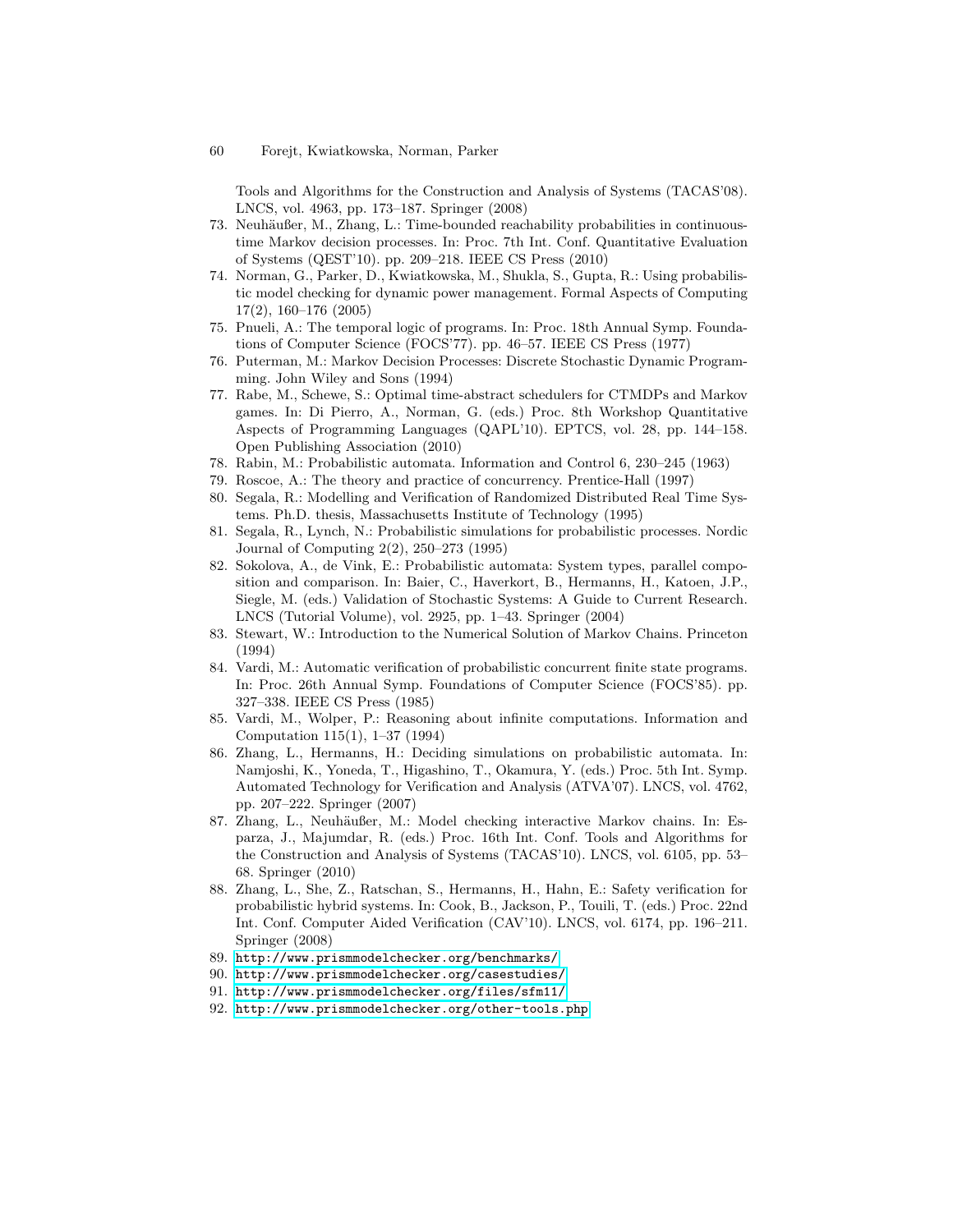Tools and Algorithms for the Construction and Analysis of Systems (TACAS'08). LNCS, vol. 4963, pp. 173–187. Springer (2008)

73. Neuhäußer, M., Zhang, L.: Time-bounded reachability probabilities in continuous-time Markov decision processes. In: Proc. 7th Int. Conf. Quantitative Evaluation of Systems (QEST'10). pp. 209–218. IEEE CS Press (2010)
74. Norman, G., Parker, D., Kwiatkowska, M., Shukla, S., Gupta, R.: Using probabilistic model checking for dynamic power management. Formal Aspects of Computing 17(2), 160–176 (2005)
75. Pnueli, A.: The temporal logic of programs. In: Proc. 18th Annual Symp. Foundations of Computer Science (FOCS'77). pp. 46–57. IEEE CS Press (1977)
76. Puterman, M.: Markov Decision Processes: Discrete Stochastic Dynamic Programming. John Wiley and Sons (1994)
77. Rabe, M., Schewe, S.: Optimal time-abstract schedulers for CTMDPs and Markov games. In: Di Pierro, A., Norman, G. (eds.) Proc. 8th Workshop Quantitative Aspects of Programming Languages (QAPL'10). EPTCS, vol. 28, pp. 144–158. Open Publishing Association (2010)
78. Rabin, M.: Probabilistic automata. Information and Control 6, 230–245 (1963)
79. Roscoe, A.: The theory and practice of concurrency. Prentice-Hall (1997)
80. Segala, R.: Modelling and Verification of Randomized Distributed Real Time Systems. Ph.D. thesis, Massachusetts Institute of Technology (1995)
81. Segala, R., Lynch, N.: Probabilistic simulations for probabilistic processes. Nordic Journal of Computing 2(2), 250–273 (1995)
82. Sokolova, A., de Vink, E.: Probabilistic automata: System types, parallel composition and comparison. In: Baier, C., Haverkort, B., Hermanns, H., Katoen, J.P., Siegle, M. (eds.) Validation of Stochastic Systems: A Guide to Current Research. LNCS (Tutorial Volume), vol. 2925, pp. 1–43. Springer (2004)
83. Stewart, W.: Introduction to the Numerical Solution of Markov Chains. Princeton (1994)
84. Vardi, M.: Automatic verification of probabilistic concurrent finite state programs. In: Proc. 26th Annual Symp. Foundations of Computer Science (FOCS'85). pp. 327–338. IEEE CS Press (1985)
85. Vardi, M., Wolper, P.: Reasoning about infinite computations. Information and Computation 115(1), 1–37 (1994)
86. Zhang, L., Hermanns, H.: Deciding simulations on probabilistic automata. In: Namjoshi, K., Yoneda, T., Higashino, T., Okamura, Y. (eds.) Proc. 5th Int. Symp. Automated Technology for Verification and Analysis (ATVA'07). LNCS, vol. 4762, pp. 207–222. Springer (2007)
87. Zhang, L., Neuhäußer, M.: Model checking interactive Markov chains. In: Esparza, J., Majumdar, R. (eds.) Proc. 16th Int. Conf. Tools and Algorithms for the Construction and Analysis of Systems (TACAS'10). LNCS, vol. 6105, pp. 53–68. Springer (2010)
88. Zhang, L., She, Z., Ratschan, S., Hermanns, H., Hahn, E.: Safety verification for probabilistic hybrid systems. In: Cook, B., Jackson, P., Touili, T. (eds.) Proc. 22nd Int. Conf. Computer Aided Verification (CAV'10). LNCS, vol. 6174, pp. 196–211. Springer (2008)
89. http://www.prismmodelchecker.org/benchmarks/
90. http://www.prismmodelchecker.org/casestudies/
91. http://www.prismmodelchecker.org/files/sfm11/
92. http://www.prismmodelchecker.org/other-tools.php